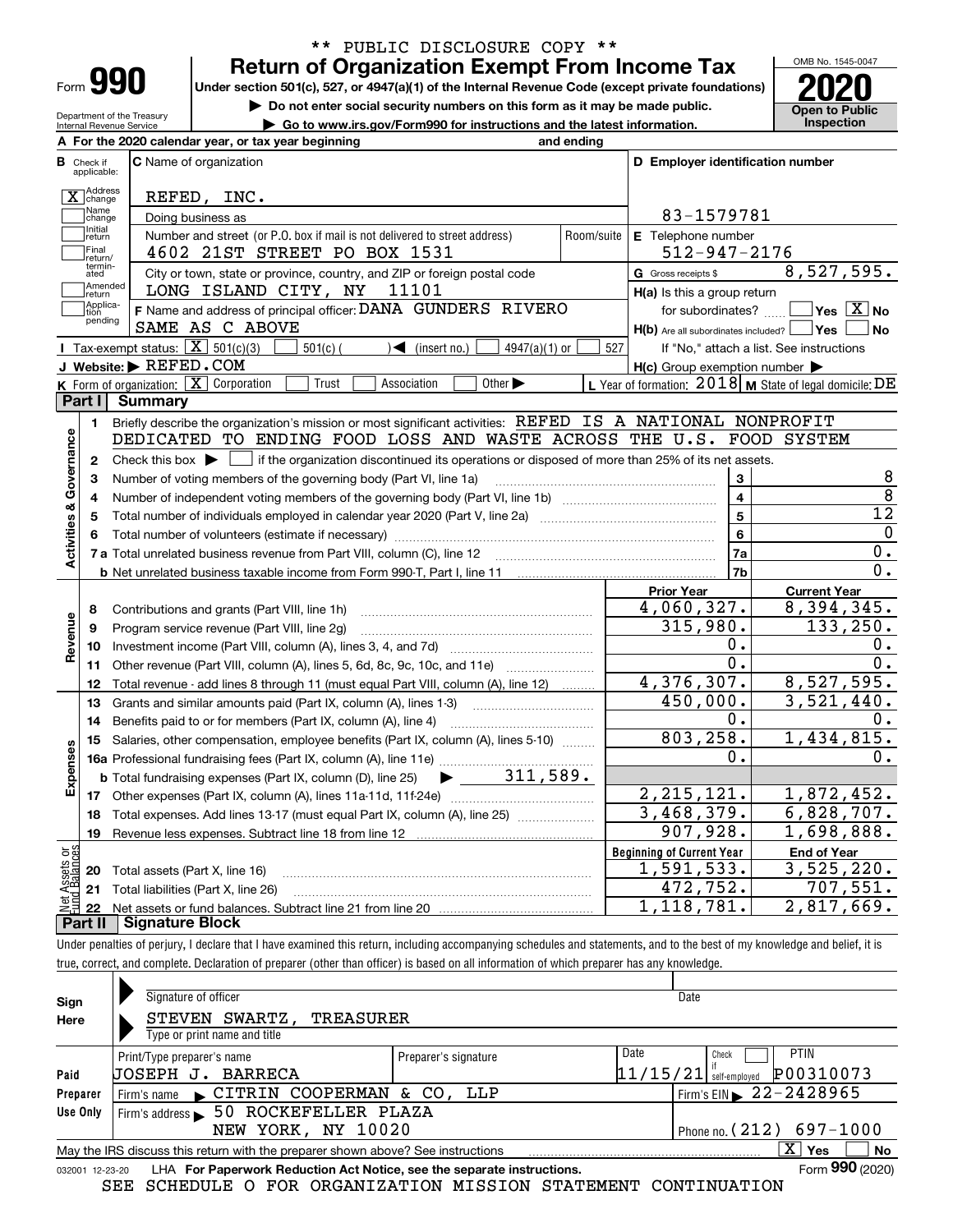** PUBLIC DISCLOSURE COPY **

Form **990**

# Return of Organization Exempt From Income Tax

Under section 501(c), 527, or 4947(a)(1) of the Internal Revenue Code (except private foundations)

▶ Do not enter social security numbers on this form as it may be made public.

▶ Go to www.irs.gov/Form990 for instructions and the latest information.

Department of the Treasury
Internal Revenue Service

OMB No. 1545-0047

**2020**

**Open to Public Inspection**

**A** For the 2020 calendar year, or tax year beginning and ending

**B** Check if applicable:
- [X] Address change
- [ ] Name change
- [ ] Initial return
- [ ] Final return/terminated
- [ ] Amended return
- [ ] Application pending

**C** Name of organization: REFED, INC.

Doing business as

Number and street (or P.O. box if mail is not delivered to street address): 4602 21ST STREET PO BOX 1531 — Room/suite

City or town, state or province, country, and ZIP or foreign postal code: LONG ISLAND CITY, NY 11101

**F** Name and address of principal officer: DANA GUNDERS RIVERO, SAME AS C ABOVE

**D** Employer identification number: 83-1579781

**E** Telephone number: 512-947-2176

**G** Gross receipts $ 8,527,595.

**H(a)** Is this a group return for subordinates? [ ] Yes [X] No

**H(b)** Are all subordinates included? [ ] Yes [ ] No — If "No," attach a list. See instructions

**H(c)** Group exemption number ▶

**I** Tax-exempt status: [X] 501(c)(3) [ ] 501(c) ( ) ◀ (insert no.) [ ] 4947(a)(1) or [ ] 527

**J** Website: ▶ REFED.COM

**K** Form of organization: [X] Corporation [ ] Trust [ ] Association [ ] Other ▶

**L** Year of formation: 2018 **M** State of legal domicile: DE

## Part I Summary

**Activities & Governance**

1. Briefly describe the organization's mission or most significant activities: REFED IS A NATIONAL NONPROFIT DEDICATED TO ENDING FOOD LOSS AND WASTE ACROSS THE U.S. FOOD SYSTEM
2. Check this box ▶ [ ] if the organization discontinued its operations or disposed of more than 25% of its net assets.

| | | Line | Value |
|---|---|---|---|
| 3 | Number of voting members of the governing body (Part VI, line 1a) | 3 | 8 |
| 4 | Number of independent voting members of the governing body (Part VI, line 1b) | 4 | 8 |
| 5 | Total number of individuals employed in calendar year 2020 (Part V, line 2a) | 5 | 12 |
| 6 | Total number of volunteers (estimate if necessary) | 6 | 0 |
| 7a | Total unrelated business revenue from Part VIII, column (C), line 12 | 7a | 0. |
| b | Net unrelated business taxable income from Form 990-T, Part I, line 11 | 7b | 0. |

| | | Prior Year | Current Year |
|---|---|---|---|
| **Revenue** | | | |
| 8 | Contributions and grants (Part VIII, line 1h) | 4,060,327. | 8,394,345. |
| 9 | Program service revenue (Part VIII, line 2g) | 315,980. | 133,250. |
| 10 | Investment income (Part VIII, column (A), lines 3, 4, and 7d) | 0. | 0. |
| 11 | Other revenue (Part VIII, column (A), lines 5, 6d, 8c, 9c, 10c, and 11e) | 0. | 0. |
| 12 | Total revenue - add lines 8 through 11 (must equal Part VIII, column (A), line 12) | 4,376,307. | 8,527,595. |
| **Expenses** | | | |
| 13 | Grants and similar amounts paid (Part IX, column (A), lines 1-3) | 450,000. | 3,521,440. |
| 14 | Benefits paid to or for members (Part IX, column (A), line 4) | 0. | 0. |
| 15 | Salaries, other compensation, employee benefits (Part IX, column (A), lines 5-10) | 803,258. | 1,434,815. |
| 16a | Professional fundraising fees (Part IX, column (A), line 11e) | 0. | 0. |
| b | Total fundraising expenses (Part IX, column (D), line 25) ▶ 311,589. | | |
| 17 | Other expenses (Part IX, column (A), lines 11a-11d, 11f-24e) | 2,215,121. | 1,872,452. |
| 18 | Total expenses. Add lines 13-17 (must equal Part IX, column (A), line 25) | 3,468,379. | 6,828,707. |
| 19 | Revenue less expenses. Subtract line 18 from line 12 | 907,928. | 1,698,888. |

| **Net Assets or Fund Balances** | | Beginning of Current Year | End of Year |
|---|---|---|---|
| 20 | Total assets (Part X, line 16) | 1,591,533. | 3,525,220. |
| 21 | Total liabilities (Part X, line 26) | 472,752. | 707,551. |
| 22 | Net assets or fund balances. Subtract line 21 from line 20 | 1,118,781. | 2,817,669. |

## Part II Signature Block

Under penalties of perjury, I declare that I have examined this return, including accompanying schedules and statements, and to the best of my knowledge and belief, it is true, correct, and complete. Declaration of preparer (other than officer) is based on all information of which preparer has any knowledge.

**Sign Here**

Signature of officer — Date

STEVEN SWARTZ, TREASURER

Type or print name and title

**Paid Preparer Use Only**

| Print/Type preparer's name | Preparer's signature | Date | Check if self-employed | PTIN |
|---|---|---|---|---|
| JOSEPH J. BARRECA | | 11/15/21 | [ ] | P00310073 |

Firm's name ▶ CITRIN COOPERMAN & CO, LLP — Firm's EIN ▶ 22-2428965

Firm's address ▶ 50 ROCKEFELLER PLAZA, NEW YORK, NY 10020 — Phone no. (212) 697-1000

May the IRS discuss this return with the preparer shown above? See instructions [X] Yes [ ] No

032001 12-23-20 LHA For Paperwork Reduction Act Notice, see the separate instructions. Form **990** (2020)

SEE SCHEDULE O FOR ORGANIZATION MISSION STATEMENT CONTINUATION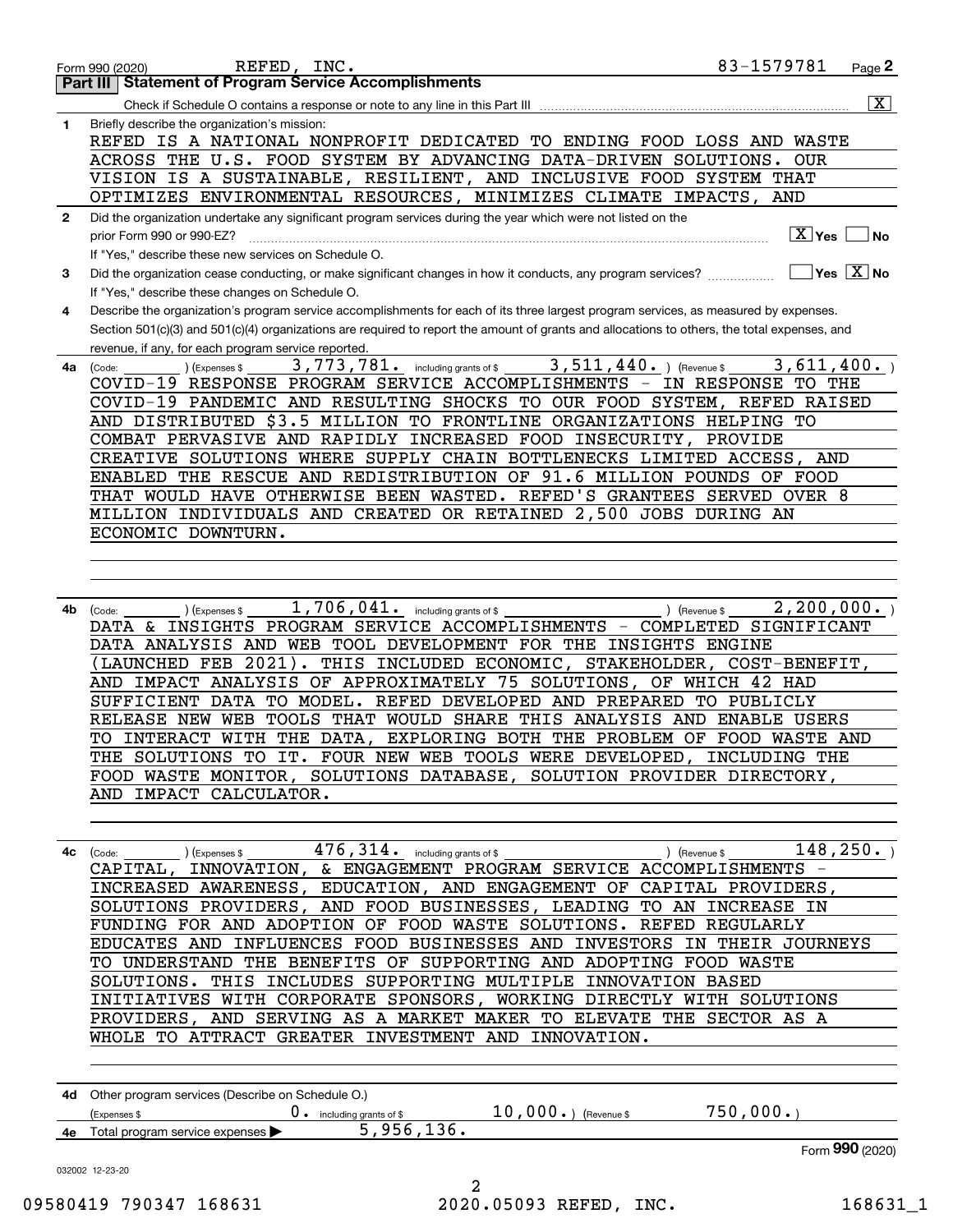Form 990 (2020) REFED, INC. 83-1579781 Page **2**

## Part III Statement of Program Service Accomplishments

Check if Schedule O contains a response or note to any line in this Part III ..... [X]

**1** Briefly describe the organization's mission:

REFED IS A NATIONAL NONPROFIT DEDICATED TO ENDING FOOD LOSS AND WASTE ACROSS THE U.S. FOOD SYSTEM BY ADVANCING DATA-DRIVEN SOLUTIONS. OUR VISION IS A SUSTAINABLE, RESILIENT, AND INCLUSIVE FOOD SYSTEM THAT OPTIMIZES ENVIRONMENTAL RESOURCES, MINIMIZES CLIMATE IMPACTS, AND

**2** Did the organization undertake any significant program services during the year which were not listed on the prior Form 990 or 990-EZ? ..... [X] Yes [ ] No

If "Yes," describe these new services on Schedule O.

**3** Did the organization cease conducting, or make significant changes in how it conducts, any program services? ..... [ ] Yes [X] No

If "Yes," describe these changes on Schedule O.

**4** Describe the organization's program service accomplishments for each of its three largest program services, as measured by expenses. Section 501(c)(3) and 501(c)(4) organizations are required to report the amount of grants and allocations to others, the total expenses, and revenue, if any, for each program service reported.

**4a** (Code: ) (Expenses $ 3,773,781. including grants of $ 3,511,440. ) (Revenue $ 3,611,400. )

COVID-19 RESPONSE PROGRAM SERVICE ACCOMPLISHMENTS - IN RESPONSE TO THE COVID-19 PANDEMIC AND RESULTING SHOCKS TO OUR FOOD SYSTEM, REFED RAISED AND DISTRIBUTED $3.5 MILLION TO FRONTLINE ORGANIZATIONS HELPING TO COMBAT PERVASIVE AND RAPIDLY INCREASED FOOD INSECURITY, PROVIDE CREATIVE SOLUTIONS WHERE SUPPLY CHAIN BOTTLENECKS LIMITED ACCESS, AND ENABLED THE RESCUE AND REDISTRIBUTION OF 91.6 MILLION POUNDS OF FOOD THAT WOULD HAVE OTHERWISE BEEN WASTED. REFED'S GRANTEES SERVED OVER 8 MILLION INDIVIDUALS AND CREATED OR RETAINED 2,500 JOBS DURING AN ECONOMIC DOWNTURN.

**4b** (Code: ) (Expenses $ 1,706,041. including grants of $ ) (Revenue $ 2,200,000. )

DATA & INSIGHTS PROGRAM SERVICE ACCOMPLISHMENTS - COMPLETED SIGNIFICANT DATA ANALYSIS AND WEB TOOL DEVELOPMENT FOR THE INSIGHTS ENGINE (LAUNCHED FEB 2021). THIS INCLUDED ECONOMIC, STAKEHOLDER, COST-BENEFIT, AND IMPACT ANALYSIS OF APPROXIMATELY 75 SOLUTIONS, OF WHICH 42 HAD SUFFICIENT DATA TO MODEL. REFED DEVELOPED AND PREPARED TO PUBLICLY RELEASE NEW WEB TOOLS THAT WOULD SHARE THIS ANALYSIS AND ENABLE USERS TO INTERACT WITH THE DATA, EXPLORING BOTH THE PROBLEM OF FOOD WASTE AND THE SOLUTIONS TO IT. FOUR NEW WEB TOOLS WERE DEVELOPED, INCLUDING THE FOOD WASTE MONITOR, SOLUTIONS DATABASE, SOLUTION PROVIDER DIRECTORY, AND IMPACT CALCULATOR.

**4c** (Code: ) (Expenses $ 476,314. including grants of $ ) (Revenue $ 148,250. )

CAPITAL, INNOVATION, & ENGAGEMENT PROGRAM SERVICE ACCOMPLISHMENTS - INCREASED AWARENESS, EDUCATION, AND ENGAGEMENT OF CAPITAL PROVIDERS, SOLUTIONS PROVIDERS, AND FOOD BUSINESSES, LEADING TO AN INCREASE IN FUNDING FOR AND ADOPTION OF FOOD WASTE SOLUTIONS. REFED REGULARLY EDUCATES AND INFLUENCES FOOD BUSINESSES AND INVESTORS IN THEIR JOURNEYS TO UNDERSTAND THE BENEFITS OF SUPPORTING AND ADOPTING FOOD WASTE SOLUTIONS. THIS INCLUDES SUPPORTING MULTIPLE INNOVATION BASED INITIATIVES WITH CORPORATE SPONSORS, WORKING DIRECTLY WITH SOLUTIONS PROVIDERS, AND SERVING AS A MARKET MAKER TO ELEVATE THE SECTOR AS A WHOLE TO ATTRACT GREATER INVESTMENT AND INNOVATION.

**4d** Other program services (Describe on Schedule O.)

(Expenses $ 0. including grants of $ 10,000. ) (Revenue $ 750,000. )

**4e** Total program service expenses ▶ 5,956,136.

Form **990** (2020)

032002 12-23-20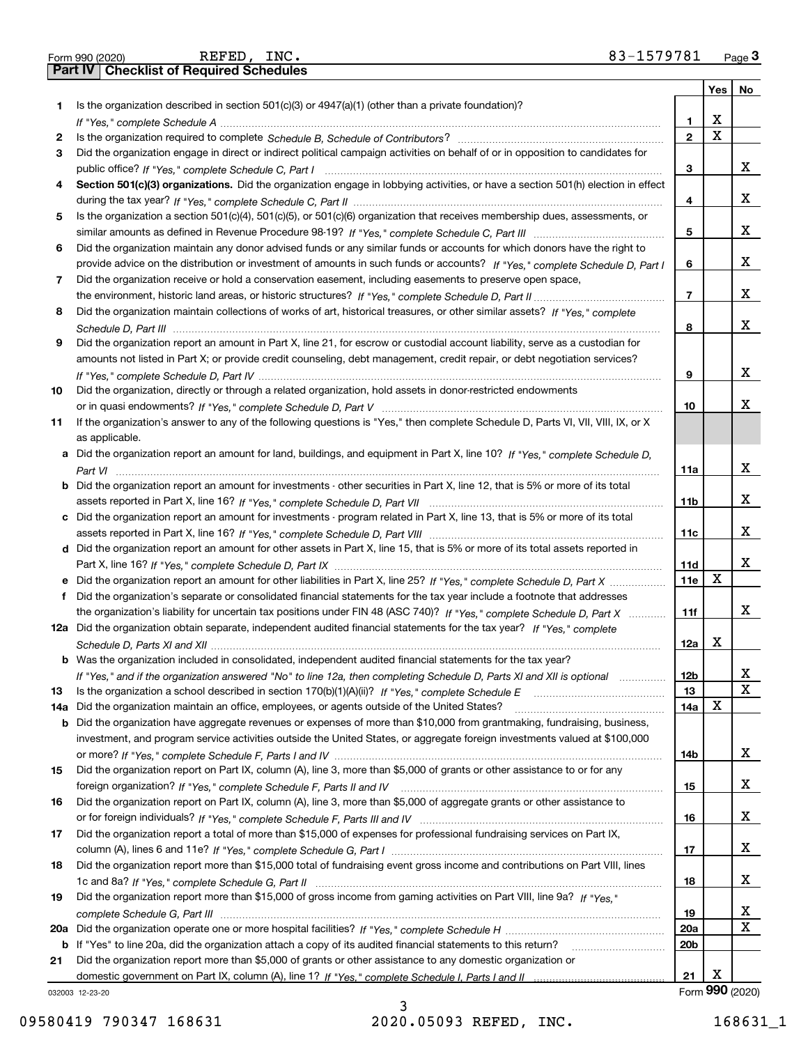Form 990 (2020) REFED, INC. 83-1579781 Page 3

## Part IV Checklist of Required Schedules

| | | | Yes | No |
|---|---|---|---|---|
| 1 | Is the organization described in section 501(c)(3) or 4947(a)(1) (other than a private foundation)? *If "Yes," complete Schedule A* | 1 | X | |
| 2 | Is the organization required to complete *Schedule B, Schedule of Contributors*? | 2 | X | |
| 3 | Did the organization engage in direct or indirect political campaign activities on behalf of or in opposition to candidates for public office? *If "Yes," complete Schedule C, Part I* | 3 | | X |
| 4 | **Section 501(c)(3) organizations.** Did the organization engage in lobbying activities, or have a section 501(h) election in effect during the tax year? *If "Yes," complete Schedule C, Part II* | 4 | | X |
| 5 | Is the organization a section 501(c)(4), 501(c)(5), or 501(c)(6) organization that receives membership dues, assessments, or similar amounts as defined in Revenue Procedure 98-19? *If "Yes," complete Schedule C, Part III* | 5 | | X |
| 6 | Did the organization maintain any donor advised funds or any similar funds or accounts for which donors have the right to provide advice on the distribution or investment of amounts in such funds or accounts? *If "Yes," complete Schedule D, Part I* | 6 | | X |
| 7 | Did the organization receive or hold a conservation easement, including easements to preserve open space, the environment, historic land areas, or historic structures? *If "Yes," complete Schedule D, Part II* | 7 | | X |
| 8 | Did the organization maintain collections of works of art, historical treasures, or other similar assets? *If "Yes," complete Schedule D, Part III* | 8 | | X |
| 9 | Did the organization report an amount in Part X, line 21, for escrow or custodial account liability, serve as a custodian for amounts not listed in Part X; or provide credit counseling, debt management, credit repair, or debt negotiation services? *If "Yes," complete Schedule D, Part IV* | 9 | | X |
| 10 | Did the organization, directly or through a related organization, hold assets in donor-restricted endowments or in quasi endowments? *If "Yes," complete Schedule D, Part V* | 10 | | X |
| 11 | If the organization's answer to any of the following questions is "Yes," then complete Schedule D, Parts VI, VII, VIII, IX, or X as applicable. | | | |
| a | Did the organization report an amount for land, buildings, and equipment in Part X, line 10? *If "Yes," complete Schedule D, Part VI* | 11a | | X |
| b | Did the organization report an amount for investments - other securities in Part X, line 12, that is 5% or more of its total assets reported in Part X, line 16? *If "Yes," complete Schedule D, Part VII* | 11b | | X |
| c | Did the organization report an amount for investments - program related in Part X, line 13, that is 5% or more of its total assets reported in Part X, line 16? *If "Yes," complete Schedule D, Part VIII* | 11c | | X |
| d | Did the organization report an amount for other assets in Part X, line 15, that is 5% or more of its total assets reported in Part X, line 16? *If "Yes," complete Schedule D, Part IX* | 11d | | X |
| e | Did the organization report an amount for other liabilities in Part X, line 25? *If "Yes," complete Schedule D, Part X* | 11e | X | |
| f | Did the organization's separate or consolidated financial statements for the tax year include a footnote that addresses the organization's liability for uncertain tax positions under FIN 48 (ASC 740)? *If "Yes," complete Schedule D, Part X* | 11f | | X |
| 12a | Did the organization obtain separate, independent audited financial statements for the tax year? *If "Yes," complete Schedule D, Parts XI and XII* | 12a | X | |
| b | Was the organization included in consolidated, independent audited financial statements for the tax year? *If "Yes," and if the organization answered "No" to line 12a, then completing Schedule D, Parts XI and XII is optional* | 12b | | X |
| 13 | Is the organization a school described in section 170(b)(1)(A)(ii)? *If "Yes," complete Schedule E* | 13 | | X |
| 14a | Did the organization maintain an office, employees, or agents outside of the United States? | 14a | X | |
| b | Did the organization have aggregate revenues or expenses of more than $10,000 from grantmaking, fundraising, business, investment, and program service activities outside the United States, or aggregate foreign investments valued at $100,000 or more? *If "Yes," complete Schedule F, Parts I and IV* | 14b | | X |
| 15 | Did the organization report on Part IX, column (A), line 3, more than $5,000 of grants or other assistance to or for any foreign organization? *If "Yes," complete Schedule F, Parts II and IV* | 15 | | X |
| 16 | Did the organization report on Part IX, column (A), line 3, more than $5,000 of aggregate grants or other assistance to or for foreign individuals? *If "Yes," complete Schedule F, Parts III and IV* | 16 | | X |
| 17 | Did the organization report a total of more than $15,000 of expenses for professional fundraising services on Part IX, column (A), lines 6 and 11e? *If "Yes," complete Schedule G, Part I* | 17 | | X |
| 18 | Did the organization report more than $15,000 total of fundraising event gross income and contributions on Part VIII, lines 1c and 8a? *If "Yes," complete Schedule G, Part II* | 18 | | X |
| 19 | Did the organization report more than $15,000 of gross income from gaming activities on Part VIII, line 9a? *If "Yes," complete Schedule G, Part III* | 19 | | X |
| 20a | Did the organization operate one or more hospital facilities? *If "Yes," complete Schedule H* | 20a | | X |
| b | If "Yes" to line 20a, did the organization attach a copy of its audited financial statements to this return? | 20b | | |
| 21 | Did the organization report more than $5,000 of grants or other assistance to any domestic organization or domestic government on Part IX, column (A), line 1? *If "Yes," complete Schedule I, Parts I and II* | 21 | X | |

032003 12-23-20 Form **990** (2020)

09580419 790347 168631 2020.05093 REFED, INC. 168631_1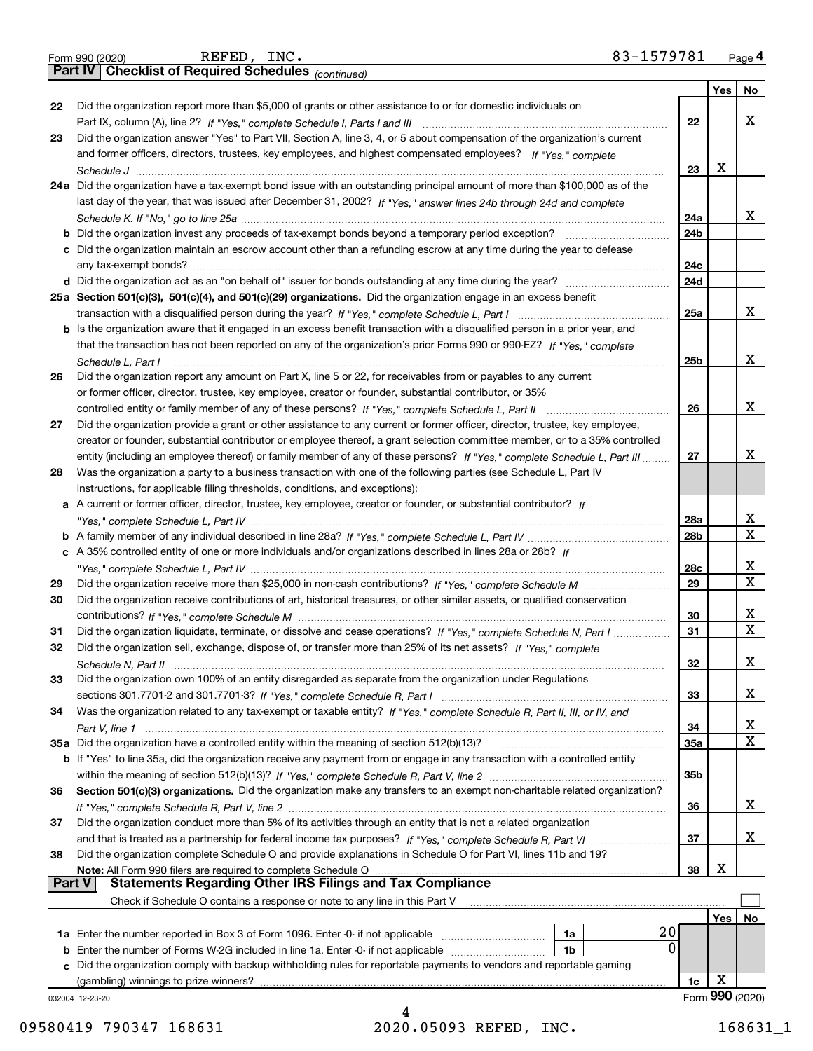Form 990 (2020) REFED, INC. 83-1579781 Page **4**

**Part IV Checklist of Required Schedules** *(continued)*

| | | | Yes | No |
|---|---|---|---|---|
| **22** | Did the organization report more than $5,000 of grants or other assistance to or for domestic individuals on Part IX, column (A), line 2? *If "Yes," complete Schedule I, Parts I and III* | 22 | | X |
| **23** | Did the organization answer "Yes" to Part VII, Section A, line 3, 4, or 5 about compensation of the organization's current and former officers, directors, trustees, key employees, and highest compensated employees? *If "Yes," complete Schedule J* | 23 | X | |
| **24a** | Did the organization have a tax-exempt bond issue with an outstanding principal amount of more than $100,000 as of the last day of the year, that was issued after December 31, 2002? *If "Yes," answer lines 24b through 24d and complete Schedule K. If "No," go to line 25a* | 24a | | X |
| **b** | Did the organization invest any proceeds of tax-exempt bonds beyond a temporary period exception? | 24b | | |
| **c** | Did the organization maintain an escrow account other than a refunding escrow at any time during the year to defease any tax-exempt bonds? | 24c | | |
| **d** | Did the organization act as an "on behalf of" issuer for bonds outstanding at any time during the year? | 24d | | |
| **25a** | **Section 501(c)(3), 501(c)(4), and 501(c)(29) organizations.** Did the organization engage in an excess benefit transaction with a disqualified person during the year? *If "Yes," complete Schedule L, Part I* | 25a | | X |
| **b** | Is the organization aware that it engaged in an excess benefit transaction with a disqualified person in a prior year, and that the transaction has not been reported on any of the organization's prior Forms 990 or 990-EZ? *If "Yes," complete Schedule L, Part I* | 25b | | X |
| **26** | Did the organization report any amount on Part X, line 5 or 22, for receivables from or payables to any current or former officer, director, trustee, key employee, creator or founder, substantial contributor, or 35% controlled entity or family member of any of these persons? *If "Yes," complete Schedule L, Part II* | 26 | | X |
| **27** | Did the organization provide a grant or other assistance to any current or former officer, director, trustee, key employee, creator or founder, substantial contributor or employee thereof, a grant selection committee member, or to a 35% controlled entity (including an employee thereof) or family member of any of these persons? *If "Yes," complete Schedule L, Part III* | 27 | | X |
| **28** | Was the organization a party to a business transaction with one of the following parties (see Schedule L, Part IV instructions, for applicable filing thresholds, conditions, and exceptions): | | | |
| **a** | A current or former officer, director, trustee, key employee, creator or founder, or substantial contributor? *If "Yes," complete Schedule L, Part IV* | 28a | | X |
| **b** | A family member of any individual described in line 28a? *If "Yes," complete Schedule L, Part IV* | 28b | | X |
| **c** | A 35% controlled entity of one or more individuals and/or organizations described in lines 28a or 28b? *If "Yes," complete Schedule L, Part IV* | 28c | | X |
| **29** | Did the organization receive more than $25,000 in non-cash contributions? *If "Yes," complete Schedule M* | 29 | | X |
| **30** | Did the organization receive contributions of art, historical treasures, or other similar assets, or qualified conservation contributions? *If "Yes," complete Schedule M* | 30 | | X |
| **31** | Did the organization liquidate, terminate, or dissolve and cease operations? *If "Yes," complete Schedule N, Part I* | 31 | | X |
| **32** | Did the organization sell, exchange, dispose of, or transfer more than 25% of its net assets? *If "Yes," complete Schedule N, Part II* | 32 | | X |
| **33** | Did the organization own 100% of an entity disregarded as separate from the organization under Regulations sections 301.7701-2 and 301.7701-3? *If "Yes," complete Schedule R, Part I* | 33 | | X |
| **34** | Was the organization related to any tax-exempt or taxable entity? *If "Yes," complete Schedule R, Part II, III, or IV, and Part V, line 1* | 34 | | X |
| **35a** | Did the organization have a controlled entity within the meaning of section 512(b)(13)? | 35a | | X |
| **b** | If "Yes" to line 35a, did the organization receive any payment from or engage in any transaction with a controlled entity within the meaning of section 512(b)(13)? *If "Yes," complete Schedule R, Part V, line 2* | 35b | | |
| **36** | **Section 501(c)(3) organizations.** Did the organization make any transfers to an exempt non-charitable related organization? *If "Yes," complete Schedule R, Part V, line 2* | 36 | | X |
| **37** | Did the organization conduct more than 5% of its activities through an entity that is not a related organization and that is treated as a partnership for federal income tax purposes? *If "Yes," complete Schedule R, Part VI* | 37 | | X |
| **38** | Did the organization complete Schedule O and provide explanations in Schedule O for Part VI, lines 11b and 19? **Note:** All Form 990 filers are required to complete Schedule O | 38 | X | |

**Part V Statements Regarding Other IRS Filings and Tax Compliance**

Check if Schedule O contains a response or note to any line in this Part V ☐

| | | | | | Yes | No |
|---|---|---|---|---|---|---|
| **1a** | Enter the number reported in Box 3 of Form 1096. Enter -0- if not applicable | 1a | 20 | | | |
| **b** | Enter the number of Forms W-2G included in line 1a. Enter -0- if not applicable | 1b | 0 | | | |
| **c** | Did the organization comply with backup withholding rules for reportable payments to vendors and reportable gaming (gambling) winnings to prize winners? | | | 1c | X | |

032004 12-23-20 Form **990** (2020)

09580419 790347 168631 2020.05093 REFED, INC. 168631_1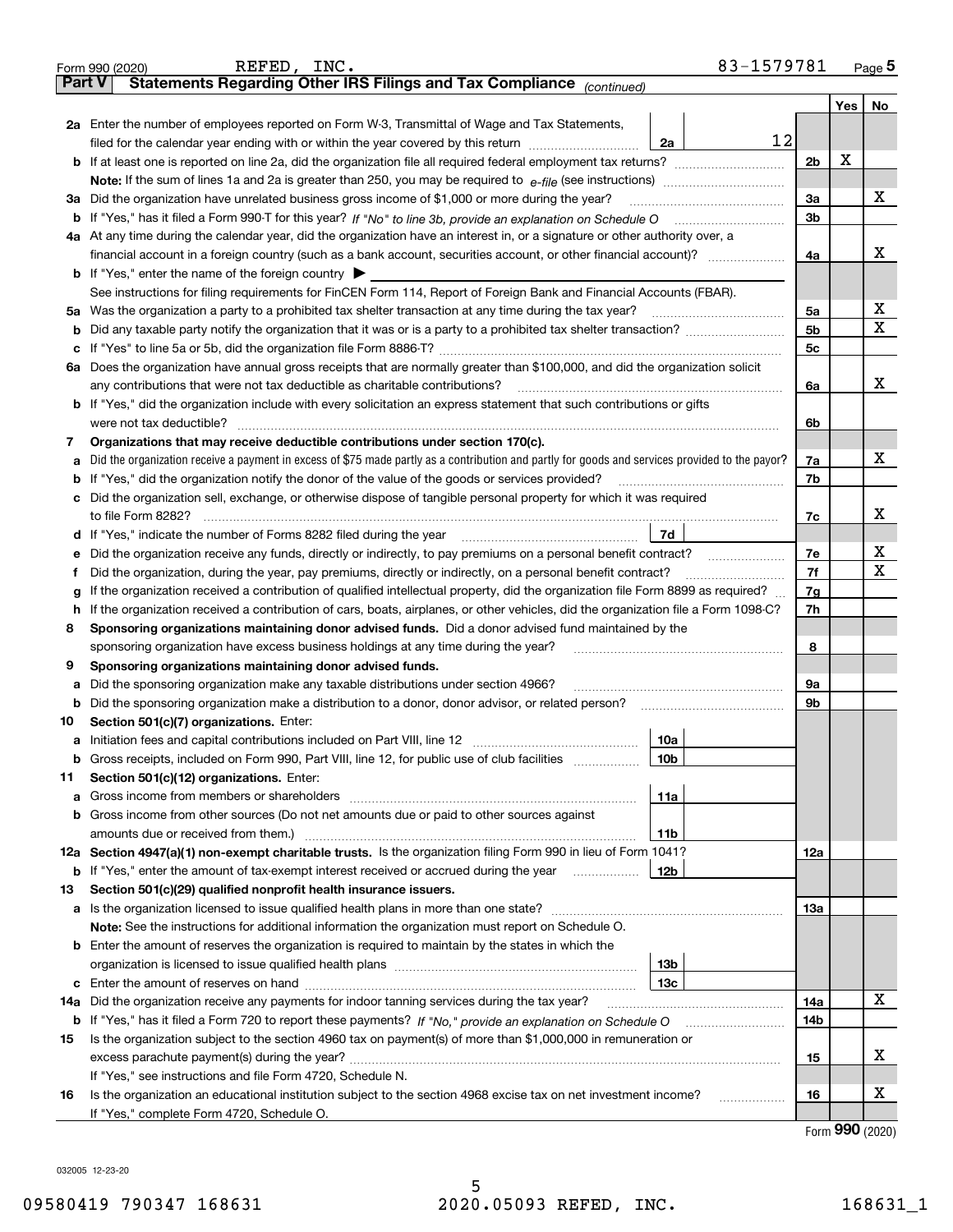Form 990 (2020) REFED, INC. 83-1579781 Page 5

## Part V Statements Regarding Other IRS Filings and Tax Compliance *(continued)*

| | | | | Yes | No |
|---|---|---|---|---|---|
| **2a** | Enter the number of employees reported on Form W-3, Transmittal of Wage and Tax Statements, filed for the calendar year ending with or within the year covered by this return | 2a | 12 | | |
| **b** | If at least one is reported on line 2a, did the organization file all required federal employment tax returns? | | | 2b | X | |
| | **Note:** If the sum of lines 1a and 2a is greater than 250, you may be required to *e-file* (see instructions) | | | | | |
| **3a** | Did the organization have unrelated business gross income of $1,000 or more during the year? | | | 3a | | X |
| **b** | If "Yes," has it filed a Form 990-T for this year? *If "No" to line 3b, provide an explanation on Schedule O* | | | 3b | | |
| **4a** | At any time during the calendar year, did the organization have an interest in, or a signature or other authority over, a financial account in a foreign country (such as a bank account, securities account, or other financial account)? | | | 4a | | X |
| **b** | If "Yes," enter the name of the foreign country ▶ | | | | | |
| | See instructions for filing requirements for FinCEN Form 114, Report of Foreign Bank and Financial Accounts (FBAR). | | | | | |
| **5a** | Was the organization a party to a prohibited tax shelter transaction at any time during the tax year? | | | 5a | | X |
| **b** | Did any taxable party notify the organization that it was or is a party to a prohibited tax shelter transaction? | | | 5b | | X |
| **c** | If "Yes" to line 5a or 5b, did the organization file Form 8886-T? | | | 5c | | |
| **6a** | Does the organization have annual gross receipts that are normally greater than $100,000, and did the organization solicit any contributions that were not tax deductible as charitable contributions? | | | 6a | | X |
| **b** | If "Yes," did the organization include with every solicitation an express statement that such contributions or gifts were not tax deductible? | | | 6b | | |
| **7** | **Organizations that may receive deductible contributions under section 170(c).** | | | | | |
| **a** | Did the organization receive a payment in excess of $75 made partly as a contribution and partly for goods and services provided to the payor? | | | 7a | | X |
| **b** | If "Yes," did the organization notify the donor of the value of the goods or services provided? | | | 7b | | |
| **c** | Did the organization sell, exchange, or otherwise dispose of tangible personal property for which it was required to file Form 8282? | | | 7c | | X |
| **d** | If "Yes," indicate the number of Forms 8282 filed during the year | 7d | | | | |
| **e** | Did the organization receive any funds, directly or indirectly, to pay premiums on a personal benefit contract? | | | 7e | | X |
| **f** | Did the organization, during the year, pay premiums, directly or indirectly, on a personal benefit contract? | | | 7f | | X |
| **g** | If the organization received a contribution of qualified intellectual property, did the organization file Form 8899 as required? | | | 7g | | |
| **h** | If the organization received a contribution of cars, boats, airplanes, or other vehicles, did the organization file a Form 1098-C? | | | 7h | | |
| **8** | **Sponsoring organizations maintaining donor advised funds.** Did a donor advised fund maintained by the sponsoring organization have excess business holdings at any time during the year? | | | 8 | | |
| **9** | **Sponsoring organizations maintaining donor advised funds.** | | | | | |
| **a** | Did the sponsoring organization make any taxable distributions under section 4966? | | | 9a | | |
| **b** | Did the sponsoring organization make a distribution to a donor, donor advisor, or related person? | | | 9b | | |
| **10** | **Section 501(c)(7) organizations.** Enter: | | | | | |
| **a** | Initiation fees and capital contributions included on Part VIII, line 12 | 10a | | | | |
| **b** | Gross receipts, included on Form 990, Part VIII, line 12, for public use of club facilities | 10b | | | | |
| **11** | **Section 501(c)(12) organizations.** Enter: | | | | | |
| **a** | Gross income from members or shareholders | 11a | | | | |
| **b** | Gross income from other sources (Do not net amounts due or paid to other sources against amounts due or received from them.) | 11b | | | | |
| **12a** | **Section 4947(a)(1) non-exempt charitable trusts.** Is the organization filing Form 990 in lieu of Form 1041? | | | 12a | | |
| **b** | If "Yes," enter the amount of tax-exempt interest received or accrued during the year | 12b | | | | |
| **13** | **Section 501(c)(29) qualified nonprofit health insurance issuers.** | | | | | |
| **a** | Is the organization licensed to issue qualified health plans in more than one state? | | | 13a | | |
| | **Note:** See the instructions for additional information the organization must report on Schedule O. | | | | | |
| **b** | Enter the amount of reserves the organization is required to maintain by the states in which the organization is licensed to issue qualified health plans | 13b | | | | |
| **c** | Enter the amount of reserves on hand | 13c | | | | |
| **14a** | Did the organization receive any payments for indoor tanning services during the tax year? | | | 14a | | X |
| **b** | If "Yes," has it filed a Form 720 to report these payments? *If "No," provide an explanation on Schedule O* | | | 14b | | |
| **15** | Is the organization subject to the section 4960 tax on payment(s) of more than $1,000,000 in remuneration or excess parachute payment(s) during the year? | | | 15 | | X |
| | If "Yes," see instructions and file Form 4720, Schedule N. | | | | | |
| **16** | Is the organization an educational institution subject to the section 4968 excise tax on net investment income? | | | 16 | | X |
| | If "Yes," complete Form 4720, Schedule O. | | | | | |

Form **990** (2020)

032005 12-23-20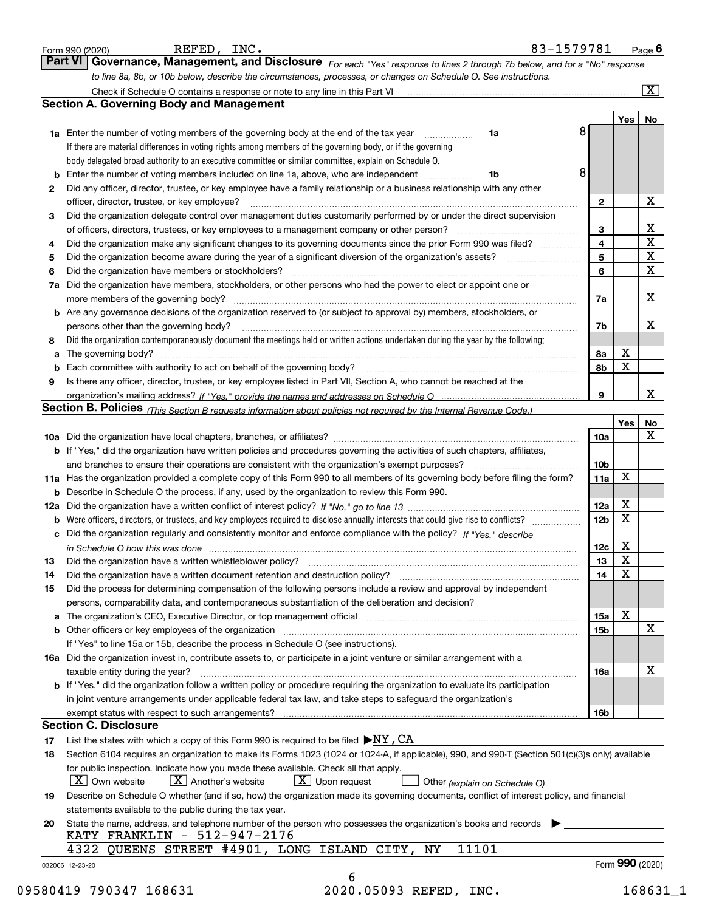Form 990 (2020) REFED, INC. 83-1579781 Page 6

## Part VI Governance, Management, and Disclosure

*For each "Yes" response to lines 2 through 7b below, and for a "No" response to line 8a, 8b, or 10b below, describe the circumstances, processes, or changes on Schedule O. See instructions.*

Check if Schedule O contains a response or note to any line in this Part VI ..... [X]

### Section A. Governing Body and Management

| | | | | Yes | No |
|---|---|---|---|---|---|
| **1a** | Enter the number of voting members of the governing body at the end of the tax year ..... **1a** 8 | | | | |
| | If there are material differences in voting rights among members of the governing body, or if the governing body delegated broad authority to an executive committee or similar committee, explain on Schedule O. | | | | |
| **b** | Enter the number of voting members included on line 1a, above, who are independent ..... **1b** 8 | | | | |
| **2** | Did any officer, director, trustee, or key employee have a family relationship or a business relationship with any other officer, director, trustee, or key employee? | | **2** | | X |
| **3** | Did the organization delegate control over management duties customarily performed by or under the direct supervision of officers, directors, trustees, or key employees to a management company or other person? | | **3** | | X |
| **4** | Did the organization make any significant changes to its governing documents since the prior Form 990 was filed? | | **4** | | X |
| **5** | Did the organization become aware during the year of a significant diversion of the organization's assets? | | **5** | | X |
| **6** | Did the organization have members or stockholders? | | **6** | | X |
| **7a** | Did the organization have members, stockholders, or other persons who had the power to elect or appoint one or more members of the governing body? | | **7a** | | X |
| **b** | Are any governance decisions of the organization reserved to (or subject to approval by) members, stockholders, or persons other than the governing body? | | **7b** | | X |
| **8** | Did the organization contemporaneously document the meetings held or written actions undertaken during the year by the following: | | | | |
| **a** | The governing body? | | **8a** | X | |
| **b** | Each committee with authority to act on behalf of the governing body? | | **8b** | X | |
| **9** | Is there any officer, director, trustee, or key employee listed in Part VII, Section A, who cannot be reached at the organization's mailing address? *If "Yes," provide the names and addresses on Schedule O* | | **9** | | X |

### Section B. Policies *(This Section B requests information about policies not required by the Internal Revenue Code.)*

| | | | Yes | No |
|---|---|---|---|---|
| **10a** | Did the organization have local chapters, branches, or affiliates? | **10a** | | X |
| **b** | If "Yes," did the organization have written policies and procedures governing the activities of such chapters, affiliates, and branches to ensure their operations are consistent with the organization's exempt purposes? | **10b** | | |
| **11a** | Has the organization provided a complete copy of this Form 990 to all members of its governing body before filing the form? | **11a** | X | |
| **b** | Describe in Schedule O the process, if any, used by the organization to review this Form 990. | | | |
| **12a** | Did the organization have a written conflict of interest policy? *If "No," go to line 13* | **12a** | X | |
| **b** | Were officers, directors, or trustees, and key employees required to disclose annually interests that could give rise to conflicts? | **12b** | X | |
| **c** | Did the organization regularly and consistently monitor and enforce compliance with the policy? *If "Yes," describe in Schedule O how this was done* | **12c** | X | |
| **13** | Did the organization have a written whistleblower policy? | **13** | X | |
| **14** | Did the organization have a written document retention and destruction policy? | **14** | X | |
| **15** | Did the process for determining compensation of the following persons include a review and approval by independent persons, comparability data, and contemporaneous substantiation of the deliberation and decision? | | | |
| **a** | The organization's CEO, Executive Director, or top management official | **15a** | X | |
| **b** | Other officers or key employees of the organization | **15b** | | X |
| | If "Yes" to line 15a or 15b, describe the process in Schedule O (see instructions). | | | |
| **16a** | Did the organization invest in, contribute assets to, or participate in a joint venture or similar arrangement with a taxable entity during the year? | **16a** | | X |
| **b** | If "Yes," did the organization follow a written policy or procedure requiring the organization to evaluate its participation in joint venture arrangements under applicable federal tax law, and take steps to safeguard the organization's exempt status with respect to such arrangements? | **16b** | | |

### Section C. Disclosure

**17** List the states with which a copy of this Form 990 is required to be filed ▶NY,CA

**18** Section 6104 requires an organization to make its Forms 1023 (1024 or 1024-A, if applicable), 990, and 990-T (Section 501(c)(3)s only) available for public inspection. Indicate how you made these available. Check all that apply.

[X] Own website [X] Another's website [X] Upon request [ ] Other *(explain on Schedule O)*

**19** Describe on Schedule O whether (and if so, how) the organization made its governing documents, conflict of interest policy, and financial statements available to the public during the tax year.

**20** State the name, address, and telephone number of the person who possesses the organization's books and records ▶

KATY FRANKLIN - 512-947-2176
4322 QUEENS STREET #4901, LONG ISLAND CITY, NY 11101

032006 12-23-20 Form **990** (2020)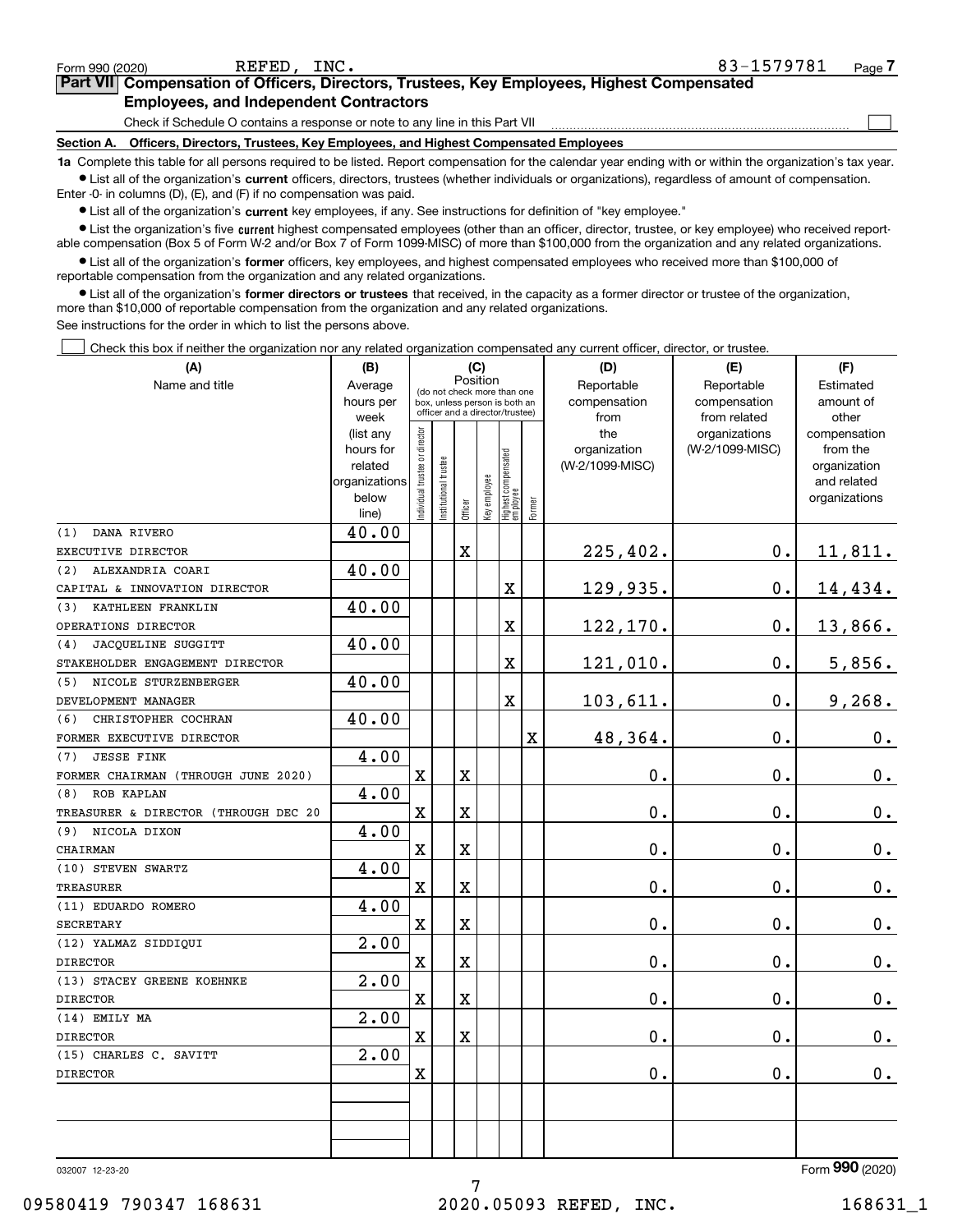Form 990 (2020) REFED, INC. 83-1579781 Page 7

## Part VII Compensation of Officers, Directors, Trustees, Key Employees, Highest Compensated Employees, and Independent Contractors

Check if Schedule O contains a response or note to any line in this Part VII ☐

### Section A. Officers, Directors, Trustees, Key Employees, and Highest Compensated Employees

**1a** Complete this table for all persons required to be listed. Report compensation for the calendar year ending with or within the organization's tax year.

- List all of the organization's **current** officers, directors, trustees (whether individuals or organizations), regardless of amount of compensation. Enter -0- in columns (D), (E), and (F) if no compensation was paid.
- List all of the organization's **current** key employees, if any. See instructions for definition of "key employee."
- List the organization's five **current** highest compensated employees (other than an officer, director, trustee, or key employee) who received reportable compensation (Box 5 of Form W-2 and/or Box 7 of Form 1099-MISC) of more than $100,000 from the organization and any related organizations.
- List all of the organization's **former** officers, key employees, and highest compensated employees who received more than $100,000 of reportable compensation from the organization and any related organizations.
- List all of the organization's **former directors or trustees** that received, in the capacity as a former director or trustee of the organization, more than $10,000 of reportable compensation from the organization and any related organizations.

See instructions for the order in which to list the persons above.

☐ Check this box if neither the organization nor any related organization compensated any current officer, director, or trustee.

| (A) Name and title | (B) Average hours per week (list any hours for related organizations below line) | (C) Position: Individual trustee or director | Institutional trustee | Officer | Key employee | Highest compensated employee | Former | (D) Reportable compensation from the organization (W-2/1099-MISC) | (E) Reportable compensation from related organizations (W-2/1099-MISC) | (F) Estimated amount of other compensation from the organization and related organizations |
|---|---|---|---|---|---|---|---|---|---|---|
| (1) DANA RIVERO<br>EXECUTIVE DIRECTOR | 40.00 | | | X | | | | 225,402. | 0. | 11,811. |
| (2) ALEXANDRIA COARI<br>CAPITAL & INNOVATION DIRECTOR | 40.00 | | | | | X | | 129,935. | 0. | 14,434. |
| (3) KATHLEEN FRANKLIN<br>OPERATIONS DIRECTOR | 40.00 | | | | | X | | 122,170. | 0. | 13,866. |
| (4) JACQUELINE SUGGITT<br>STAKEHOLDER ENGAGEMENT DIRECTOR | 40.00 | | | | | X | | 121,010. | 0. | 5,856. |
| (5) NICOLE STURZENBERGER<br>DEVELOPMENT MANAGER | 40.00 | | | | | X | | 103,611. | 0. | 9,268. |
| (6) CHRISTOPHER COCHRAN<br>FORMER EXECUTIVE DIRECTOR | 40.00 | | | | | | X | 48,364. | 0. | 0. |
| (7) JESSE FINK<br>FORMER CHAIRMAN (THROUGH JUNE 2020) | 4.00 | X | | X | | | | 0. | 0. | 0. |
| (8) ROB KAPLAN<br>TREASURER & DIRECTOR (THROUGH DEC 20 | 4.00 | X | | X | | | | 0. | 0. | 0. |
| (9) NICOLA DIXON<br>CHAIRMAN | 4.00 | X | | X | | | | 0. | 0. | 0. |
| (10) STEVEN SWARTZ<br>TREASURER | 4.00 | X | | X | | | | 0. | 0. | 0. |
| (11) EDUARDO ROMERO<br>SECRETARY | 4.00 | X | | X | | | | 0. | 0. | 0. |
| (12) YALMAZ SIDDIQUI<br>DIRECTOR | 2.00 | X | | X | | | | 0. | 0. | 0. |
| (13) STACEY GREENE KOEHNKE<br>DIRECTOR | 2.00 | X | | X | | | | 0. | 0. | 0. |
| (14) EMILY MA<br>DIRECTOR | 2.00 | X | | X | | | | 0. | 0. | 0. |
| (15) CHARLES C. SAVITT<br>DIRECTOR | 2.00 | X | | | | | | 0. | 0. | 0. |
| | | | | | | | | | | |

032007 12-23-20 Form 990 (2020)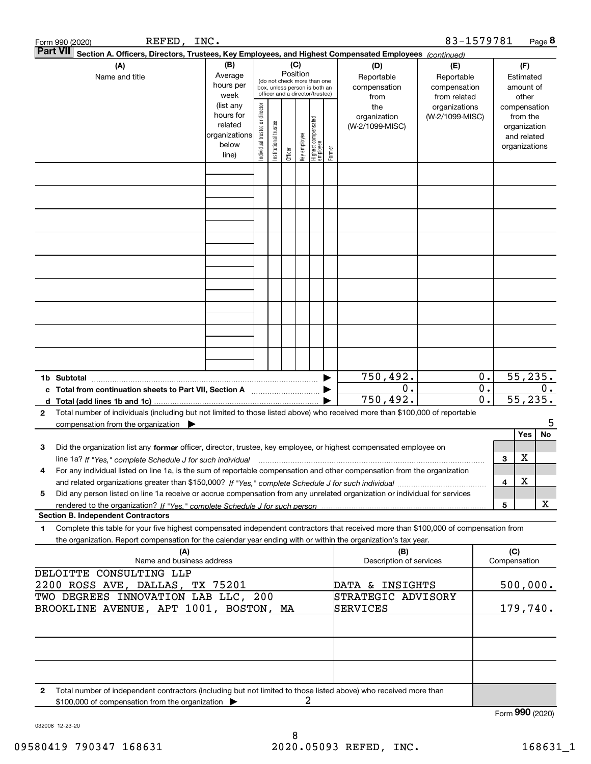Form 990 (2020) REFED, INC. 83-1579781

**Part VII** Section A. Officers, Directors, Trustees, Key Employees, and Highest Compensated Employees *(continued)*

| (A) Name and title | (B) Average hours per week (list any hours for related organizations below line) | (C) Position: Individual trustee or director | Institutional trustee | Officer | Key employee | Highest compensated employee | Former | (D) Reportable compensation from the organization (W-2/1099-MISC) | (E) Reportable compensation from related organizations (W-2/1099-MISC) | (F) Estimated amount of other compensation from the organization and related organizations |
|---|---|---|---|---|---|---|---|---|---|---|
| | | | | | | | | | | |
| **1b Subtotal** | | | | | | | | 750,492. | 0. | 55,235. |
| **c Total from continuation sheets to Part VII, Section A** | | | | | | | | 0. | 0. | 0. |
| **d Total (add lines 1b and 1c)** | | | | | | | | 750,492. | 0. | 55,235. |

**2** Total number of individuals (including but not limited to those listed above) who received more than $100,000 of reportable compensation from the organization ▶ 5

| | | Yes | No |
|---|---|---|---|
| **3** Did the organization list any **former** officer, director, trustee, key employee, or highest compensated employee on line 1a? *If "Yes," complete Schedule J for such individual* | 3 | X | |
| **4** For any individual listed on line 1a, is the sum of reportable compensation and other compensation from the organization and related organizations greater than $150,000? *If "Yes," complete Schedule J for such individual* | 4 | X | |
| **5** Did any person listed on line 1a receive or accrue compensation from any unrelated organization or individual for services rendered to the organization? *If "Yes," complete Schedule J for such person* | 5 | | X |

**Section B. Independent Contractors**

**1** Complete this table for your five highest compensated independent contractors that received more than $100,000 of compensation from the organization. Report compensation for the calendar year ending with or within the organization's tax year.

| (A) Name and business address | (B) Description of services | (C) Compensation |
|---|---|---|
| DELOITTE CONSULTING LLP 2200 ROSS AVE, DALLAS, TX 75201 | DATA & INSIGHTS | 500,000. |
| TWO DEGREES INNOVATION LAB LLC, 200 BROOKLINE AVENUE, APT 1001, BOSTON, MA | STRATEGIC ADVISORY SERVICES | 179,740. |
| | | |
| | | |
| | | |

**2** Total number of independent contractors (including but not limited to those listed above) who received more than $100,000 of compensation from the organization ▶ 2

Form **990** (2020)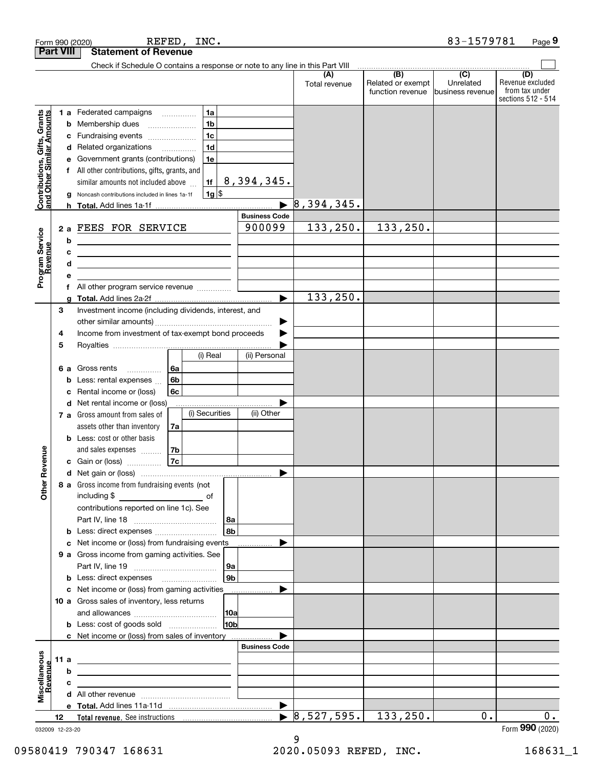Form 990 (2020) REFED, INC. 83-1579781 Page 9

## Part VIII Statement of Revenue

Check if Schedule O contains a response or note to any line in this Part VIII

| | | | | (A) Total revenue | (B) Related or exempt function revenue | (C) Unrelated business revenue | (D) Revenue excluded from tax under sections 512 - 514 |
|---|---|---|---|---|---|---|---|
| **Contributions, Gifts, Grants and Other Similar Amounts** | 1 a Federated campaigns | 1a | | | | | |
| | b Membership dues | 1b | | | | | |
| | c Fundraising events | 1c | | | | | |
| | d Related organizations | 1d | | | | | |
| | e Government grants (contributions) | 1e | | | | | |
| | f All other contributions, gifts, grants, and similar amounts not included above | 1f | 8,394,345. | | | | |
| | g Noncash contributions included in lines 1a-1f | 1g | $ | | | | |
| | h **Total.** Add lines 1a-1f | | | 8,394,345. | | | |
| | | | **Business Code** | | | | |
| **Program Service Revenue** | 2 a FEES FOR SERVICE | | 900099 | 133,250. | 133,250. | | |
| | b | | | | | | |
| | c | | | | | | |
| | d | | | | | | |
| | e | | | | | | |
| | f All other program service revenue | | | | | | |
| | g **Total.** Add lines 2a-2f | | | 133,250. | | | |
| **Other Revenue** | 3 Investment income (including dividends, interest, and other similar amounts) | | | | | | |
| | 4 Income from investment of tax-exempt bond proceeds | | | | | | |
| | 5 Royalties | | | | | | |
| | | | (i) Real | (ii) Personal | | | |
| | 6 a Gross rents | 6a | | | | | |
| | b Less: rental expenses | 6b | | | | | |
| | c Rental income or (loss) | 6c | | | | | |
| | d Net rental income or (loss) | | | | | | |
| | | | (i) Securities | (ii) Other | | | |
| | 7 a Gross amount from sales of assets other than inventory | 7a | | | | | |
| | b Less: cost or other basis and sales expenses | 7b | | | | | |
| | c Gain or (loss) | 7c | | | | | |
| | d Net gain or (loss) | | | | | | |
| | 8 a Gross income from fundraising events (not including $ ____ of contributions reported on line 1c). See Part IV, line 18 | 8a | | | | | |
| | b Less: direct expenses | 8b | | | | | |
| | c Net income or (loss) from fundraising events | | | | | | |
| | 9 a Gross income from gaming activities. See Part IV, line 19 | 9a | | | | | |
| | b Less: direct expenses | 9b | | | | | |
| | c Net income or (loss) from gaming activities | | | | | | |
| | 10 a Gross sales of inventory, less returns and allowances | 10a | | | | | |
| | b Less: cost of goods sold | 10b | | | | | |
| | c Net income or (loss) from sales of inventory | | | | | | |
| | | | **Business Code** | | | | |
| **Miscellaneous Revenue** | 11 a | | | | | | |
| | b | | | | | | |
| | c | | | | | | |
| | d All other revenue | | | | | | |
| | e **Total.** Add lines 11a-11d | | | | | | |
| | 12 **Total revenue.** See instructions | | | 8,527,595. | 133,250. | 0. | 0. |

032009 12-23-20

Form **990** (2020)

09580419 790347 168631 2020.05093 REFED, INC. 168631_1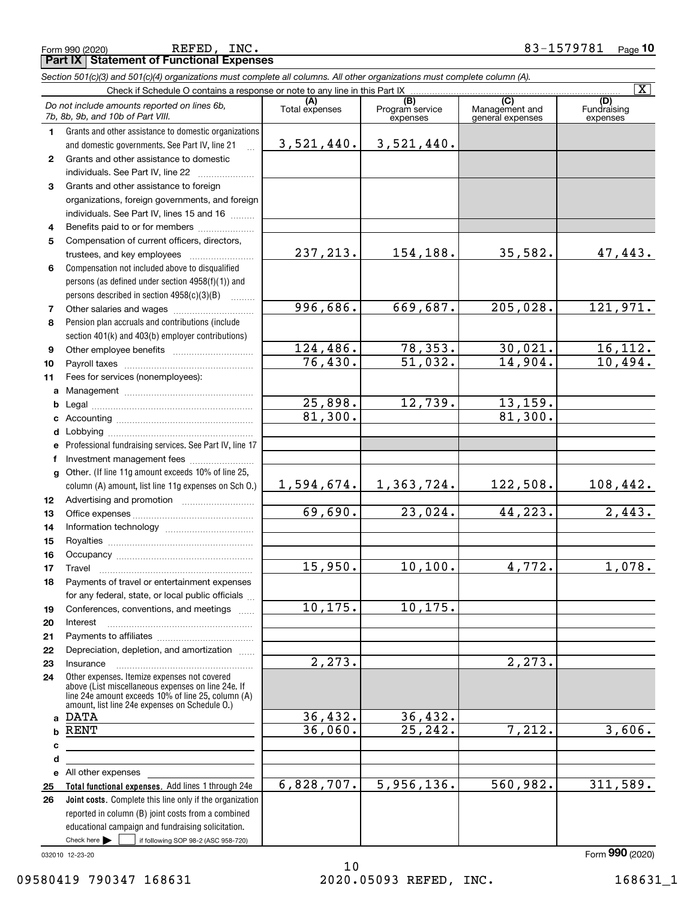Form 990 (2020) REFED, INC. 83-1579781

## Part IX Statement of Functional Expenses

*Section 501(c)(3) and 501(c)(4) organizations must complete all columns. All other organizations must complete column (A).*

Check if Schedule O contains a response or note to any line in this Part IX [X]

| *Do not include amounts reported on lines 6b, 7b, 8b, 9b, and 10b of Part VIII.* | (A) Total expenses | (B) Program service expenses | (C) Management and general expenses | (D) Fundraising expenses |
|---|---|---|---|---|
| **1** Grants and other assistance to domestic organizations and domestic governments. See Part IV, line 21 | 3,521,440. | 3,521,440. | | |
| **2** Grants and other assistance to domestic individuals. See Part IV, line 22 | | | | |
| **3** Grants and other assistance to foreign organizations, foreign governments, and foreign individuals. See Part IV, lines 15 and 16 | | | | |
| **4** Benefits paid to or for members | | | | |
| **5** Compensation of current officers, directors, trustees, and key employees | 237,213. | 154,188. | 35,582. | 47,443. |
| **6** Compensation not included above to disqualified persons (as defined under section 4958(f)(1)) and persons described in section 4958(c)(3)(B) | | | | |
| **7** Other salaries and wages | 996,686. | 669,687. | 205,028. | 121,971. |
| **8** Pension plan accruals and contributions (include section 401(k) and 403(b) employer contributions) | | | | |
| **9** Other employee benefits | 124,486. | 78,353. | 30,021. | 16,112. |
| **10** Payroll taxes | 76,430. | 51,032. | 14,904. | 10,494. |
| **11** Fees for services (nonemployees): | | | | |
| **a** Management | | | | |
| **b** Legal | 25,898. | 12,739. | 13,159. | |
| **c** Accounting | 81,300. | | 81,300. | |
| **d** Lobbying | | | | |
| **e** Professional fundraising services. See Part IV, line 17 | | | | |
| **f** Investment management fees | | | | |
| **g** Other. (If line 11g amount exceeds 10% of line 25, column (A) amount, list line 11g expenses on Sch O.) | 1,594,674. | 1,363,724. | 122,508. | 108,442. |
| **12** Advertising and promotion | | | | |
| **13** Office expenses | 69,690. | 23,024. | 44,223. | 2,443. |
| **14** Information technology | | | | |
| **15** Royalties | | | | |
| **16** Occupancy | | | | |
| **17** Travel | 15,950. | 10,100. | 4,772. | 1,078. |
| **18** Payments of travel or entertainment expenses for any federal, state, or local public officials | | | | |
| **19** Conferences, conventions, and meetings | 10,175. | 10,175. | | |
| **20** Interest | | | | |
| **21** Payments to affiliates | | | | |
| **22** Depreciation, depletion, and amortization | | | | |
| **23** Insurance | 2,273. | | 2,273. | |
| **24** Other expenses. Itemize expenses not covered above (List miscellaneous expenses on line 24e. If line 24e amount exceeds 10% of line 25, column (A) amount, list line 24e expenses on Schedule O.) | | | | |
| **a** DATA | 36,432. | 36,432. | | |
| **b** RENT | 36,060. | 25,242. | 7,212. | 3,606. |
| **c** | | | | |
| **d** | | | | |
| **e** All other expenses | | | | |
| **25 Total functional expenses.** Add lines 1 through 24e | 6,828,707. | 5,956,136. | 560,982. | 311,589. |
| **26 Joint costs.** Complete this line only if the organization reported in column (B) joint costs from a combined educational campaign and fundraising solicitation. Check here [ ] if following SOP 98-2 (ASC 958-720) | | | | |

032010 12-23-20

Form **990** (2020)

09580419 790347 168631 2020.05093 REFED, INC. 168631_1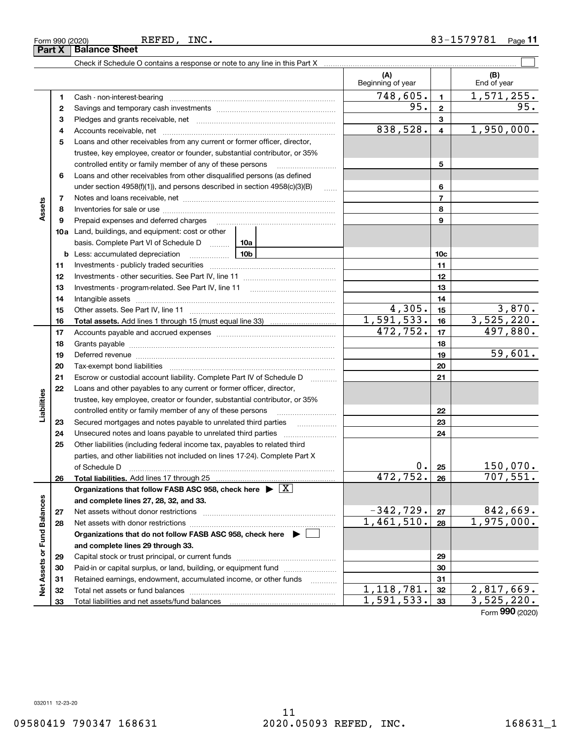Form 990 (2020) REFED, INC. 83-1579781

## Part X Balance Sheet

Check if Schedule O contains a response or note to any line in this Part X

| | | | (A) Beginning of year | | (B) End of year |
|---|---|---|---|---|---|
| Assets | 1 | Cash - non-interest-bearing | 748,605. | 1 | 1,571,255. |
| | 2 | Savings and temporary cash investments | 95. | 2 | 95. |
| | 3 | Pledges and grants receivable, net | | 3 | |
| | 4 | Accounts receivable, net | 838,528. | 4 | 1,950,000. |
| | 5 | Loans and other receivables from any current or former officer, director, trustee, key employee, creator or founder, substantial contributor, or 35% controlled entity or family member of any of these persons | | 5 | |
| | 6 | Loans and other receivables from other disqualified persons (as defined under section 4958(f)(1)), and persons described in section 4958(c)(3)(B) | | 6 | |
| | 7 | Notes and loans receivable, net | | 7 | |
| | 8 | Inventories for sale or use | | 8 | |
| | 9 | Prepaid expenses and deferred charges | | 9 | |
| | 10a | Land, buildings, and equipment: cost or other basis. Complete Part VI of Schedule D ... 10a | | | |
| | b | Less: accumulated depreciation ... 10b | | 10c | |
| | 11 | Investments - publicly traded securities | | 11 | |
| | 12 | Investments - other securities. See Part IV, line 11 | | 12 | |
| | 13 | Investments - program-related. See Part IV, line 11 | | 13 | |
| | 14 | Intangible assets | | 14 | |
| | 15 | Other assets. See Part IV, line 11 | 4,305. | 15 | 3,870. |
| | 16 | **Total assets.** Add lines 1 through 15 (must equal line 33) | 1,591,533. | 16 | 3,525,220. |
| Liabilities | 17 | Accounts payable and accrued expenses | 472,752. | 17 | 497,880. |
| | 18 | Grants payable | | 18 | |
| | 19 | Deferred revenue | | 19 | 59,601. |
| | 20 | Tax-exempt bond liabilities | | 20 | |
| | 21 | Escrow or custodial account liability. Complete Part IV of Schedule D | | 21 | |
| | 22 | Loans and other payables to any current or former officer, director, trustee, key employee, creator or founder, substantial contributor, or 35% controlled entity or family member of any of these persons | | 22 | |
| | 23 | Secured mortgages and notes payable to unrelated third parties | | 23 | |
| | 24 | Unsecured notes and loans payable to unrelated third parties | | 24 | |
| | 25 | Other liabilities (including federal income tax, payables to related third parties, and other liabilities not included on lines 17-24). Complete Part X of Schedule D | 0. | 25 | 150,070. |
| | 26 | **Total liabilities.** Add lines 17 through 25 | 472,752. | 26 | 707,551. |
| Net Assets or Fund Balances | | **Organizations that follow FASB ASC 958, check here ▶ [X] and complete lines 27, 28, 32, and 33.** | | | |
| | 27 | Net assets without donor restrictions | -342,729. | 27 | 842,669. |
| | 28 | Net assets with donor restrictions | 1,461,510. | 28 | 1,975,000. |
| | | **Organizations that do not follow FASB ASC 958, check here ▶ [ ] and complete lines 29 through 33.** | | | |
| | 29 | Capital stock or trust principal, or current funds | | 29 | |
| | 30 | Paid-in or capital surplus, or land, building, or equipment fund | | 30 | |
| | 31 | Retained earnings, endowment, accumulated income, or other funds | | 31 | |
| | 32 | Total net assets or fund balances | 1,118,781. | 32 | 2,817,669. |
| | 33 | Total liabilities and net assets/fund balances | 1,591,533. | 33 | 3,525,220. |

Form **990** (2020)

032011 12-23-20

09580419 790347 168631 2020.05093 REFED, INC. 168631_1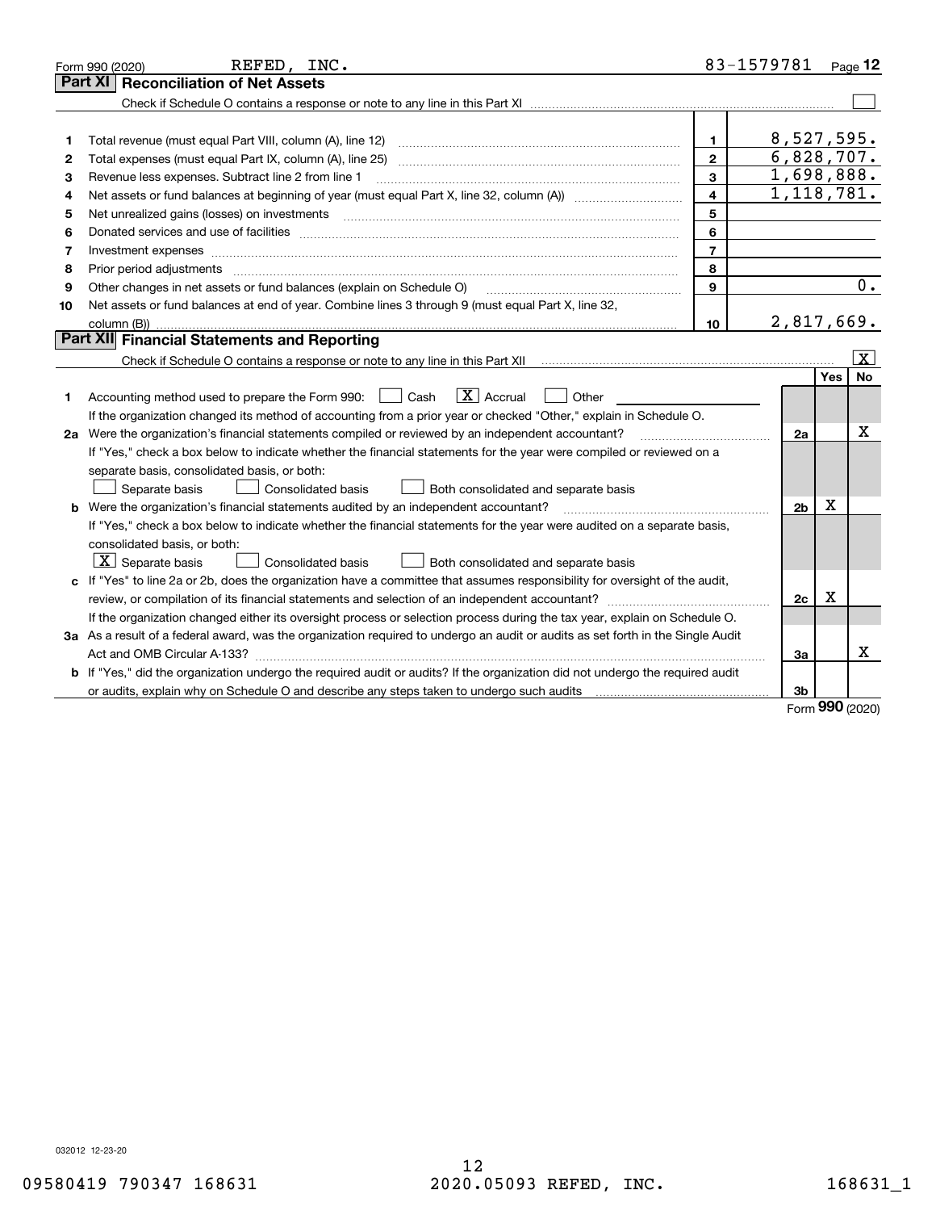Form 990 (2020) REFED, INC. 83-1579781 Page 12

## Part XI Reconciliation of Net Assets

Check if Schedule O contains a response or note to any line in this Part XI ☐

| | | | |
|---|---|---|---|
| 1 | Total revenue (must equal Part VIII, column (A), line 12) | 1 | 8,527,595. |
| 2 | Total expenses (must equal Part IX, column (A), line 25) | 2 | 6,828,707. |
| 3 | Revenue less expenses. Subtract line 2 from line 1 | 3 | 1,698,888. |
| 4 | Net assets or fund balances at beginning of year (must equal Part X, line 32, column (A)) | 4 | 1,118,781. |
| 5 | Net unrealized gains (losses) on investments | 5 | |
| 6 | Donated services and use of facilities | 6 | |
| 7 | Investment expenses | 7 | |
| 8 | Prior period adjustments | 8 | |
| 9 | Other changes in net assets or fund balances (explain on Schedule O) | 9 | 0. |
| 10 | Net assets or fund balances at end of year. Combine lines 3 through 9 (must equal Part X, line 32, column (B)) | 10 | 2,817,669. |

## Part XII Financial Statements and Reporting

Check if Schedule O contains a response or note to any line in this Part XII ☒

| | | | Yes | No |
|---|---|---|---|---|
| 1 | Accounting method used to prepare the Form 990: ☐ Cash ☒ Accrual ☐ Other<br>If the organization changed its method of accounting from a prior year or checked "Other," explain in Schedule O. | | | |
| 2a | Were the organization's financial statements compiled or reviewed by an independent accountant?<br>If "Yes," check a box below to indicate whether the financial statements for the year were compiled or reviewed on a separate basis, consolidated basis, or both:<br>☐ Separate basis ☐ Consolidated basis ☐ Both consolidated and separate basis | 2a | | X |
| b | Were the organization's financial statements audited by an independent accountant?<br>If "Yes," check a box below to indicate whether the financial statements for the year were audited on a separate basis, consolidated basis, or both:<br>☒ Separate basis ☐ Consolidated basis ☐ Both consolidated and separate basis | 2b | X | |
| c | If "Yes" to line 2a or 2b, does the organization have a committee that assumes responsibility for oversight of the audit, review, or compilation of its financial statements and selection of an independent accountant?<br>If the organization changed either its oversight process or selection process during the tax year, explain on Schedule O. | 2c | X | |
| 3a | As a result of a federal award, was the organization required to undergo an audit or audits as set forth in the Single Audit Act and OMB Circular A-133? | 3a | | X |
| b | If "Yes," did the organization undergo the required audit or audits? If the organization did not undergo the required audit or audits, explain why on Schedule O and describe any steps taken to undergo such audits | 3b | | |

Form 990 (2020)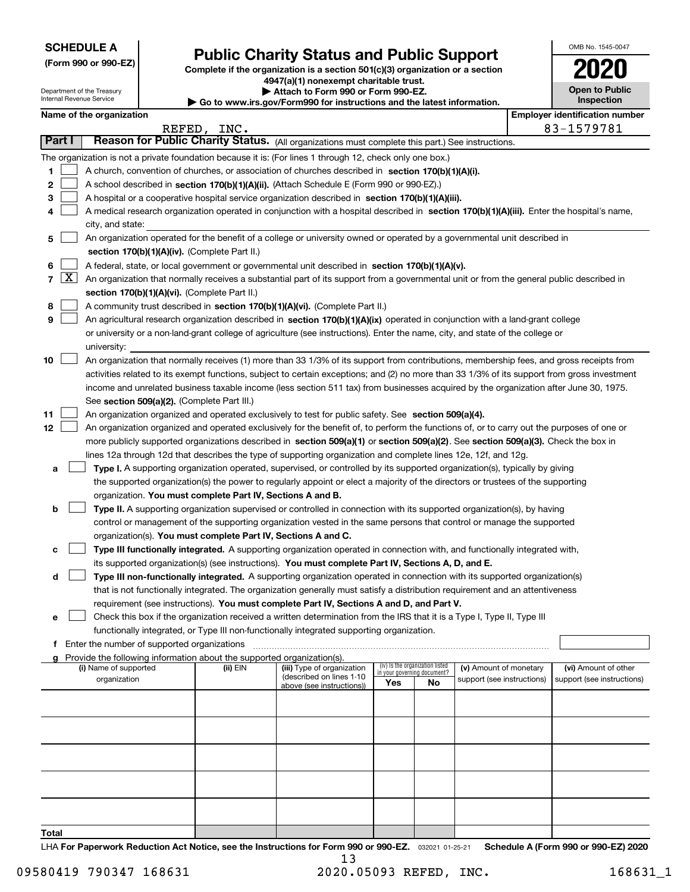**SCHEDULE A**
**(Form 990 or 990-EZ)**

Department of the Treasury
Internal Revenue Service

# Public Charity Status and Public Support

**Complete if the organization is a section 501(c)(3) organization or a section 4947(a)(1) nonexempt charitable trust.**
**▶ Attach to Form 990 or Form 990-EZ.**
**▶ Go to www.irs.gov/Form990 for instructions and the latest information.**

OMB No. 1545-0047
**2020**
**Open to Public Inspection**

**Name of the organization:** REFED, INC.
**Employer identification number:** 83-1579781

## Part I — Reason for Public Charity Status. (All organizations must complete this part.) See instructions.

The organization is not a private foundation because it is: (For lines 1 through 12, check only one box.)

1. ☐ A church, convention of churches, or association of churches described in **section 170(b)(1)(A)(i).**
2. ☐ A school described in **section 170(b)(1)(A)(ii).** (Attach Schedule E (Form 990 or 990-EZ).)
3. ☐ A hospital or a cooperative hospital service organization described in **section 170(b)(1)(A)(iii).**
4. ☐ A medical research organization operated in conjunction with a hospital described in **section 170(b)(1)(A)(iii).** Enter the hospital's name, city, and state:
5. ☐ An organization operated for the benefit of a college or university owned or operated by a governmental unit described in **section 170(b)(1)(A)(iv).** (Complete Part II.)
6. ☐ A federal, state, or local government or governmental unit described in **section 170(b)(1)(A)(v).**
7. ☒ An organization that normally receives a substantial part of its support from a governmental unit or from the general public described in **section 170(b)(1)(A)(vi).** (Complete Part II.)
8. ☐ A community trust described in **section 170(b)(1)(A)(vi).** (Complete Part II.)
9. ☐ An agricultural research organization described in **section 170(b)(1)(A)(ix)** operated in conjunction with a land-grant college or university or a non-land-grant college of agriculture (see instructions). Enter the name, city, and state of the college or university:
10. ☐ An organization that normally receives (1) more than 33 1/3% of its support from contributions, membership fees, and gross receipts from activities related to its exempt functions, subject to certain exceptions; and (2) no more than 33 1/3% of its support from gross investment income and unrelated business taxable income (less section 511 tax) from businesses acquired by the organization after June 30, 1975. See **section 509(a)(2).** (Complete Part III.)
11. ☐ An organization organized and operated exclusively to test for public safety. See **section 509(a)(4).**
12. ☐ An organization organized and operated exclusively for the benefit of, to perform the functions of, or to carry out the purposes of one or more publicly supported organizations described in **section 509(a)(1)** or **section 509(a)(2).** See **section 509(a)(3).** Check the box in lines 12a through 12d that describes the type of supporting organization and complete lines 12e, 12f, and 12g.
   - **a** ☐ **Type I.** A supporting organization operated, supervised, or controlled by its supported organization(s), typically by giving the supported organization(s) the power to regularly appoint or elect a majority of the directors or trustees of the supporting organization. **You must complete Part IV, Sections A and B.**
   - **b** ☐ **Type II.** A supporting organization supervised or controlled in connection with its supported organization(s), by having control or management of the supporting organization vested in the same persons that control or manage the supported organization(s). **You must complete Part IV, Sections A and C.**
   - **c** ☐ **Type III functionally integrated.** A supporting organization operated in connection with, and functionally integrated with, its supported organization(s) (see instructions). **You must complete Part IV, Sections A, D, and E.**
   - **d** ☐ **Type III non-functionally integrated.** A supporting organization operated in connection with its supported organization(s) that is not functionally integrated. The organization generally must satisfy a distribution requirement and an attentiveness requirement (see instructions). **You must complete Part IV, Sections A and D, and Part V.**
   - **e** ☐ Check this box if the organization received a written determination from the IRS that it is a Type I, Type II, Type III functionally integrated, or Type III non-functionally integrated supporting organization.
   - **f** Enter the number of supported organizations
   - **g** Provide the following information about the supported organization(s).

| (i) Name of supported organization | (ii) EIN | (iii) Type of organization (described on lines 1-10 above (see instructions)) | (iv) Is the organization listed in your governing document? Yes | No | (v) Amount of monetary support (see instructions) | (vi) Amount of other support (see instructions) |
|---|---|---|---|---|---|---|
| | | | | | | |
| | | | | | | |
| | | | | | | |
| | | | | | | |
| | | | | | | |
| **Total** | | | | | | |

LHA **For Paperwork Reduction Act Notice, see the Instructions for Form 990 or 990-EZ.** 032021 01-25-21 **Schedule A (Form 990 or 990-EZ) 2020**

09580419 790347 168631 2020.05093 REFED, INC. 168631_1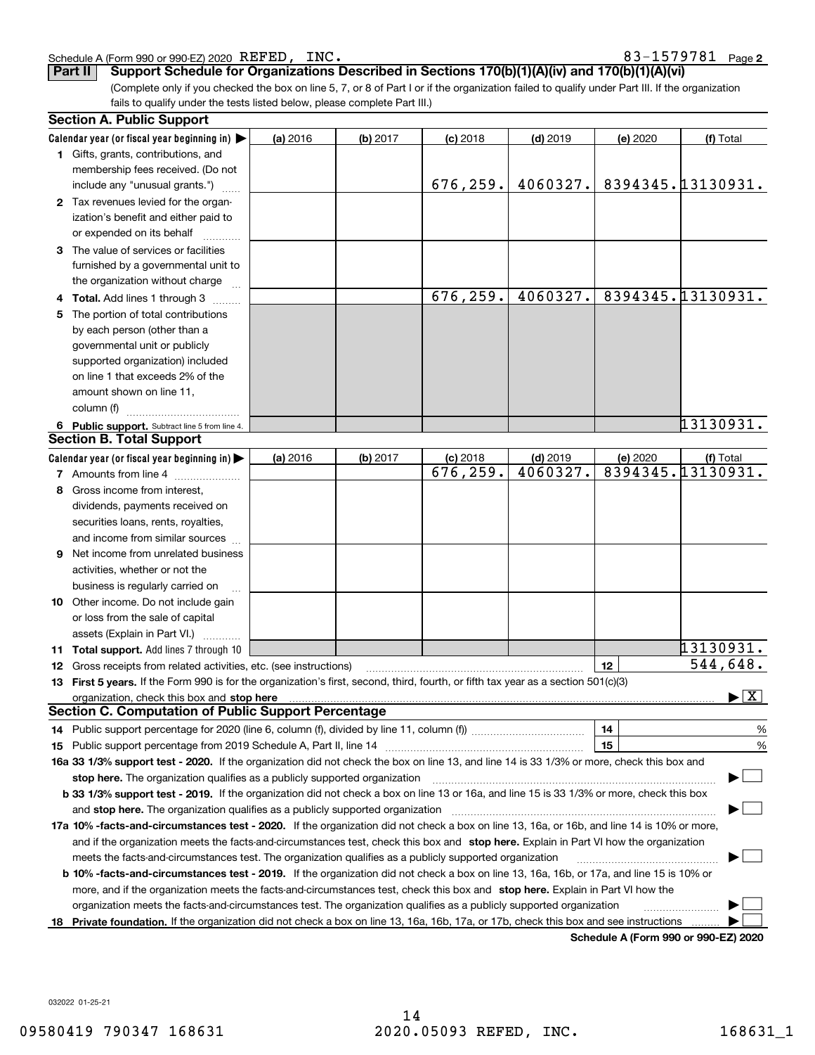Schedule A (Form 990 or 990-EZ) 2020 REFED, INC. 83-1579781 Page 2

**Part II** **Support Schedule for Organizations Described in Sections 170(b)(1)(A)(iv) and 170(b)(1)(A)(vi)**

(Complete only if you checked the box on line 5, 7, or 8 of Part I or if the organization failed to qualify under Part III. If the organization fails to qualify under the tests listed below, please complete Part III.)

## Section A. Public Support

| Calendar year (or fiscal year beginning in) ▶ | (a) 2016 | (b) 2017 | (c) 2018 | (d) 2019 | (e) 2020 | (f) Total |
|---|---|---|---|---|---|---|
| **1** Gifts, grants, contributions, and membership fees received. (Do not include any "unusual grants.") | | | 676,259. | 4060327. | 8394345. | 13130931. |
| **2** Tax revenues levied for the organization's benefit and either paid to or expended on its behalf | | | | | | |
| **3** The value of services or facilities furnished by a governmental unit to the organization without charge | | | | | | |
| **4 Total.** Add lines 1 through 3 | | | 676,259. | 4060327. | 8394345. | 13130931. |
| **5** The portion of total contributions by each person (other than a governmental unit or publicly supported organization) included on line 1 that exceeds 2% of the amount shown on line 11, column (f) | | | | | | |
| **6 Public support.** Subtract line 5 from line 4. | | | | | | 13130931. |

## Section B. Total Support

| Calendar year (or fiscal year beginning in) ▶ | (a) 2016 | (b) 2017 | (c) 2018 | (d) 2019 | (e) 2020 | (f) Total |
|---|---|---|---|---|---|---|
| **7** Amounts from line 4 | | | 676,259. | 4060327. | 8394345. | 13130931. |
| **8** Gross income from interest, dividends, payments received on securities loans, rents, royalties, and income from similar sources | | | | | | |
| **9** Net income from unrelated business activities, whether or not the business is regularly carried on | | | | | | |
| **10** Other income. Do not include gain or loss from the sale of capital assets (Explain in Part VI.) | | | | | | |
| **11 Total support.** Add lines 7 through 10 | | | | | | 13130931. |

**12** Gross receipts from related activities, etc. (see instructions) ..... **12** 544,648.

**13 First 5 years.** If the Form 990 is for the organization's first, second, third, fourth, or fifth tax year as a section 501(c)(3) organization, check this box and **stop here** ▶ [X]

## Section C. Computation of Public Support Percentage

**14** Public support percentage for 2020 (line 6, column (f), divided by line 11, column (f)) ..... **14** %

**15** Public support percentage from 2019 Schedule A, Part II, line 14 ..... **15** %

**16a 33 1/3% support test - 2020.** If the organization did not check the box on line 13, and line 14 is 33 1/3% or more, check this box and **stop here.** The organization qualifies as a publicly supported organization ▶ [ ]

**b 33 1/3% support test - 2019.** If the organization did not check a box on line 13 or 16a, and line 15 is 33 1/3% or more, check this box and **stop here.** The organization qualifies as a publicly supported organization ▶ [ ]

**17a 10% -facts-and-circumstances test - 2020.** If the organization did not check a box on line 13, 16a, or 16b, and line 14 is 10% or more, and if the organization meets the facts-and-circumstances test, check this box and **stop here.** Explain in Part VI how the organization meets the facts-and-circumstances test. The organization qualifies as a publicly supported organization ▶ [ ]

**b 10% -facts-and-circumstances test - 2019.** If the organization did not check a box on line 13, 16a, 16b, or 17a, and line 15 is 10% or more, and if the organization meets the facts-and-circumstances test, check this box and **stop here.** Explain in Part VI how the organization meets the facts-and-circumstances test. The organization qualifies as a publicly supported organization ▶ [ ]

**18 Private foundation.** If the organization did not check a box on line 13, 16a, 16b, 17a, or 17b, check this box and see instructions ▶ [ ]

**Schedule A (Form 990 or 990-EZ) 2020**

032022 01-25-21

09580419 790347 168631 2020.05093 REFED, INC. 168631_1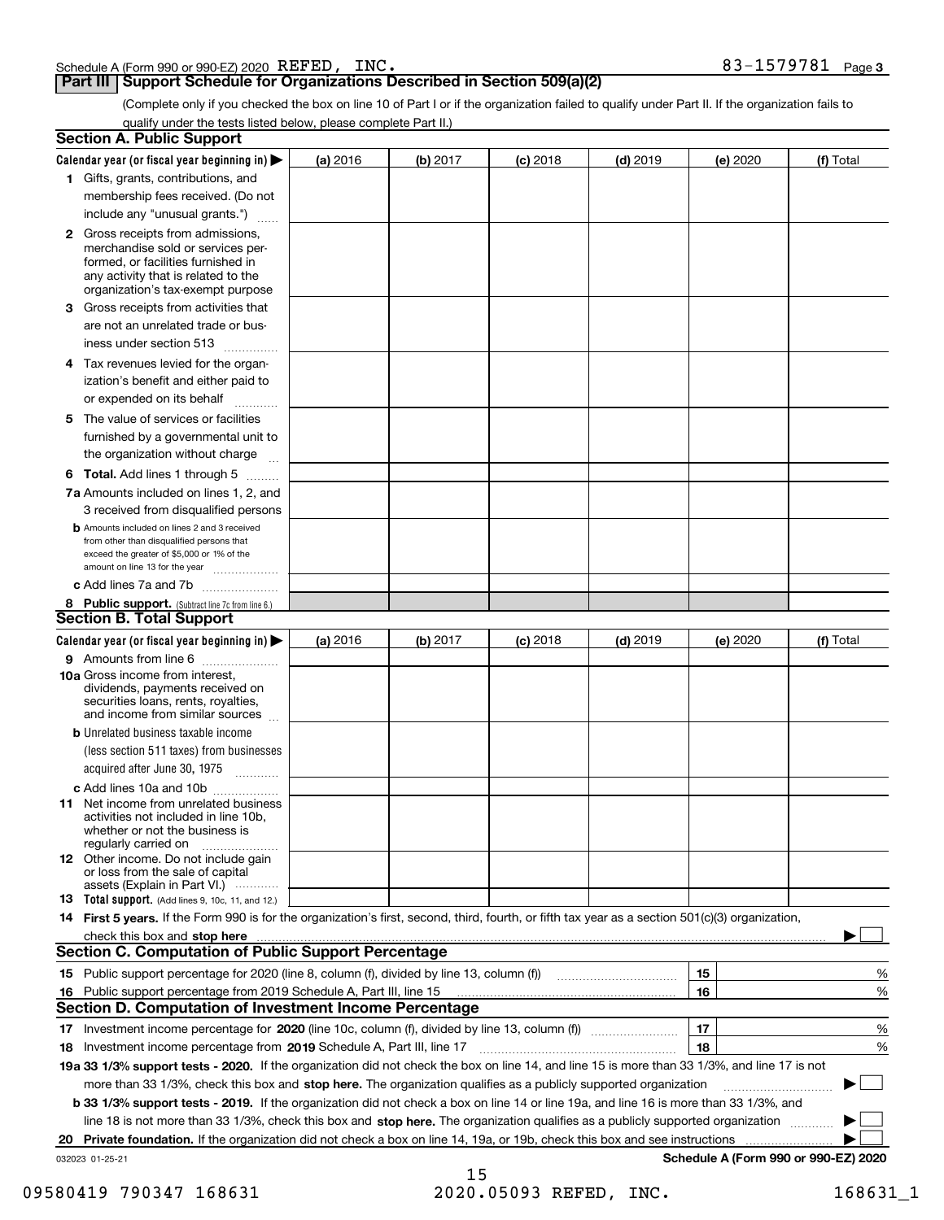Schedule A (Form 990 or 990-EZ) 2020 REFED, INC. 83-1579781 Page 3

## Part III Support Schedule for Organizations Described in Section 509(a)(2)

(Complete only if you checked the box on line 10 of Part I or if the organization failed to qualify under Part II. If the organization fails to qualify under the tests listed below, please complete Part II.)

### Section A. Public Support

| Calendar year (or fiscal year beginning in) ▶ | (a) 2016 | (b) 2017 | (c) 2018 | (d) 2019 | (e) 2020 | (f) Total |
|---|---|---|---|---|---|---|
| 1 Gifts, grants, contributions, and membership fees received. (Do not include any "unusual grants.") | | | | | | |
| 2 Gross receipts from admissions, merchandise sold or services performed, or facilities furnished in any activity that is related to the organization's tax-exempt purpose | | | | | | |
| 3 Gross receipts from activities that are not an unrelated trade or business under section 513 | | | | | | |
| 4 Tax revenues levied for the organization's benefit and either paid to or expended on its behalf | | | | | | |
| 5 The value of services or facilities furnished by a governmental unit to the organization without charge | | | | | | |
| 6 **Total.** Add lines 1 through 5 | | | | | | |
| 7a Amounts included on lines 1, 2, and 3 received from disqualified persons | | | | | | |
| b Amounts included on lines 2 and 3 received from other than disqualified persons that exceed the greater of $5,000 or 1% of the amount on line 13 for the year | | | | | | |
| c Add lines 7a and 7b | | | | | | |
| 8 **Public support.** (Subtract line 7c from line 6.) | | | | | | |

### Section B. Total Support

| Calendar year (or fiscal year beginning in) ▶ | (a) 2016 | (b) 2017 | (c) 2018 | (d) 2019 | (e) 2020 | (f) Total |
|---|---|---|---|---|---|---|
| 9 Amounts from line 6 | | | | | | |
| 10a Gross income from interest, dividends, payments received on securities loans, rents, royalties, and income from similar sources | | | | | | |
| b Unrelated business taxable income (less section 511 taxes) from businesses acquired after June 30, 1975 | | | | | | |
| c Add lines 10a and 10b | | | | | | |
| 11 Net income from unrelated business activities not included in line 10b, whether or not the business is regularly carried on | | | | | | |
| 12 Other income. Do not include gain or loss from the sale of capital assets (Explain in Part VI.) | | | | | | |
| 13 **Total support.** (Add lines 9, 10c, 11, and 12.) | | | | | | |

14 **First 5 years.** If the Form 990 is for the organization's first, second, third, fourth, or fifth tax year as a section 501(c)(3) organization, check this box and **stop here** ▶ ☐

### Section C. Computation of Public Support Percentage

| | | | |
|---|---|---|---|
| 15 | Public support percentage for 2020 (line 8, column (f), divided by line 13, column (f)) | 15 | % |
| 16 | Public support percentage from 2019 Schedule A, Part III, line 15 | 16 | % |

### Section D. Computation of Investment Income Percentage

| | | | |
|---|---|---|---|
| 17 | Investment income percentage for **2020** (line 10c, column (f), divided by line 13, column (f)) | 17 | % |
| 18 | Investment income percentage from **2019** Schedule A, Part III, line 17 | 18 | % |

**19a 33 1/3% support tests - 2020.** If the organization did not check the box on line 14, and line 15 is more than 33 1/3%, and line 17 is not more than 33 1/3%, check this box and **stop here.** The organization qualifies as a publicly supported organization ▶ ☐

**b 33 1/3% support tests - 2019.** If the organization did not check a box on line 14 or line 19a, and line 16 is more than 33 1/3%, and line 18 is not more than 33 1/3%, check this box and **stop here.** The organization qualifies as a publicly supported organization ▶ ☐

**20 Private foundation.** If the organization did not check a box on line 14, 19a, or 19b, check this box and see instructions ▶ ☐

032023 01-25-21 **Schedule A (Form 990 or 990-EZ) 2020**

09580419 790347 168631 2020.05093 REFED, INC. 168631_1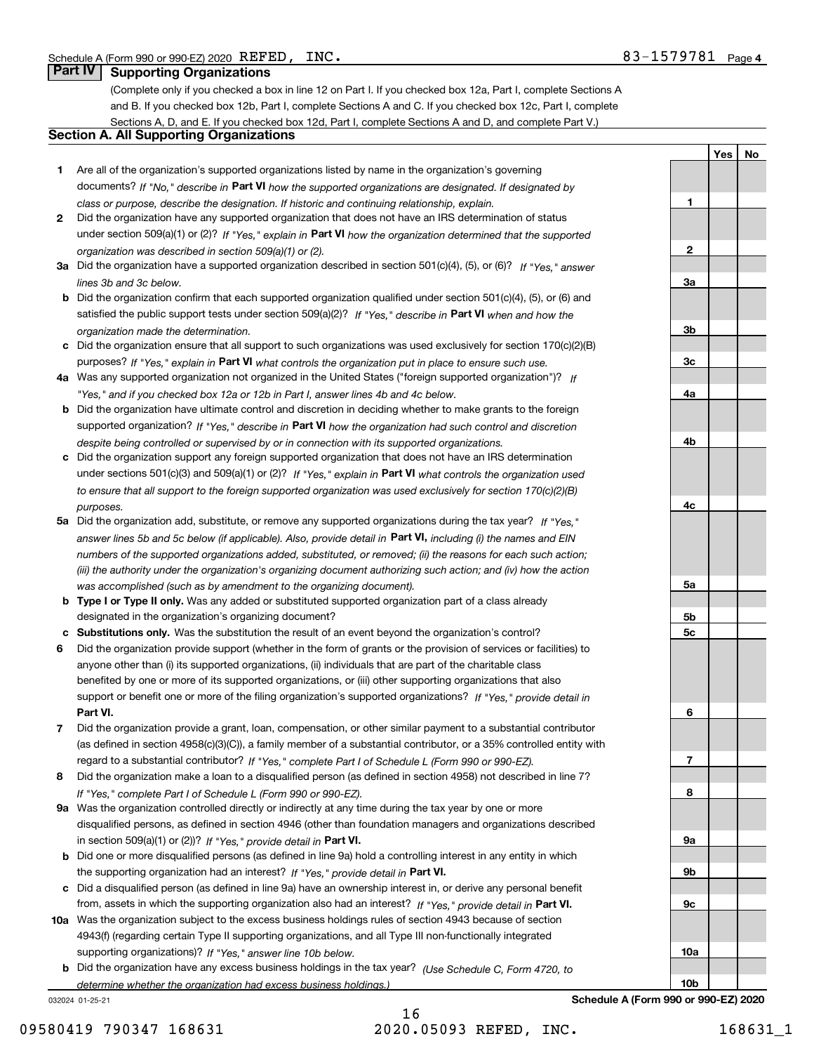Schedule A (Form 990 or 990-EZ) 2020 REFED, INC. 83-1579781 Page 4

## Part IV Supporting Organizations

(Complete only if you checked a box in line 12 on Part I. If you checked box 12a, Part I, complete Sections A and B. If you checked box 12b, Part I, complete Sections A and C. If you checked box 12c, Part I, complete Sections A, D, and E. If you checked box 12d, Part I, complete Sections A and D, and complete Part V.)

### Section A. All Supporting Organizations

| | | | Yes | No |
|---|---|---|---|---|
| **1** | Are all of the organization's supported organizations listed by name in the organization's governing documents? *If "No," describe in* **Part VI** *how the supported organizations are designated. If designated by class or purpose, describe the designation. If historic and continuing relationship, explain.* | **1** | | |
| **2** | Did the organization have any supported organization that does not have an IRS determination of status under section 509(a)(1) or (2)? *If "Yes," explain in* **Part VI** *how the organization determined that the supported organization was described in section 509(a)(1) or (2).* | **2** | | |
| **3a** | Did the organization have a supported organization described in section 501(c)(4), (5), or (6)? *If "Yes," answer lines 3b and 3c below.* | **3a** | | |
| **b** | Did the organization confirm that each supported organization qualified under section 501(c)(4), (5), or (6) and satisfied the public support tests under section 509(a)(2)? *If "Yes," describe in* **Part VI** *when and how the organization made the determination.* | **3b** | | |
| **c** | Did the organization ensure that all support to such organizations was used exclusively for section 170(c)(2)(B) purposes? *If "Yes," explain in* **Part VI** *what controls the organization put in place to ensure such use.* | **3c** | | |
| **4a** | Was any supported organization not organized in the United States ("foreign supported organization")? *If "Yes," and if you checked box 12a or 12b in Part I, answer lines 4b and 4c below.* | **4a** | | |
| **b** | Did the organization have ultimate control and discretion in deciding whether to make grants to the foreign supported organization? *If "Yes," describe in* **Part VI** *how the organization had such control and discretion despite being controlled or supervised by or in connection with its supported organizations.* | **4b** | | |
| **c** | Did the organization support any foreign supported organization that does not have an IRS determination under sections 501(c)(3) and 509(a)(1) or (2)? *If "Yes," explain in* **Part VI** *what controls the organization used to ensure that all support to the foreign supported organization was used exclusively for section 170(c)(2)(B) purposes.* | **4c** | | |
| **5a** | Did the organization add, substitute, or remove any supported organizations during the tax year? *If "Yes," answer lines 5b and 5c below (if applicable). Also, provide detail in* **Part VI,** *including (i) the names and EIN numbers of the supported organizations added, substituted, or removed; (ii) the reasons for each such action; (iii) the authority under the organization's organizing document authorizing such action; and (iv) how the action was accomplished (such as by amendment to the organizing document).* | **5a** | | |
| **b** | **Type I or Type II only.** Was any added or substituted supported organization part of a class already designated in the organization's organizing document? | **5b** | | |
| **c** | **Substitutions only.** Was the substitution the result of an event beyond the organization's control? | **5c** | | |
| **6** | Did the organization provide support (whether in the form of grants or the provision of services or facilities) to anyone other than (i) its supported organizations, (ii) individuals that are part of the charitable class benefited by one or more of its supported organizations, or (iii) other supporting organizations that also support or benefit one or more of the filing organization's supported organizations? *If "Yes," provide detail in* **Part VI.** | **6** | | |
| **7** | Did the organization provide a grant, loan, compensation, or other similar payment to a substantial contributor (as defined in section 4958(c)(3)(C)), a family member of a substantial contributor, or a 35% controlled entity with regard to a substantial contributor? *If "Yes," complete Part I of Schedule L (Form 990 or 990-EZ).* | **7** | | |
| **8** | Did the organization make a loan to a disqualified person (as defined in section 4958) not described in line 7? *If "Yes," complete Part I of Schedule L (Form 990 or 990-EZ).* | **8** | | |
| **9a** | Was the organization controlled directly or indirectly at any time during the tax year by one or more disqualified persons, as defined in section 4946 (other than foundation managers and organizations described in section 509(a)(1) or (2))? *If "Yes," provide detail in* **Part VI.** | **9a** | | |
| **b** | Did one or more disqualified persons (as defined in line 9a) hold a controlling interest in any entity in which the supporting organization had an interest? *If "Yes," provide detail in* **Part VI.** | **9b** | | |
| **c** | Did a disqualified person (as defined in line 9a) have an ownership interest in, or derive any personal benefit from, assets in which the supporting organization also had an interest? *If "Yes," provide detail in* **Part VI.** | **9c** | | |
| **10a** | Was the organization subject to the excess business holdings rules of section 4943 because of section 4943(f) (regarding certain Type II supporting organizations, and all Type III non-functionally integrated supporting organizations)? *If "Yes," answer line 10b below.* | **10a** | | |
| **b** | Did the organization have any excess business holdings in the tax year? *(Use Schedule C, Form 4720, to determine whether the organization had excess business holdings.)* | **10b** | | |

032024 01-25-21 **Schedule A (Form 990 or 990-EZ) 2020**

09580419 790347 168631 2020.05093 REFED, INC. 168631_1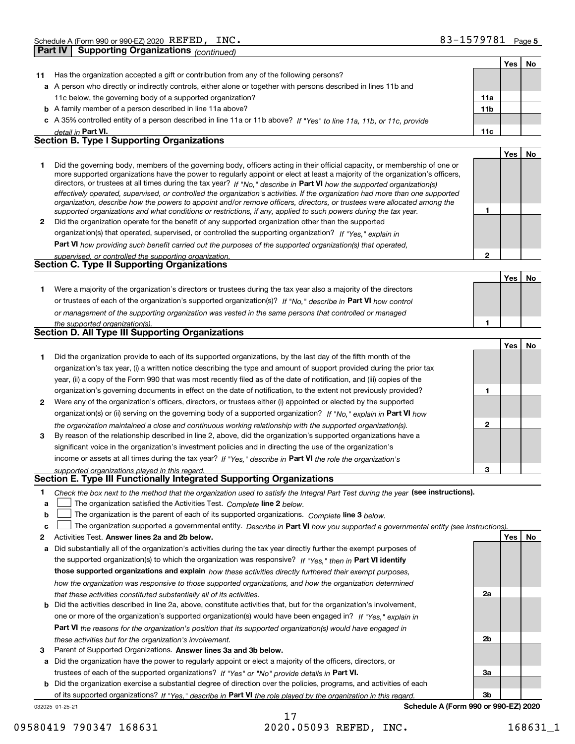Schedule A (Form 990 or 990-EZ) 2020 REFED, INC. 83-1579781 Page 5

## Part IV Supporting Organizations *(continued)*

| | | | Yes | No |
|---|---|---|---|---|
| **11** | Has the organization accepted a gift or contribution from any of the following persons? | | | |
| **a** | A person who directly or indirectly controls, either alone or together with persons described in lines 11b and 11c below, the governing body of a supported organization? | 11a | | |
| **b** | A family member of a person described in line 11a above? | 11b | | |
| **c** | A 35% controlled entity of a person described in line 11a or 11b above? *If "Yes" to line 11a, 11b, or 11c, provide detail in* **Part VI.** | 11c | | |

### Section B. Type I Supporting Organizations

| | | | Yes | No |
|---|---|---|---|---|
| **1** | Did the governing body, members of the governing body, officers acting in their official capacity, or membership of one or more supported organizations have the power to regularly appoint or elect at least a majority of the organization's officers, directors, or trustees at all times during the tax year? *If "No," describe in* **Part VI** *how the supported organization(s) effectively operated, supervised, or controlled the organization's activities. If the organization had more than one supported organization, describe how the powers to appoint and/or remove officers, directors, or trustees were allocated among the supported organizations and what conditions or restrictions, if any, applied to such powers during the tax year.* | 1 | | |
| **2** | Did the organization operate for the benefit of any supported organization other than the supported organization(s) that operated, supervised, or controlled the supporting organization? *If "Yes," explain in* **Part VI** *how providing such benefit carried out the purposes of the supported organization(s) that operated, supervised, or controlled the supporting organization.* | 2 | | |

### Section C. Type II Supporting Organizations

| | | | Yes | No |
|---|---|---|---|---|
| **1** | Were a majority of the organization's directors or trustees during the tax year also a majority of the directors or trustees of each of the organization's supported organization(s)? *If "No," describe in* **Part VI** *how control or management of the supporting organization was vested in the same persons that controlled or managed the supported organization(s).* | 1 | | |

### Section D. All Type III Supporting Organizations

| | | | Yes | No |
|---|---|---|---|---|
| **1** | Did the organization provide to each of its supported organizations, by the last day of the fifth month of the organization's tax year, (i) a written notice describing the type and amount of support provided during the prior tax year, (ii) a copy of the Form 990 that was most recently filed as of the date of notification, and (iii) copies of the organization's governing documents in effect on the date of notification, to the extent not previously provided? | 1 | | |
| **2** | Were any of the organization's officers, directors, or trustees either (i) appointed or elected by the supported organization(s) or (ii) serving on the governing body of a supported organization? *If "No," explain in* **Part VI** *how the organization maintained a close and continuous working relationship with the supported organization(s).* | 2 | | |
| **3** | By reason of the relationship described in line 2, above, did the organization's supported organizations have a significant voice in the organization's investment policies and in directing the use of the organization's income or assets at all times during the tax year? *If "Yes," describe in* **Part VI** *the role the organization's supported organizations played in this regard.* | 3 | | |

### Section E. Type III Functionally Integrated Supporting Organizations

**1** *Check the box next to the method that the organization used to satisfy the Integral Part Test during the year* **(see instructions).**

- **a** ☐ The organization satisfied the Activities Test. *Complete* **line 2** *below.*
- **b** ☐ The organization is the parent of each of its supported organizations. *Complete* **line 3** *below.*
- **c** ☐ The organization supported a governmental entity. *Describe in* **Part VI** *how you supported a governmental entity (see instructions).*

| | | | Yes | No |
|---|---|---|---|---|
| **2** | Activities Test. **Answer lines 2a and 2b below.** | | | |
| **a** | Did substantially all of the organization's activities during the tax year directly further the exempt purposes of the supported organization(s) to which the organization was responsive? *If "Yes," then in* **Part VI identify those supported organizations and explain** *how these activities directly furthered their exempt purposes, how the organization was responsive to those supported organizations, and how the organization determined that these activities constituted substantially all of its activities.* | 2a | | |
| **b** | Did the activities described in line 2a, above, constitute activities that, but for the organization's involvement, one or more of the organization's supported organization(s) would have been engaged in? *If "Yes," explain in* **Part VI** *the reasons for the organization's position that its supported organization(s) would have engaged in these activities but for the organization's involvement.* | 2b | | |
| **3** | Parent of Supported Organizations. **Answer lines 3a and 3b below.** | | | |
| **a** | Did the organization have the power to regularly appoint or elect a majority of the officers, directors, or trustees of each of the supported organizations? *If "Yes" or "No" provide details in* **Part VI.** | 3a | | |
| **b** | Did the organization exercise a substantial degree of direction over the policies, programs, and activities of each of its supported organizations? *If "Yes," describe in* **Part VI** *the role played by the organization in this regard.* | 3b | | |

032025 01-25-21 **Schedule A (Form 990 or 990-EZ) 2020**

09580419 790347 168631 2020.05093 REFED, INC. 168631_1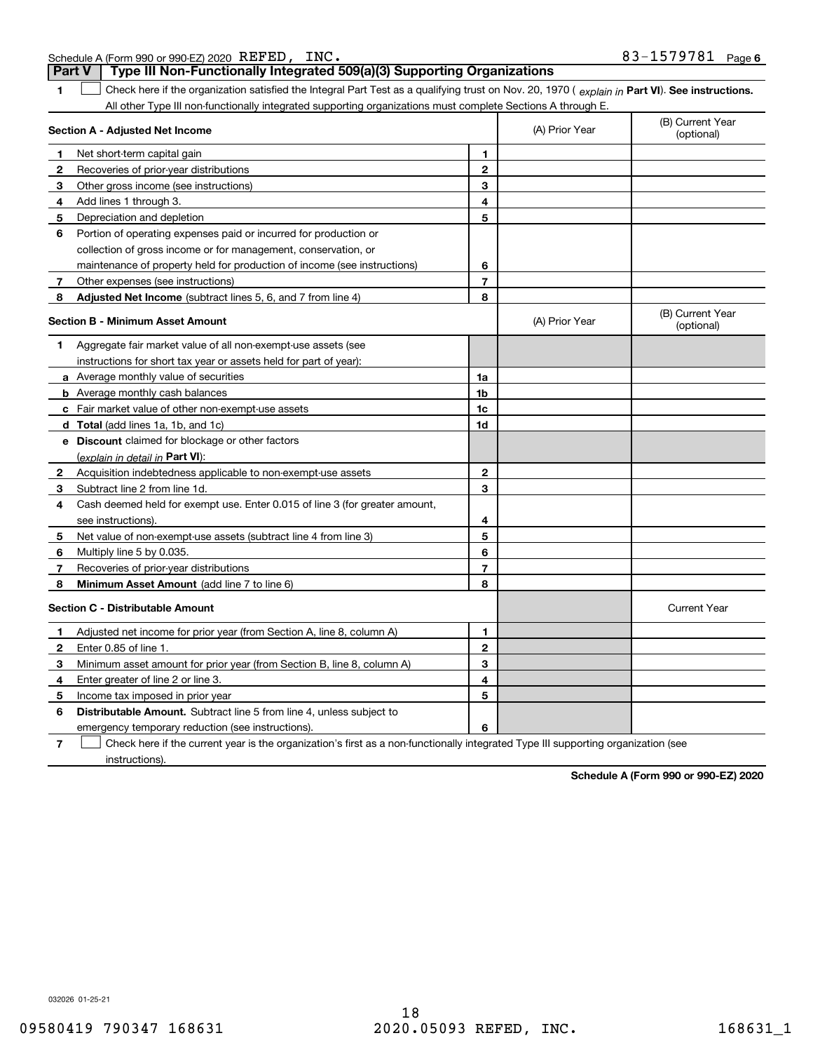Schedule A (Form 990 or 990-EZ) 2020 REFED, INC. 83-1579781 Page 6

## Part V Type III Non-Functionally Integrated 509(a)(3) Supporting Organizations

**1** ☐ Check here if the organization satisfied the Integral Part Test as a qualifying trust on Nov. 20, 1970 ( *explain in* **Part VI**). **See instructions.** All other Type III non-functionally integrated supporting organizations must complete Sections A through E.

| Section A - Adjusted Net Income | | | (A) Prior Year | (B) Current Year (optional) |
|---|---|---|---|---|
| 1 | Net short-term capital gain | 1 | | |
| 2 | Recoveries of prior-year distributions | 2 | | |
| 3 | Other gross income (see instructions) | 3 | | |
| 4 | Add lines 1 through 3. | 4 | | |
| 5 | Depreciation and depletion | 5 | | |
| 6 | Portion of operating expenses paid or incurred for production or collection of gross income or for management, conservation, or maintenance of property held for production of income (see instructions) | 6 | | |
| 7 | Other expenses (see instructions) | 7 | | |
| 8 | **Adjusted Net Income** (subtract lines 5, 6, and 7 from line 4) | 8 | | |

| Section B - Minimum Asset Amount | | | (A) Prior Year | (B) Current Year (optional) |
|---|---|---|---|---|
| 1 | Aggregate fair market value of all non-exempt-use assets (see instructions for short tax year or assets held for part of year): | | | |
| a | Average monthly value of securities | 1a | | |
| b | Average monthly cash balances | 1b | | |
| c | Fair market value of other non-exempt-use assets | 1c | | |
| d | **Total** (add lines 1a, 1b, and 1c) | 1d | | |
| e | **Discount** claimed for blockage or other factors (*explain in detail in* **Part VI**): | | | |
| 2 | Acquisition indebtedness applicable to non-exempt-use assets | 2 | | |
| 3 | Subtract line 2 from line 1d. | 3 | | |
| 4 | Cash deemed held for exempt use. Enter 0.015 of line 3 (for greater amount, see instructions). | 4 | | |
| 5 | Net value of non-exempt-use assets (subtract line 4 from line 3) | 5 | | |
| 6 | Multiply line 5 by 0.035. | 6 | | |
| 7 | Recoveries of prior-year distributions | 7 | | |
| 8 | **Minimum Asset Amount** (add line 7 to line 6) | 8 | | |

| Section C - Distributable Amount | | | | Current Year |
|---|---|---|---|---|
| 1 | Adjusted net income for prior year (from Section A, line 8, column A) | 1 | | |
| 2 | Enter 0.85 of line 1. | 2 | | |
| 3 | Minimum asset amount for prior year (from Section B, line 8, column A) | 3 | | |
| 4 | Enter greater of line 2 or line 3. | 4 | | |
| 5 | Income tax imposed in prior year | 5 | | |
| 6 | **Distributable Amount.** Subtract line 5 from line 4, unless subject to emergency temporary reduction (see instructions). | 6 | | |

**7** ☐ Check here if the current year is the organization's first as a non-functionally integrated Type III supporting organization (see instructions).

**Schedule A (Form 990 or 990-EZ) 2020**

032026 01-25-21

09580419 790347 168631 2020.05093 REFED, INC. 168631_1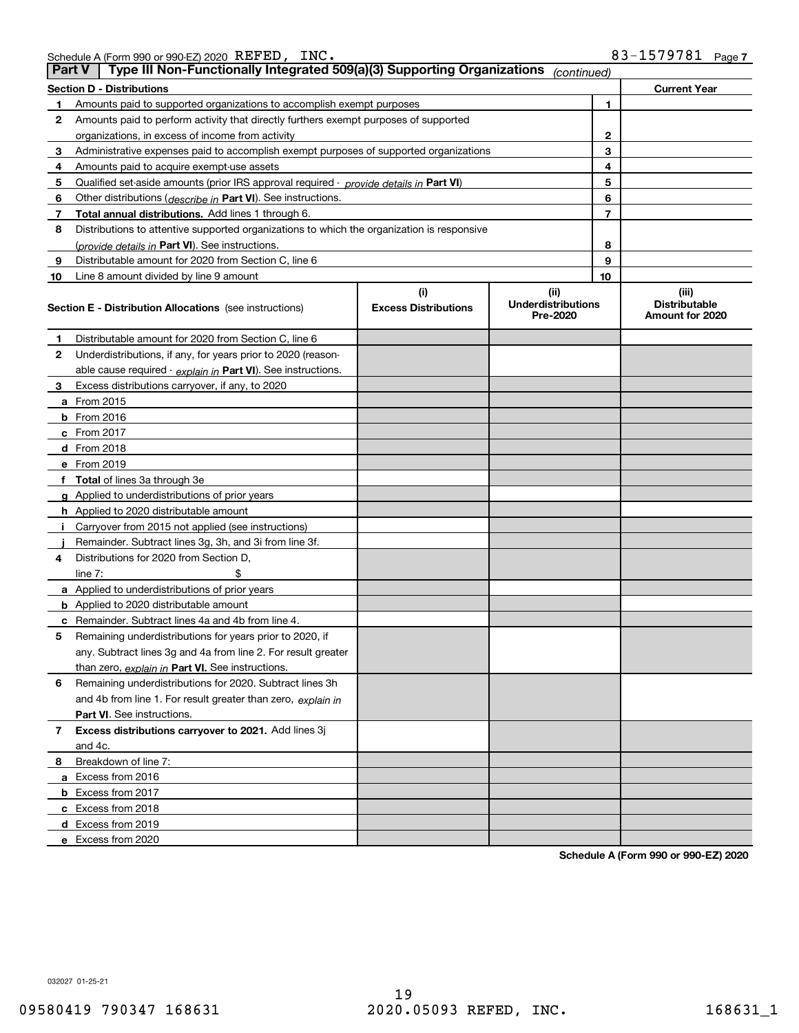Schedule A (Form 990 or 990-EZ) 2020 REFED, INC. 83-1579781 Page 7

## Part V Type III Non-Functionally Integrated 509(a)(3) Supporting Organizations *(continued)*

| Section D - Distributions | | | Current Year |
|---|---|---|---|
| 1 | Amounts paid to supported organizations to accomplish exempt purposes | 1 | |
| 2 | Amounts paid to perform activity that directly furthers exempt purposes of supported organizations, in excess of income from activity | 2 | |
| 3 | Administrative expenses paid to accomplish exempt purposes of supported organizations | 3 | |
| 4 | Amounts paid to acquire exempt-use assets | 4 | |
| 5 | Qualified set-aside amounts (prior IRS approval required - *provide details in* **Part VI**) | 5 | |
| 6 | Other distributions (*describe in* **Part VI**). See instructions. | 6 | |
| 7 | **Total annual distributions.** Add lines 1 through 6. | 7 | |
| 8 | Distributions to attentive supported organizations to which the organization is responsive (*provide details in* **Part VI**). See instructions. | 8 | |
| 9 | Distributable amount for 2020 from Section C, line 6 | 9 | |
| 10 | Line 8 amount divided by line 9 amount | 10 | |

| **Section E - Distribution Allocations** (see instructions) | (i) Excess Distributions | (ii) Underdistributions Pre-2020 | (iii) Distributable Amount for 2020 |
|---|---|---|---|
| **1** Distributable amount for 2020 from Section C, line 6 | | | |
| **2** Underdistributions, if any, for years prior to 2020 (reasonable cause required - *explain in* **Part VI**). See instructions. | | | |
| **3** Excess distributions carryover, if any, to 2020 | | | |
| **a** From 2015 | | | |
| **b** From 2016 | | | |
| **c** From 2017 | | | |
| **d** From 2018 | | | |
| **e** From 2019 | | | |
| **f Total** of lines 3a through 3e | | | |
| **g** Applied to underdistributions of prior years | | | |
| **h** Applied to 2020 distributable amount | | | |
| **i** Carryover from 2015 not applied (see instructions) | | | |
| **j** Remainder. Subtract lines 3g, 3h, and 3i from line 3f. | | | |
| **4** Distributions for 2020 from Section D, line 7: $ | | | |
| **a** Applied to underdistributions of prior years | | | |
| **b** Applied to 2020 distributable amount | | | |
| **c** Remainder. Subtract lines 4a and 4b from line 4. | | | |
| **5** Remaining underdistributions for years prior to 2020, if any. Subtract lines 3g and 4a from line 2. For result greater than zero, *explain in* **Part VI.** See instructions. | | | |
| **6** Remaining underdistributions for 2020. Subtract lines 3h and 4b from line 1. For result greater than zero, *explain in* **Part VI**. See instructions. | | | |
| **7 Excess distributions carryover to 2021.** Add lines 3j and 4c. | | | |
| **8** Breakdown of line 7: | | | |
| **a** Excess from 2016 | | | |
| **b** Excess from 2017 | | | |
| **c** Excess from 2018 | | | |
| **d** Excess from 2019 | | | |
| **e** Excess from 2020 | | | |

**Schedule A (Form 990 or 990-EZ) 2020**

032027 01-25-21

09580419 790347 168631 2020.05093 REFED, INC. 168631_1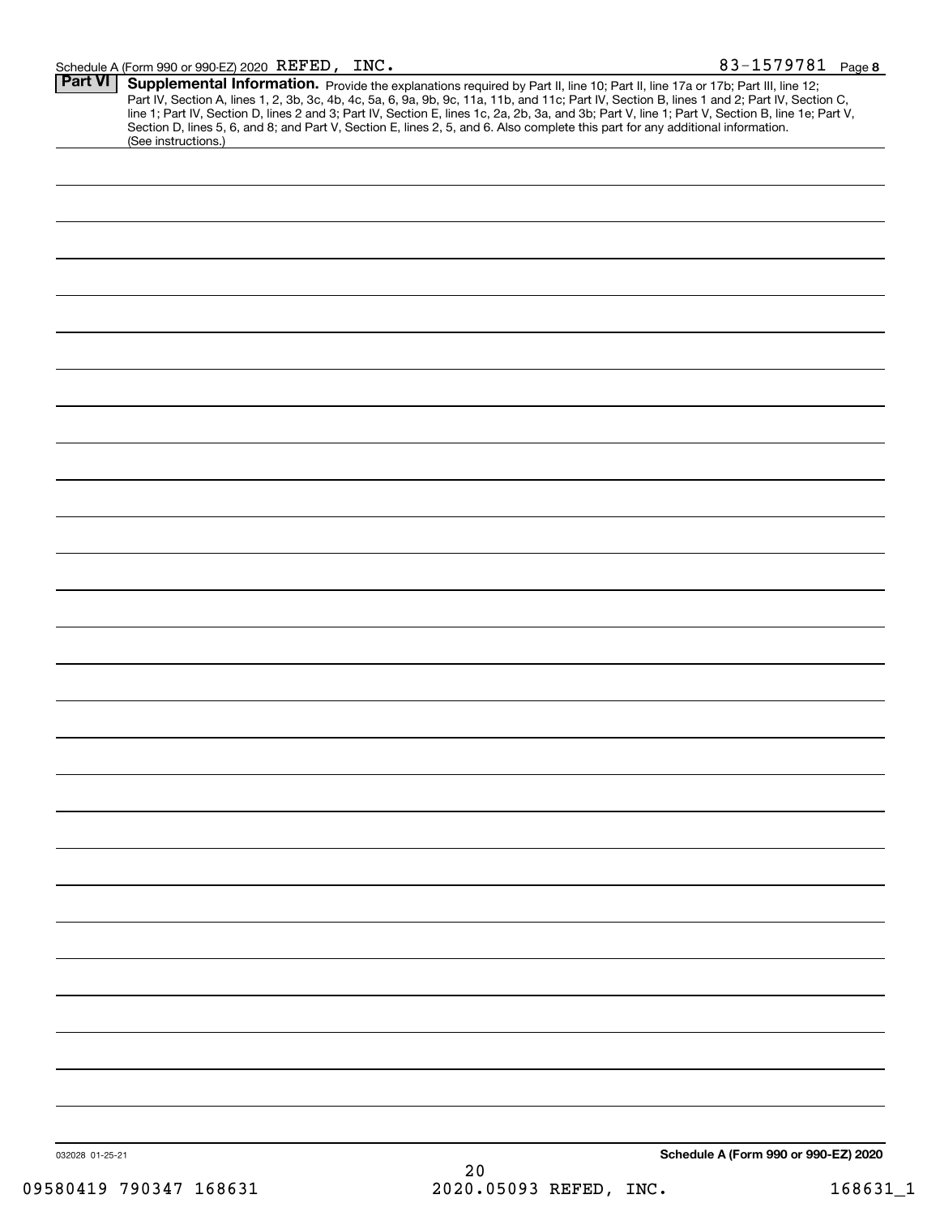Schedule A (Form 990 or 990-EZ) 2020 REFED, INC. 83-1579781 Page 8

**Part VI** **Supplemental Information.** Provide the explanations required by Part II, line 10; Part II, line 17a or 17b; Part III, line 12; Part IV, Section A, lines 1, 2, 3b, 3c, 4b, 4c, 5a, 6, 9a, 9b, 9c, 11a, 11b, and 11c; Part IV, Section B, lines 1 and 2; Part IV, Section C, line 1; Part IV, Section D, lines 2 and 3; Part IV, Section E, lines 1c, 2a, 2b, 3a, and 3b; Part V, line 1; Part V, Section B, line 1e; Part V, Section D, lines 5, 6, and 8; and Part V, Section E, lines 2, 5, and 6. Also complete this part for any additional information. (See instructions.)

032028 01-25-21

**Schedule A (Form 990 or 990-EZ) 2020**

09580419 790347 168631 2020.05093 REFED, INC. 168631_1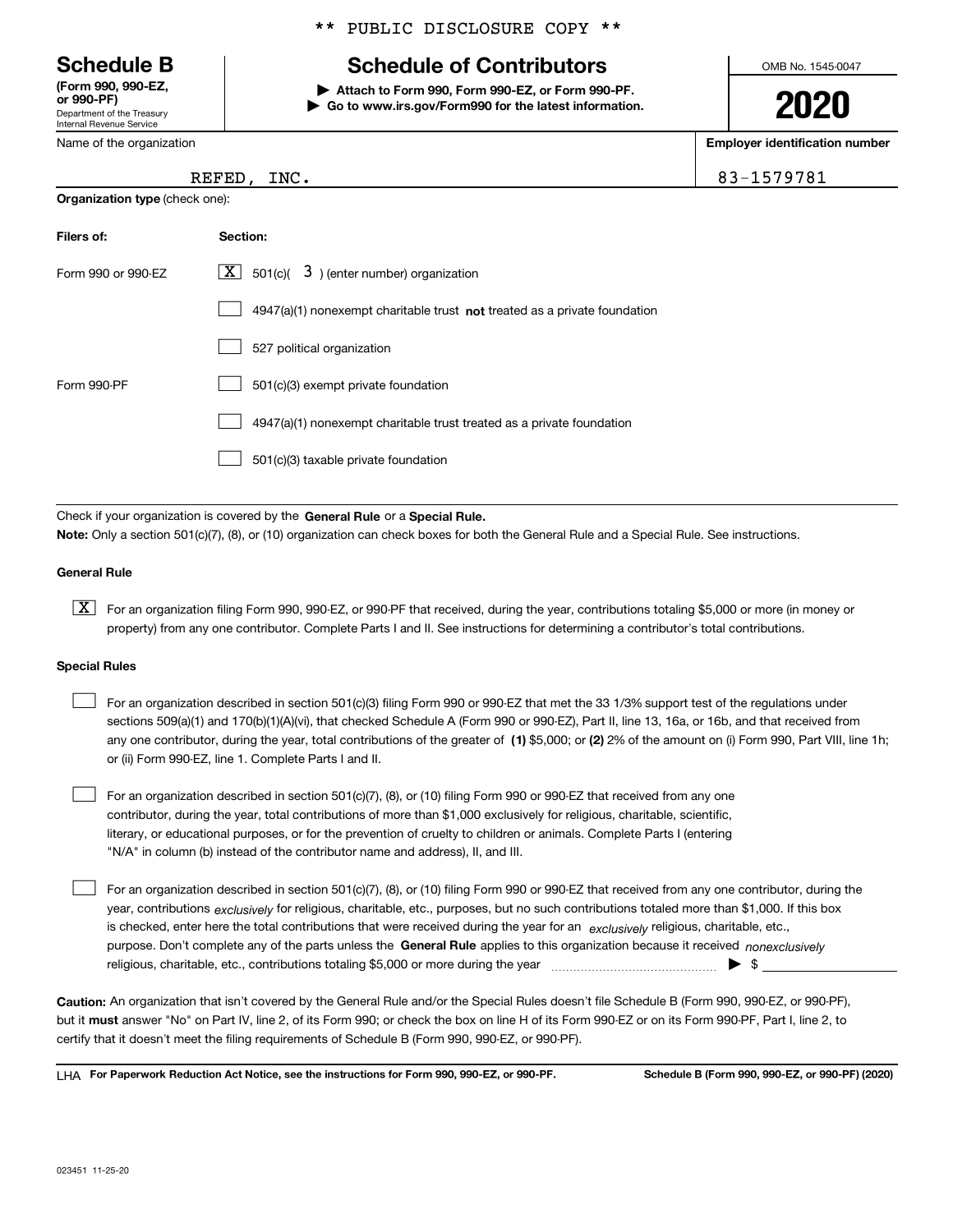** PUBLIC DISCLOSURE COPY **

# Schedule B

**(Form 990, 990-EZ, or 990-PF)**
Department of the Treasury
Internal Revenue Service

## Schedule of Contributors

▶ **Attach to Form 990, Form 990-EZ, or Form 990-PF.**
▶ **Go to www.irs.gov/Form990 for the latest information.**

OMB No. 1545-0047

**2020**

Name of the organization: REFED, INC.

**Employer identification number:** 83-1579781

**Organization type** (check one):

| Filers of: | Section: |
|---|---|
| Form 990 or 990-EZ | [X] 501(c)( 3 ) (enter number) organization |
| | [ ] 4947(a)(1) nonexempt charitable trust **not** treated as a private foundation |
| | [ ] 527 political organization |
| Form 990-PF | [ ] 501(c)(3) exempt private foundation |
| | [ ] 4947(a)(1) nonexempt charitable trust treated as a private foundation |
| | [ ] 501(c)(3) taxable private foundation |

Check if your organization is covered by the **General Rule** or a **Special Rule.**

**Note:** Only a section 501(c)(7), (8), or (10) organization can check boxes for both the General Rule and a Special Rule. See instructions.

### General Rule

[X] For an organization filing Form 990, 990-EZ, or 990-PF that received, during the year, contributions totaling $5,000 or more (in money or property) from any one contributor. Complete Parts I and II. See instructions for determining a contributor's total contributions.

### Special Rules

[ ] For an organization described in section 501(c)(3) filing Form 990 or 990-EZ that met the 33 1/3% support test of the regulations under sections 509(a)(1) and 170(b)(1)(A)(vi), that checked Schedule A (Form 990 or 990-EZ), Part II, line 13, 16a, or 16b, and that received from any one contributor, during the year, total contributions of the greater of **(1)** $5,000; or **(2)** 2% of the amount on (i) Form 990, Part VIII, line 1h; or (ii) Form 990-EZ, line 1. Complete Parts I and II.

[ ] For an organization described in section 501(c)(7), (8), or (10) filing Form 990 or 990-EZ that received from any one contributor, during the year, total contributions of more than $1,000 exclusively for religious, charitable, scientific, literary, or educational purposes, or for the prevention of cruelty to children or animals. Complete Parts I (entering "N/A" in column (b) instead of the contributor name and address), II, and III.

[ ] For an organization described in section 501(c)(7), (8), or (10) filing Form 990 or 990-EZ that received from any one contributor, during the year, contributions *exclusively* for religious, charitable, etc., purposes, but no such contributions totaled more than $1,000. If this box is checked, enter here the total contributions that were received during the year for an *exclusively* religious, charitable, etc., purpose. Don't complete any of the parts unless the **General Rule** applies to this organization because it received *nonexclusively* religious, charitable, etc., contributions totaling $5,000 or more during the year ▶ $ ____________

**Caution:** An organization that isn't covered by the General Rule and/or the Special Rules doesn't file Schedule B (Form 990, 990-EZ, or 990-PF), but it **must** answer "No" on Part IV, line 2, of its Form 990; or check the box on line H of its Form 990-EZ or on its Form 990-PF, Part I, line 2, to certify that it doesn't meet the filing requirements of Schedule B (Form 990, 990-EZ, or 990-PF).

LHA **For Paperwork Reduction Act Notice, see the instructions for Form 990, 990-EZ, or 990-PF.** **Schedule B (Form 990, 990-EZ, or 990-PF) (2020)**

023451 11-25-20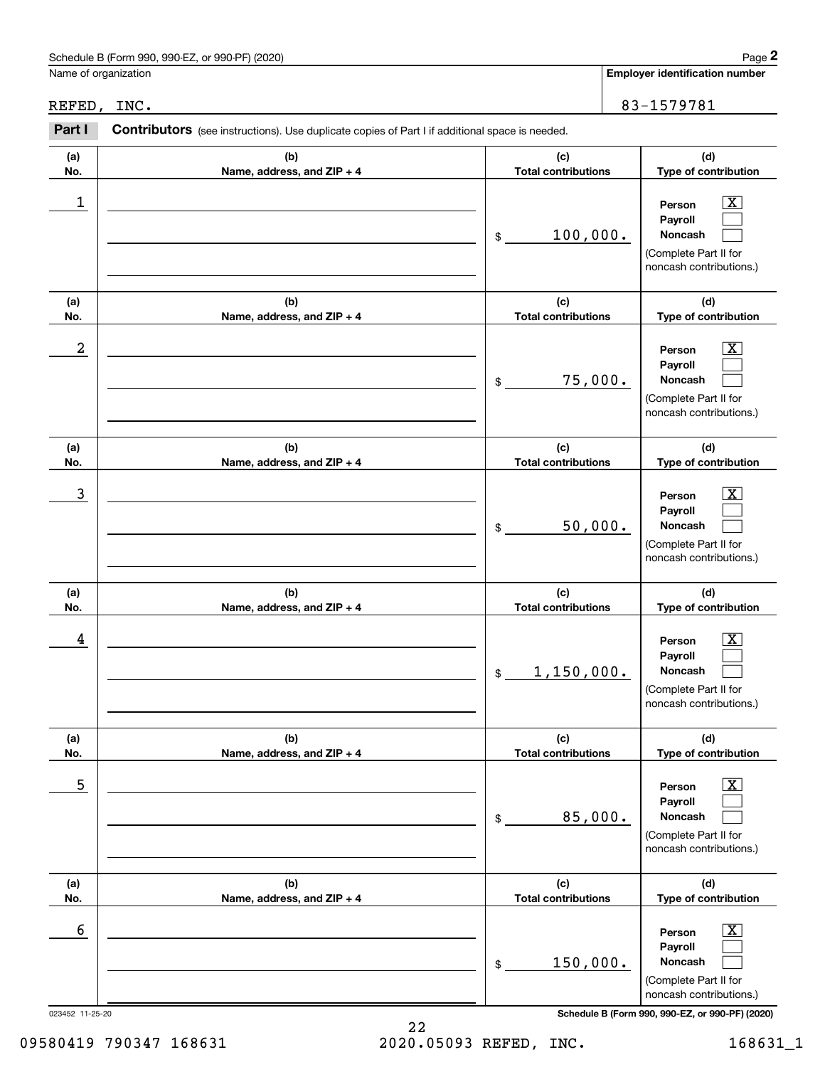Schedule B (Form 990, 990-EZ, or 990-PF) (2020)

Name of organization: REFED, INC.

Employer identification number: 83-1579781

**Part I** **Contributors** (see instructions). Use duplicate copies of Part I if additional space is needed.

| (a) No. | (b) Name, address, and ZIP + 4 | (c) Total contributions | (d) Type of contribution |
|---|---|---|---|
| 1 | | $ 100,000. | Person [X] Payroll [ ] Noncash [ ] (Complete Part II for noncash contributions.) |
| 2 | | $ 75,000. | Person [X] Payroll [ ] Noncash [ ] (Complete Part II for noncash contributions.) |
| 3 | | $ 50,000. | Person [X] Payroll [ ] Noncash [ ] (Complete Part II for noncash contributions.) |
| 4 | | $ 1,150,000. | Person [X] Payroll [ ] Noncash [ ] (Complete Part II for noncash contributions.) |
| 5 | | $ 85,000. | Person [X] Payroll [ ] Noncash [ ] (Complete Part II for noncash contributions.) |
| 6 | | $ 150,000. | Person [X] Payroll [ ] Noncash [ ] (Complete Part II for noncash contributions.) |

023452 11-25-20

Schedule B (Form 990, 990-EZ, or 990-PF) (2020)

09580419 790347 168631 2020.05093 REFED, INC. 168631_1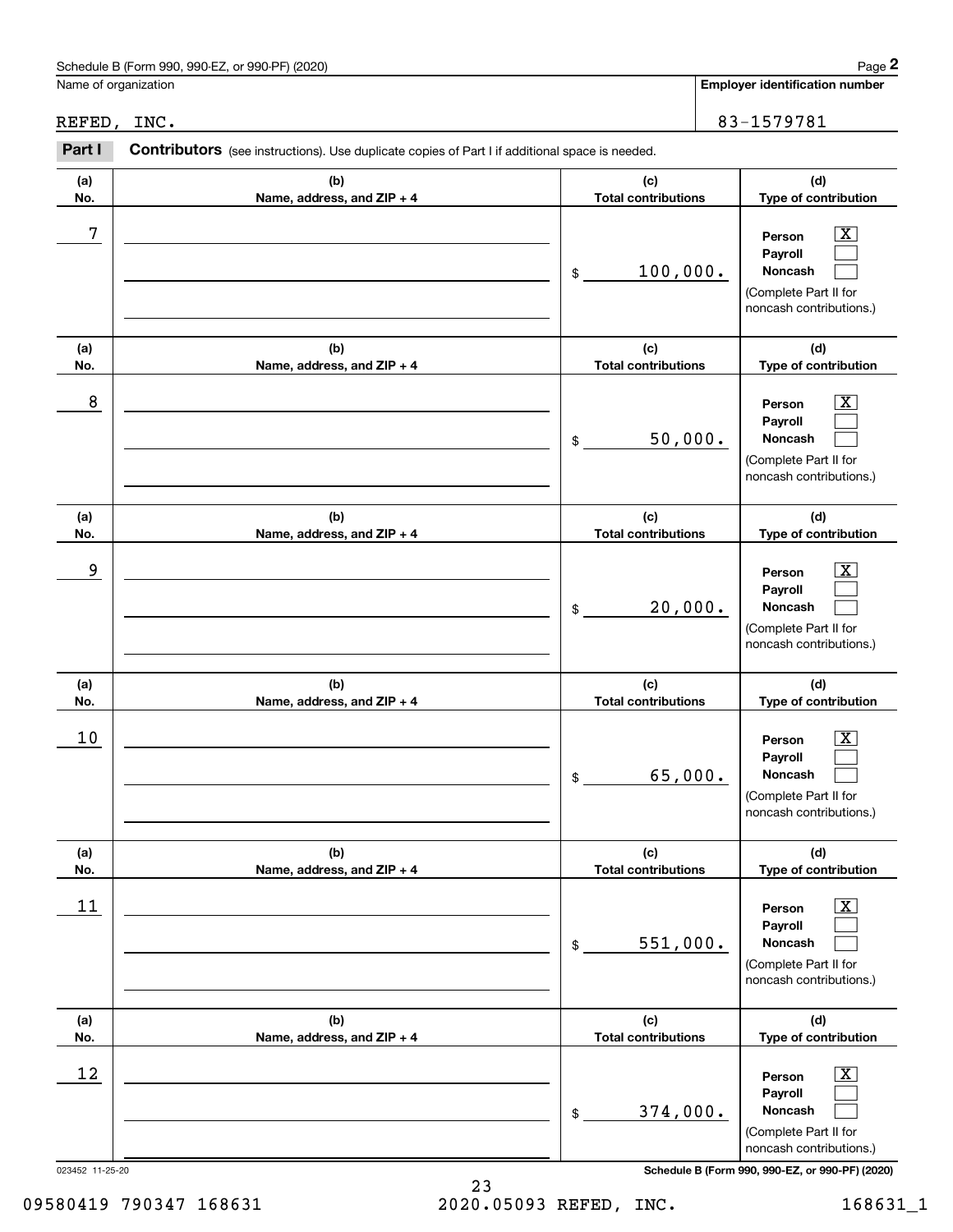Schedule B (Form 990, 990-EZ, or 990-PF) (2020)

Name of organization: REFED, INC.

Employer identification number: 83-1579781

**Part I** **Contributors** (see instructions). Use duplicate copies of Part I if additional space is needed.

| (a) No. | (b) Name, address, and ZIP + 4 | (c) Total contributions | (d) Type of contribution |
|---|---|---|---|
| 7 | | $ 100,000. | Person [X] Payroll [ ] Noncash [ ] (Complete Part II for noncash contributions.) |
| 8 | | $ 50,000. | Person [X] Payroll [ ] Noncash [ ] (Complete Part II for noncash contributions.) |
| 9 | | $ 20,000. | Person [X] Payroll [ ] Noncash [ ] (Complete Part II for noncash contributions.) |
| 10 | | $ 65,000. | Person [X] Payroll [ ] Noncash [ ] (Complete Part II for noncash contributions.) |
| 11 | | $ 551,000. | Person [X] Payroll [ ] Noncash [ ] (Complete Part II for noncash contributions.) |
| 12 | | $ 374,000. | Person [X] Payroll [ ] Noncash [ ] (Complete Part II for noncash contributions.) |

023452 11-25-20

Schedule B (Form 990, 990-EZ, or 990-PF) (2020)

09580419 790347 168631 2020.05093 REFED, INC. 168631_1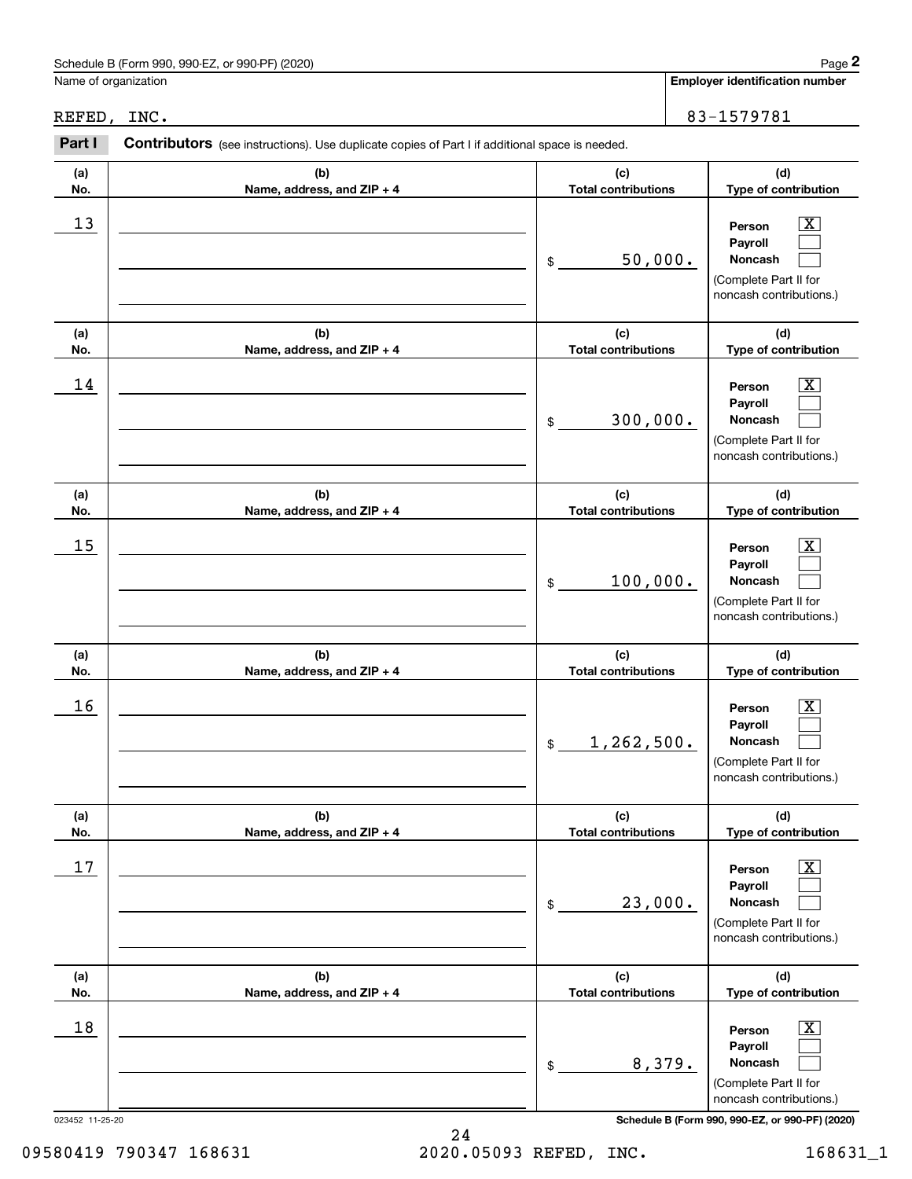Schedule B (Form 990, 990-EZ, or 990-PF) (2020)

Name of organization: REFED, INC.

Employer identification number: 83-1579781

**Part I** **Contributors** (see instructions). Use duplicate copies of Part I if additional space is needed.

| (a) No. | (b) Name, address, and ZIP + 4 | (c) Total contributions | (d) Type of contribution |
|---|---|---|---|
| 13 | | $ 50,000. | Person [X] Payroll [ ] Noncash [ ] (Complete Part II for noncash contributions.) |
| 14 | | $ 300,000. | Person [X] Payroll [ ] Noncash [ ] (Complete Part II for noncash contributions.) |
| 15 | | $ 100,000. | Person [X] Payroll [ ] Noncash [ ] (Complete Part II for noncash contributions.) |
| 16 | | $ 1,262,500. | Person [X] Payroll [ ] Noncash [ ] (Complete Part II for noncash contributions.) |
| 17 | | $ 23,000. | Person [X] Payroll [ ] Noncash [ ] (Complete Part II for noncash contributions.) |
| 18 | | $ 8,379. | Person [X] Payroll [ ] Noncash [ ] (Complete Part II for noncash contributions.) |

023452 11-25-20

Schedule B (Form 990, 990-EZ, or 990-PF) (2020)

09580419 790347 168631 2020.05093 REFED, INC. 168631_1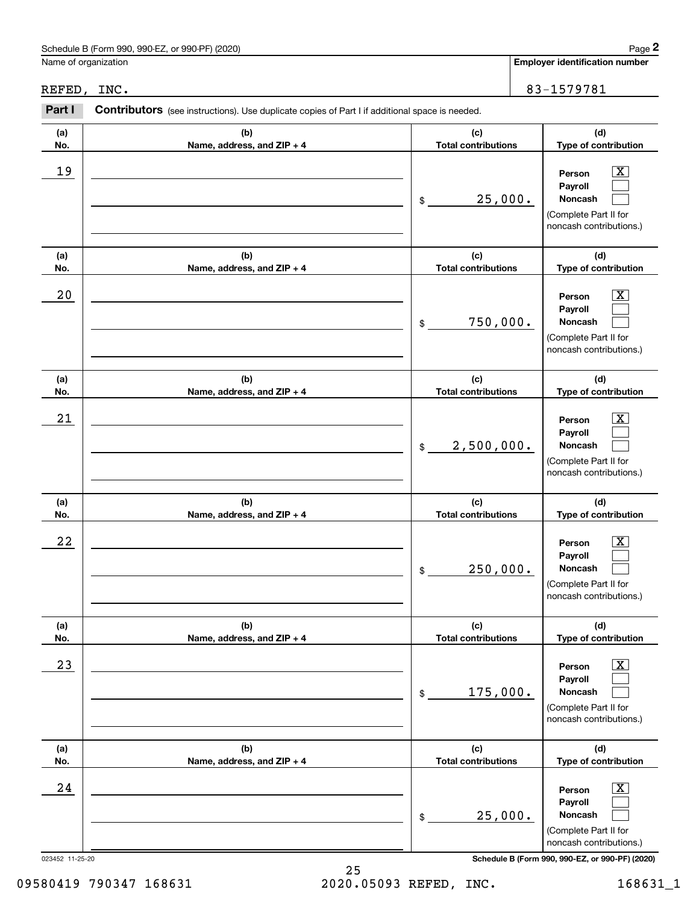Schedule B (Form 990, 990-EZ, or 990-PF) (2020)

Name of organization: REFED, INC.

Employer identification number: 83-1579781

**Part I** **Contributors** (see instructions). Use duplicate copies of Part I if additional space is needed.

| (a) No. | (b) Name, address, and ZIP + 4 | (c) Total contributions | (d) Type of contribution |
|---|---|---|---|
| 19 | | $ 25,000. | Person [X] Payroll [ ] Noncash [ ] (Complete Part II for noncash contributions.) |
| 20 | | $ 750,000. | Person [X] Payroll [ ] Noncash [ ] (Complete Part II for noncash contributions.) |
| 21 | | $ 2,500,000. | Person [X] Payroll [ ] Noncash [ ] (Complete Part II for noncash contributions.) |
| 22 | | $ 250,000. | Person [X] Payroll [ ] Noncash [ ] (Complete Part II for noncash contributions.) |
| 23 | | $ 175,000. | Person [X] Payroll [ ] Noncash [ ] (Complete Part II for noncash contributions.) |
| 24 | | $ 25,000. | Person [X] Payroll [ ] Noncash [ ] (Complete Part II for noncash contributions.) |

023452 11-25-20

Schedule B (Form 990, 990-EZ, or 990-PF) (2020)

09580419 790347 168631 2020.05093 REFED, INC. 168631_1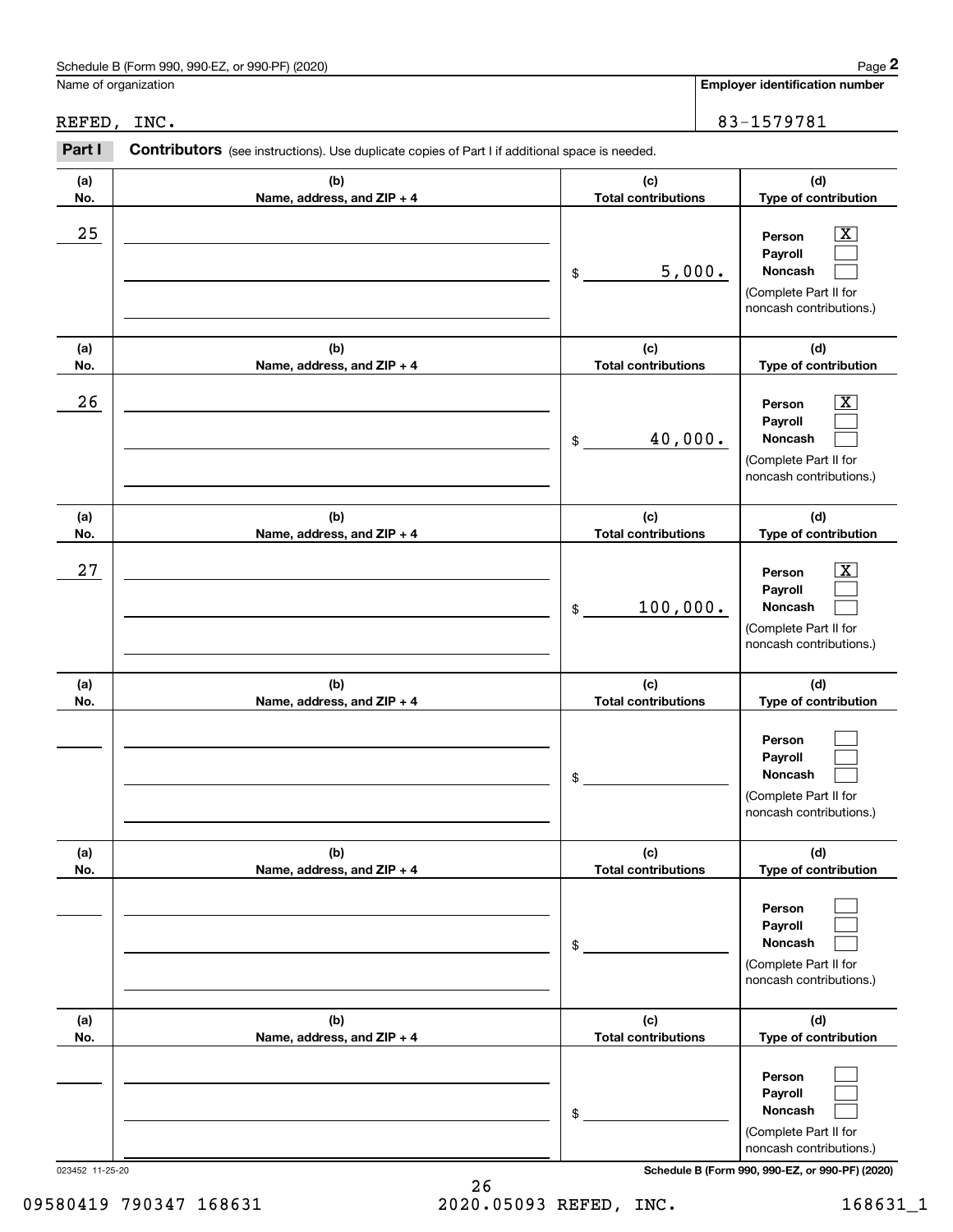Schedule B (Form 990, 990-EZ, or 990-PF) (2020)

Name of organization: REFED, INC.

Employer identification number: 83-1579781

**Part I** **Contributors** (see instructions). Use duplicate copies of Part I if additional space is needed.

| (a) No. | (b) Name, address, and ZIP + 4 | (c) Total contributions | (d) Type of contribution |
|---|---|---|---|
| 25 | | $ 5,000. | Person [X] Payroll [ ] Noncash [ ] (Complete Part II for noncash contributions.) |
| 26 | | $ 40,000. | Person [X] Payroll [ ] Noncash [ ] (Complete Part II for noncash contributions.) |
| 27 | | $ 100,000. | Person [X] Payroll [ ] Noncash [ ] (Complete Part II for noncash contributions.) |
| | | $ | Person [ ] Payroll [ ] Noncash [ ] (Complete Part II for noncash contributions.) |
| | | $ | Person [ ] Payroll [ ] Noncash [ ] (Complete Part II for noncash contributions.) |
| | | $ | Person [ ] Payroll [ ] Noncash [ ] (Complete Part II for noncash contributions.) |

023452 11-25-20

Schedule B (Form 990, 990-EZ, or 990-PF) (2020)

09580419 790347 168631 2020.05093 REFED, INC. 168631_1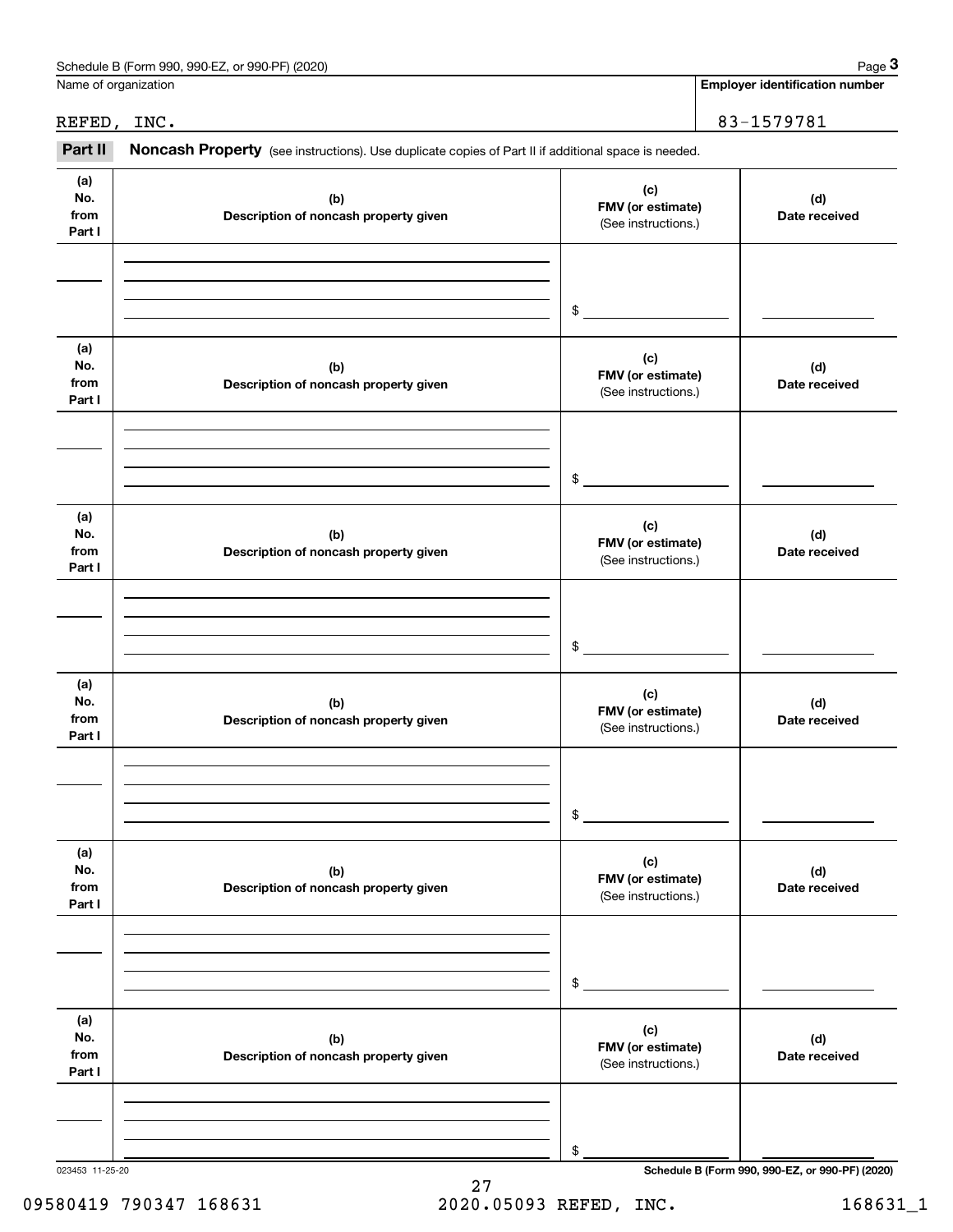Name of organization

REFED, INC.

**Employer identification number**

83-1579781

## Part II Noncash Property (see instructions). Use duplicate copies of Part II if additional space is needed.

| (a) No. from Part I | (b) Description of noncash property given | (c) FMV (or estimate) (See instructions.) | (d) Date received |
|---|---|---|---|
| | | $ | |

| (a) No. from Part I | (b) Description of noncash property given | (c) FMV (or estimate) (See instructions.) | (d) Date received |
|---|---|---|---|
| | | $ | |

| (a) No. from Part I | (b) Description of noncash property given | (c) FMV (or estimate) (See instructions.) | (d) Date received |
|---|---|---|---|
| | | $ | |

| (a) No. from Part I | (b) Description of noncash property given | (c) FMV (or estimate) (See instructions.) | (d) Date received |
|---|---|---|---|
| | | $ | |

| (a) No. from Part I | (b) Description of noncash property given | (c) FMV (or estimate) (See instructions.) | (d) Date received |
|---|---|---|---|
| | | $ | |

| (a) No. from Part I | (b) Description of noncash property given | (c) FMV (or estimate) (See instructions.) | (d) Date received |
|---|---|---|---|
| | | $ | |

023453 11-25-20

09580419 790347 168631 2020.05093 REFED, INC. 168631_1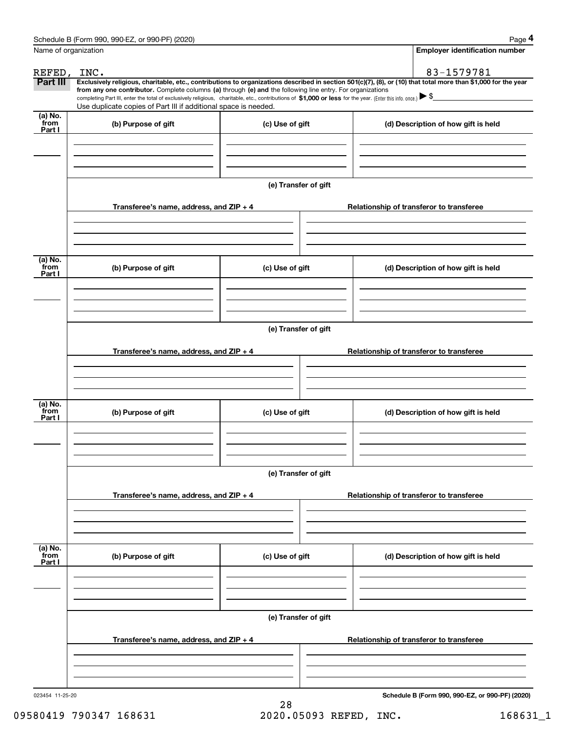Schedule B (Form 990, 990-EZ, or 990-PF) (2020) Page **4**

Name of organization: REFED, INC.

**Employer identification number**: 83-1579781

**Part III** **Exclusively religious, charitable, etc., contributions to organizations described in section 501(c)(7), (8), or (10) that total more than $1,000 for the year from any one contributor.** Complete columns **(a)** through **(e) and** the following line entry. For organizations completing Part III, enter the total of exclusively religious, charitable, etc., contributions of **$1,000 or less** for the year. (Enter this info. once.) ▶ $

Use duplicate copies of Part III if additional space is needed.

| (a) No. from Part I | (b) Purpose of gift | (c) Use of gift | (d) Description of how gift is held |
|---|---|---|---|
| | | | |

**(e) Transfer of gift**

| Transferee's name, address, and ZIP + 4 | Relationship of transferor to transferee |
|---|---|
| | |

| (a) No. from Part I | (b) Purpose of gift | (c) Use of gift | (d) Description of how gift is held |
|---|---|---|---|
| | | | |

**(e) Transfer of gift**

| Transferee's name, address, and ZIP + 4 | Relationship of transferor to transferee |
|---|---|
| | |

| (a) No. from Part I | (b) Purpose of gift | (c) Use of gift | (d) Description of how gift is held |
|---|---|---|---|
| | | | |

**(e) Transfer of gift**

| Transferee's name, address, and ZIP + 4 | Relationship of transferor to transferee |
|---|---|
| | |

| (a) No. from Part I | (b) Purpose of gift | (c) Use of gift | (d) Description of how gift is held |
|---|---|---|---|
| | | | |

**(e) Transfer of gift**

| Transferee's name, address, and ZIP + 4 | Relationship of transferor to transferee |
|---|---|
| | |

023454 11-25-20

**Schedule B (Form 990, 990-EZ, or 990-PF) (2020)**

09580419 790347 168631 2020.05093 REFED, INC. 168631_1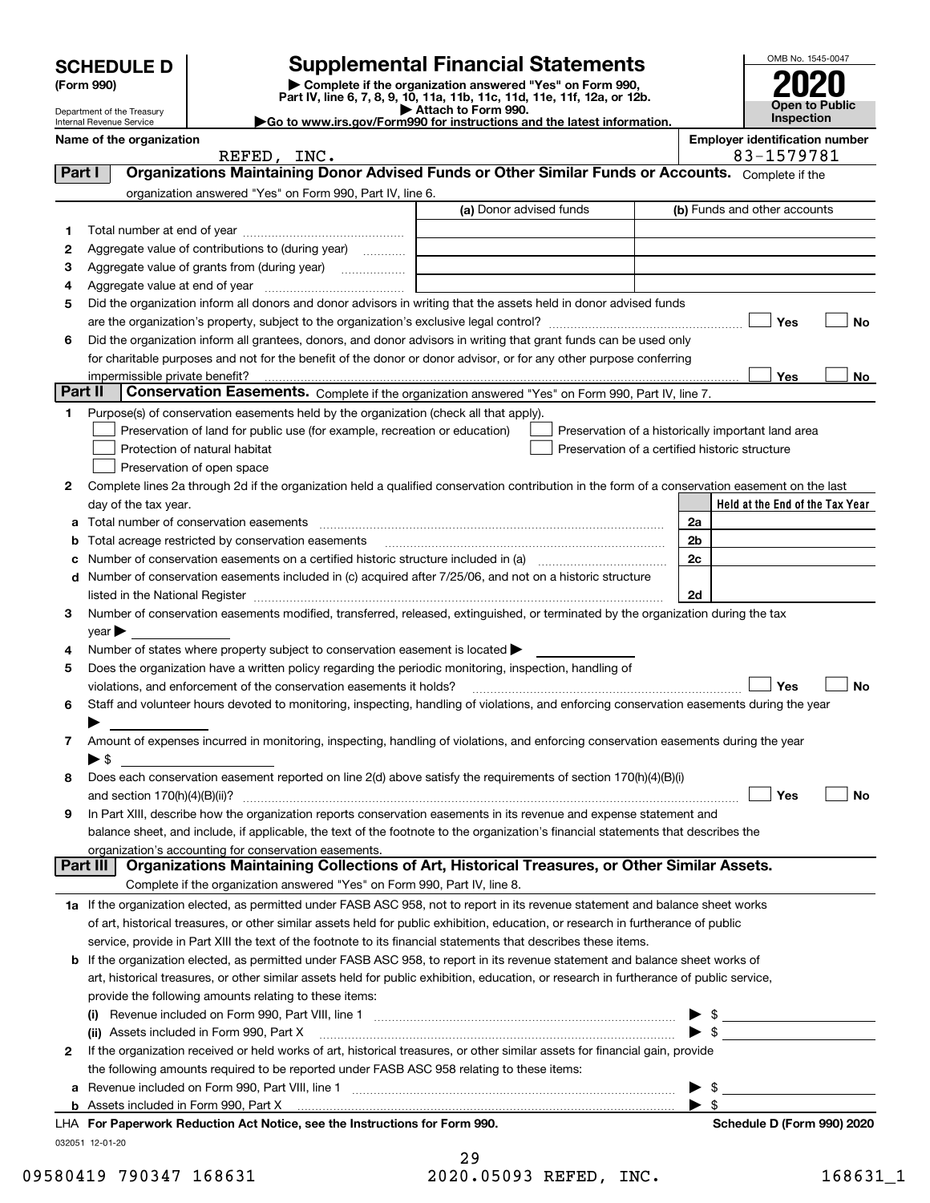# SCHEDULE D (Form 990)

Department of the Treasury
Internal Revenue Service

## Supplemental Financial Statements

▶ Complete if the organization answered "Yes" on Form 990, Part IV, line 6, 7, 8, 9, 10, 11a, 11b, 11c, 11d, 11e, 11f, 12a, or 12b.
▶ Attach to Form 990.
▶Go to www.irs.gov/Form990 for instructions and the latest information.

OMB No. 1545-0047

**2020**

**Open to Public Inspection**

**Name of the organization:** REFED, INC.

**Employer identification number:** 83-1579781

## Part I Organizations Maintaining Donor Advised Funds or Other Similar Funds or Accounts. Complete if the organization answered "Yes" on Form 990, Part IV, line 6.

| | | (a) Donor advised funds | (b) Funds and other accounts |
|---|---|---|---|
| 1 | Total number at end of year | | |
| 2 | Aggregate value of contributions to (during year) | | |
| 3 | Aggregate value of grants from (during year) | | |
| 4 | Aggregate value at end of year | | |

5 Did the organization inform all donors and donor advisors in writing that the assets held in donor advised funds are the organization's property, subject to the organization's exclusive legal control? ☐ Yes ☐ No

6 Did the organization inform all grantees, donors, and donor advisors in writing that grant funds can be used only for charitable purposes and not for the benefit of the donor or donor advisor, or for any other purpose conferring impermissible private benefit? ☐ Yes ☐ No

## Part II Conservation Easements. Complete if the organization answered "Yes" on Form 990, Part IV, line 7.

1 Purpose(s) of conservation easements held by the organization (check all that apply).

- ☐ Preservation of land for public use (for example, recreation or education)
- ☐ Protection of natural habitat
- ☐ Preservation of open space
- ☐ Preservation of a historically important land area
- ☐ Preservation of a certified historic structure

2 Complete lines 2a through 2d if the organization held a qualified conservation contribution in the form of a conservation easement on the last day of the tax year.

| | | | Held at the End of the Tax Year |
|---|---|---|---|
| a | Total number of conservation easements | 2a | |
| b | Total acreage restricted by conservation easements | 2b | |
| c | Number of conservation easements on a certified historic structure included in (a) | 2c | |
| d | Number of conservation easements included in (c) acquired after 7/25/06, and not on a historic structure listed in the National Register | 2d | |

3 Number of conservation easements modified, transferred, released, extinguished, or terminated by the organization during the tax year ▶

4 Number of states where property subject to conservation easement is located ▶

5 Does the organization have a written policy regarding the periodic monitoring, inspection, handling of violations, and enforcement of the conservation easements it holds? ☐ Yes ☐ No

6 Staff and volunteer hours devoted to monitoring, inspecting, handling of violations, and enforcing conservation easements during the year ▶

7 Amount of expenses incurred in monitoring, inspecting, handling of violations, and enforcing conservation easements during the year ▶ $

8 Does each conservation easement reported on line 2(d) above satisfy the requirements of section 170(h)(4)(B)(i) and section 170(h)(4)(B)(ii)? ☐ Yes ☐ No

9 In Part XIII, describe how the organization reports conservation easements in its revenue and expense statement and balance sheet, and include, if applicable, the text of the footnote to the organization's financial statements that describes the organization's accounting for conservation easements.

## Part III Organizations Maintaining Collections of Art, Historical Treasures, or Other Similar Assets. Complete if the organization answered "Yes" on Form 990, Part IV, line 8.

1a If the organization elected, as permitted under FASB ASC 958, not to report in its revenue statement and balance sheet works of art, historical treasures, or other similar assets held for public exhibition, education, or research in furtherance of public service, provide in Part XIII the text of the footnote to its financial statements that describes these items.

b If the organization elected, as permitted under FASB ASC 958, to report in its revenue statement and balance sheet works of art, historical treasures, or other similar assets held for public exhibition, education, or research in furtherance of public service, provide the following amounts relating to these items:

(i) Revenue included on Form 990, Part VIII, line 1 ▶ $

(ii) Assets included in Form 990, Part X ▶ $

2 If the organization received or held works of art, historical treasures, or other similar assets for financial gain, provide the following amounts required to be reported under FASB ASC 958 relating to these items:

a Revenue included on Form 990, Part VIII, line 1 ▶ $

b Assets included in Form 990, Part X ▶ $

LHA For Paperwork Reduction Act Notice, see the Instructions for Form 990. Schedule D (Form 990) 2020

032051 12-01-20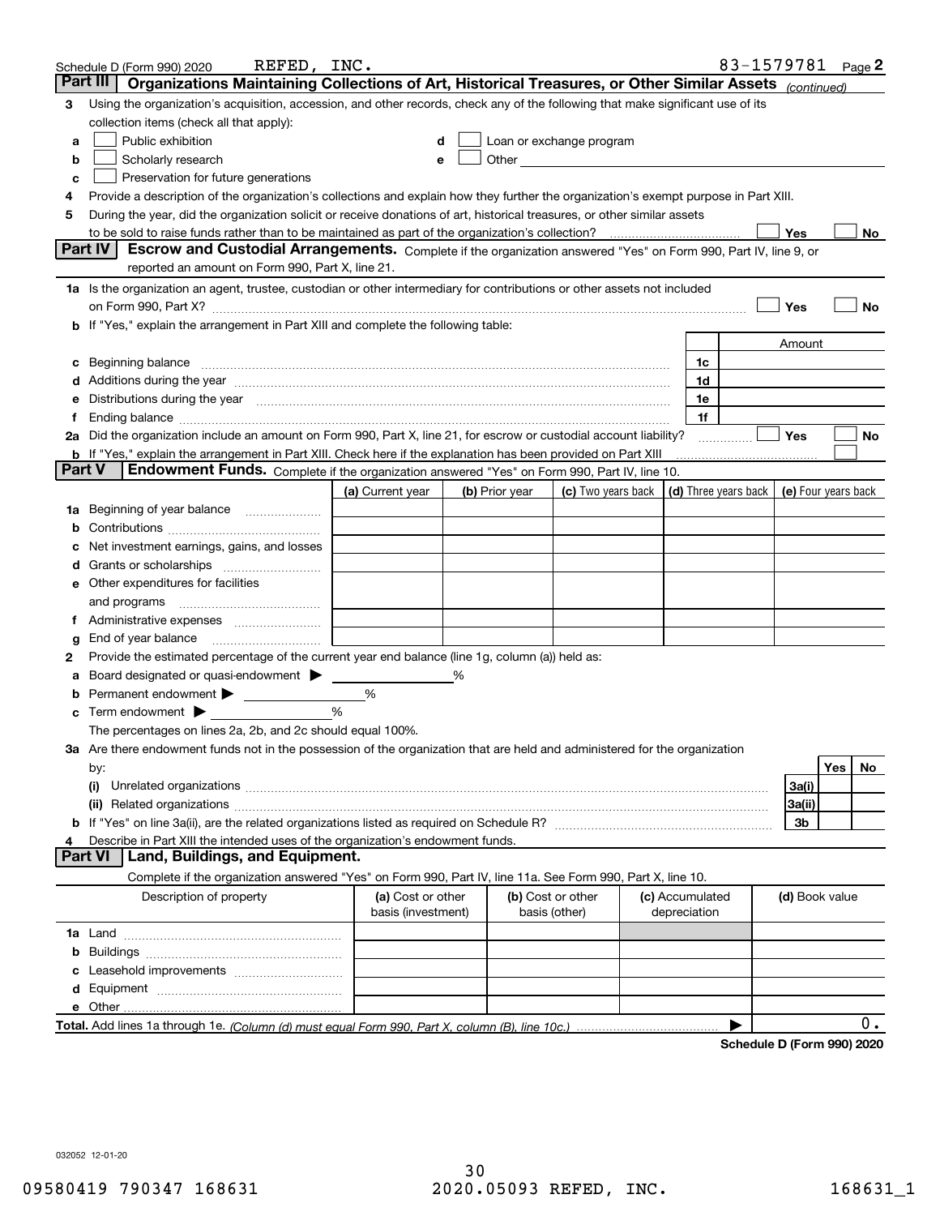Schedule D (Form 990) 2020 REFED, INC. 83-1579781 Page 2

## Part III Organizations Maintaining Collections of Art, Historical Treasures, or Other Similar Assets *(continued)*

**3** Using the organization's acquisition, accession, and other records, check any of the following that make significant use of its collection items (check all that apply):

- **a** ☐ Public exhibition
- **b** ☐ Scholarly research
- **c** ☐ Preservation for future generations
- **d** ☐ Loan or exchange program
- **e** ☐ Other

**4** Provide a description of the organization's collections and explain how they further the organization's exempt purpose in Part XIII.

**5** During the year, did the organization solicit or receive donations of art, historical treasures, or other similar assets to be sold to raise funds rather than to be maintained as part of the organization's collection? ☐ Yes ☐ No

## Part IV Escrow and Custodial Arrangements.

Complete if the organization answered "Yes" on Form 990, Part IV, line 9, or reported an amount on Form 990, Part X, line 21.

**1a** Is the organization an agent, trustee, custodian or other intermediary for contributions or other assets not included on Form 990, Part X? ☐ Yes ☐ No

**b** If "Yes," explain the arrangement in Part XIII and complete the following table:

| | | | Amount |
|---|---|---|---|
| **c** | Beginning balance | 1c | |
| **d** | Additions during the year | 1d | |
| **e** | Distributions during the year | 1e | |
| **f** | Ending balance | 1f | |

**2a** Did the organization include an amount on Form 990, Part X, line 21, for escrow or custodial account liability? ☐ Yes ☐ No

**b** If "Yes," explain the arrangement in Part XIII. Check here if the explanation has been provided on Part XIII ☐

## Part V Endowment Funds.

Complete if the organization answered "Yes" on Form 990, Part IV, line 10.

| | (a) Current year | (b) Prior year | (c) Two years back | (d) Three years back | (e) Four years back |
|---|---|---|---|---|---|
| **1a** Beginning of year balance | | | | | |
| **b** Contributions | | | | | |
| **c** Net investment earnings, gains, and losses | | | | | |
| **d** Grants or scholarships | | | | | |
| **e** Other expenditures for facilities and programs | | | | | |
| **f** Administrative expenses | | | | | |
| **g** End of year balance | | | | | |

**2** Provide the estimated percentage of the current year end balance (line 1g, column (a)) held as:

- **a** Board designated or quasi-endowment ▶ ______ %
- **b** Permanent endowment ▶ ______ %
- **c** Term endowment ▶ ______ %

The percentages on lines 2a, 2b, and 2c should equal 100%.

**3a** Are there endowment funds not in the possession of the organization that are held and administered for the organization by:

| | | Yes | No |
|---|---|---|---|
| **(i)** Unrelated organizations | 3a(i) | | |
| **(ii)** Related organizations | 3a(ii) | | |
| **b** If "Yes" on line 3a(ii), are the related organizations listed as required on Schedule R? | 3b | | |

**4** Describe in Part XIII the intended uses of the organization's endowment funds.

## Part VI Land, Buildings, and Equipment.

Complete if the organization answered "Yes" on Form 990, Part IV, line 11a. See Form 990, Part X, line 10.

| Description of property | (a) Cost or other basis (investment) | (b) Cost or other basis (other) | (c) Accumulated depreciation | (d) Book value |
|---|---|---|---|---|
| **1a** Land | | | | |
| **b** Buildings | | | | |
| **c** Leasehold improvements | | | | |
| **d** Equipment | | | | |
| **e** Other | | | | |
| **Total.** Add lines 1a through 1e. *(Column (d) must equal Form 990, Part X, column (B), line 10c.)* | | | ▶ | 0. |

**Schedule D (Form 990) 2020**

032052 12-01-20

09580419 790347 168631 2020.05093 REFED, INC. 168631_1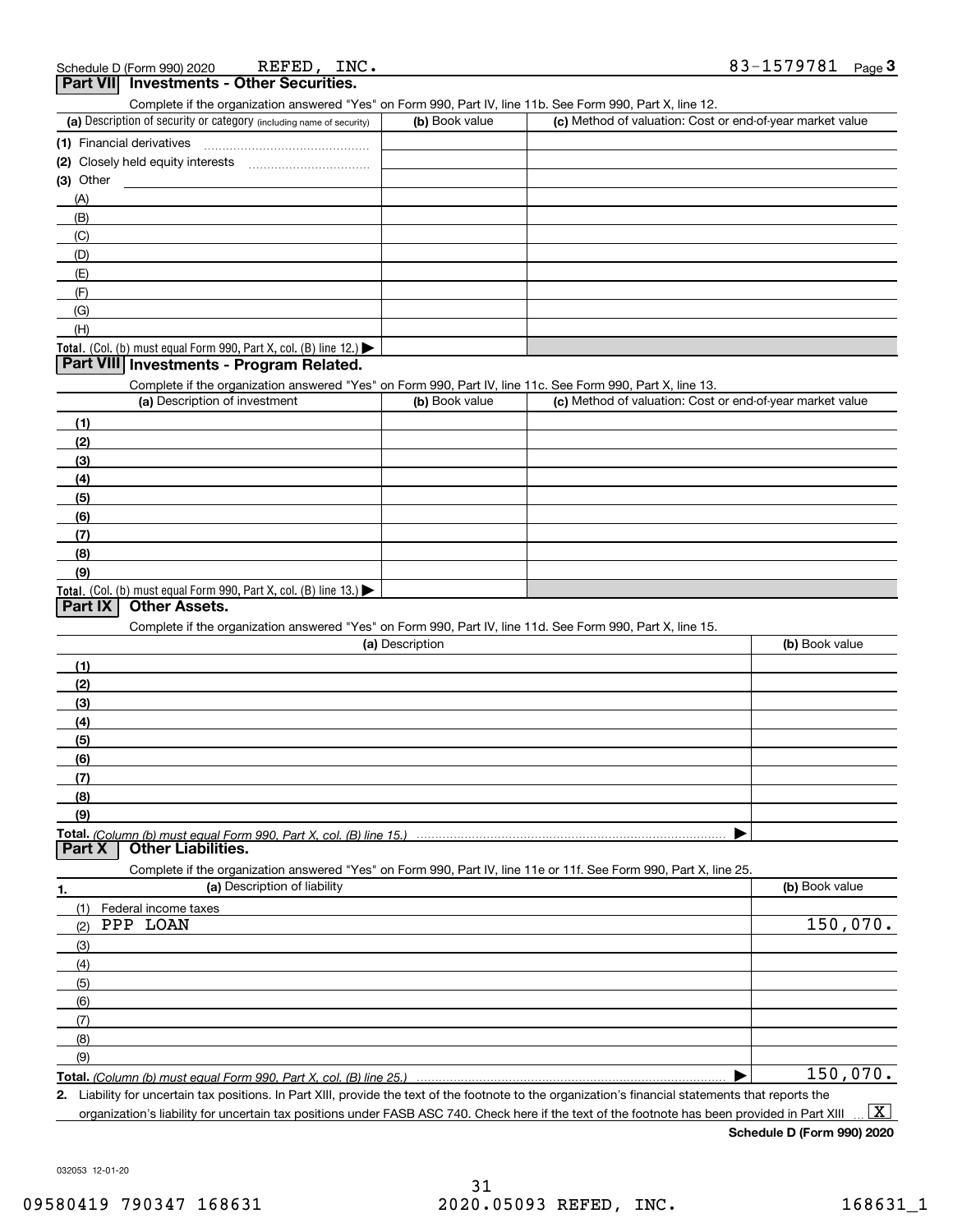Schedule D (Form 990) 2020 REFED, INC. 83-1579781 Page 3

## Part VII Investments - Other Securities.

Complete if the organization answered "Yes" on Form 990, Part IV, line 11b. See Form 990, Part X, line 12.

| (a) Description of security or category (including name of security) | (b) Book value | (c) Method of valuation: Cost or end-of-year market value |
|---|---|---|
| (1) Financial derivatives | | |
| (2) Closely held equity interests | | |
| (3) Other | | |
| (A) | | |
| (B) | | |
| (C) | | |
| (D) | | |
| (E) | | |
| (F) | | |
| (G) | | |
| (H) | | |
| **Total.** (Col. (b) must equal Form 990, Part X, col. (B) line 12.) ▶ | | |

## Part VIII Investments - Program Related.

Complete if the organization answered "Yes" on Form 990, Part IV, line 11c. See Form 990, Part X, line 13.

| (a) Description of investment | (b) Book value | (c) Method of valuation: Cost or end-of-year market value |
|---|---|---|
| (1) | | |
| (2) | | |
| (3) | | |
| (4) | | |
| (5) | | |
| (6) | | |
| (7) | | |
| (8) | | |
| (9) | | |
| **Total.** (Col. (b) must equal Form 990, Part X, col. (B) line 13.) ▶ | | |

## Part IX Other Assets.

Complete if the organization answered "Yes" on Form 990, Part IV, line 11d. See Form 990, Part X, line 15.

| (a) Description | (b) Book value |
|---|---|
| (1) | |
| (2) | |
| (3) | |
| (4) | |
| (5) | |
| (6) | |
| (7) | |
| (8) | |
| (9) | |
| **Total.** *(Column (b) must equal Form 990, Part X, col. (B) line 15.)* ▶ | |

## Part X Other Liabilities.

Complete if the organization answered "Yes" on Form 990, Part IV, line 11e or 11f. See Form 990, Part X, line 25.

| 1. (a) Description of liability | (b) Book value |
|---|---|
| (1) Federal income taxes | |
| (2) PPP LOAN | 150,070. |
| (3) | |
| (4) | |
| (5) | |
| (6) | |
| (7) | |
| (8) | |
| (9) | |
| **Total.** *(Column (b) must equal Form 990, Part X, col. (B) line 25.)* ▶ | 150,070. |

**2.** Liability for uncertain tax positions. In Part XIII, provide the text of the footnote to the organization's financial statements that reports the organization's liability for uncertain tax positions under FASB ASC 740. Check here if the text of the footnote has been provided in Part XIII ... [X]

**Schedule D (Form 990) 2020**

032053 12-01-20

09580419 790347 168631 2020.05093 REFED, INC. 168631_1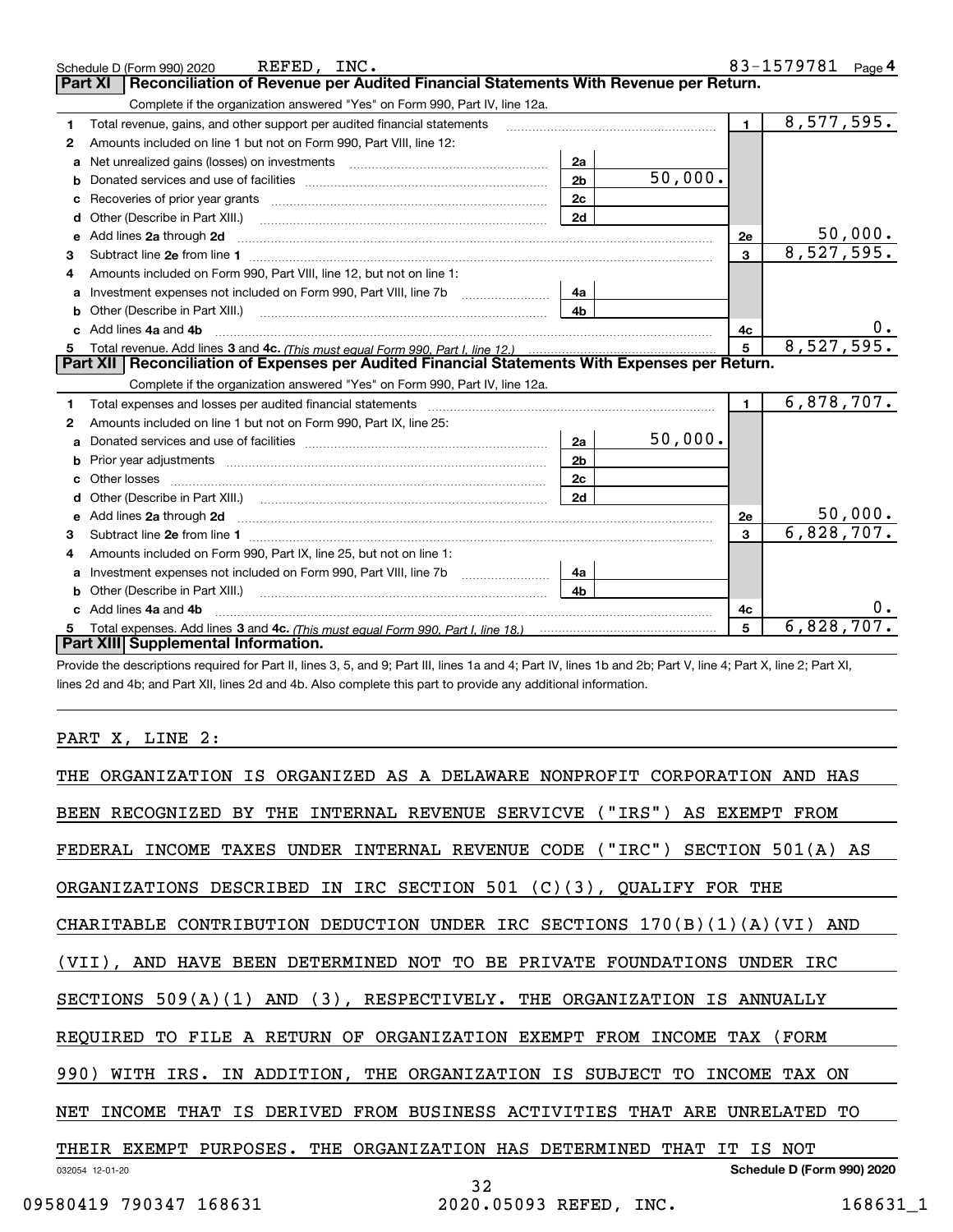Schedule D (Form 990) 2020 REFED, INC. 83-1579781 Page 4

## Part XI Reconciliation of Revenue per Audited Financial Statements With Revenue per Return.

Complete if the organization answered "Yes" on Form 990, Part IV, line 12a.

| | | | | | |
|---|---|---|---|---|---|
| 1 | Total revenue, gains, and other support per audited financial statements | | | 1 | 8,577,595. |
| 2 | Amounts included on line 1 but not on Form 990, Part VIII, line 12: | | | | |
| a | Net unrealized gains (losses) on investments | 2a | | | |
| b | Donated services and use of facilities | 2b | 50,000. | | |
| c | Recoveries of prior year grants | 2c | | | |
| d | Other (Describe in Part XIII.) | 2d | | | |
| e | Add lines 2a through 2d | | | 2e | 50,000. |
| 3 | Subtract line 2e from line 1 | | | 3 | 8,527,595. |
| 4 | Amounts included on Form 990, Part VIII, line 12, but not on line 1: | | | | |
| a | Investment expenses not included on Form 990, Part VIII, line 7b | 4a | | | |
| b | Other (Describe in Part XIII.) | 4b | | | |
| c | Add lines 4a and 4b | | | 4c | 0. |
| 5 | Total revenue. Add lines 3 and 4c. *(This must equal Form 990, Part I, line 12.)* | | | 5 | 8,527,595. |

## Part XII Reconciliation of Expenses per Audited Financial Statements With Expenses per Return.

Complete if the organization answered "Yes" on Form 990, Part IV, line 12a.

| | | | | | |
|---|---|---|---|---|---|
| 1 | Total expenses and losses per audited financial statements | | | 1 | 6,878,707. |
| 2 | Amounts included on line 1 but not on Form 990, Part IX, line 25: | | | | |
| a | Donated services and use of facilities | 2a | 50,000. | | |
| b | Prior year adjustments | 2b | | | |
| c | Other losses | 2c | | | |
| d | Other (Describe in Part XIII.) | 2d | | | |
| e | Add lines 2a through 2d | | | 2e | 50,000. |
| 3 | Subtract line 2e from line 1 | | | 3 | 6,828,707. |
| 4 | Amounts included on Form 990, Part IX, line 25, but not on line 1: | | | | |
| a | Investment expenses not included on Form 990, Part VIII, line 7b | 4a | | | |
| b | Other (Describe in Part XIII.) | 4b | | | |
| c | Add lines 4a and 4b | | | 4c | 0. |
| 5 | Total expenses. Add lines 3 and 4c. *(This must equal Form 990, Part I, line 18.)* | | | 5 | 6,828,707. |

## Part XIII Supplemental Information.

Provide the descriptions required for Part II, lines 3, 5, and 9; Part III, lines 1a and 4; Part IV, lines 1b and 2b; Part V, line 4; Part X, line 2; Part XI, lines 2d and 4b; and Part XII, lines 2d and 4b. Also complete this part to provide any additional information.

PART X, LINE 2:

THE ORGANIZATION IS ORGANIZED AS A DELAWARE NONPROFIT CORPORATION AND HAS BEEN RECOGNIZED BY THE INTERNAL REVENUE SERVICVE ("IRS") AS EXEMPT FROM FEDERAL INCOME TAXES UNDER INTERNAL REVENUE CODE ("IRC") SECTION 501(A) AS ORGANIZATIONS DESCRIBED IN IRC SECTION 501 (C)(3), QUALIFY FOR THE CHARITABLE CONTRIBUTION DEDUCTION UNDER IRC SECTIONS 170(B)(1)(A)(VI) AND (VII), AND HAVE BEEN DETERMINED NOT TO BE PRIVATE FOUNDATIONS UNDER IRC SECTIONS 509(A)(1) AND (3), RESPECTIVELY. THE ORGANIZATION IS ANNUALLY REQUIRED TO FILE A RETURN OF ORGANIZATION EXEMPT FROM INCOME TAX (FORM 990) WITH IRS. IN ADDITION, THE ORGANIZATION IS SUBJECT TO INCOME TAX ON NET INCOME THAT IS DERIVED FROM BUSINESS ACTIVITIES THAT ARE UNRELATED TO THEIR EXEMPT PURPOSES. THE ORGANIZATION HAS DETERMINED THAT IT IS NOT

032054 12-01-20 Schedule D (Form 990) 2020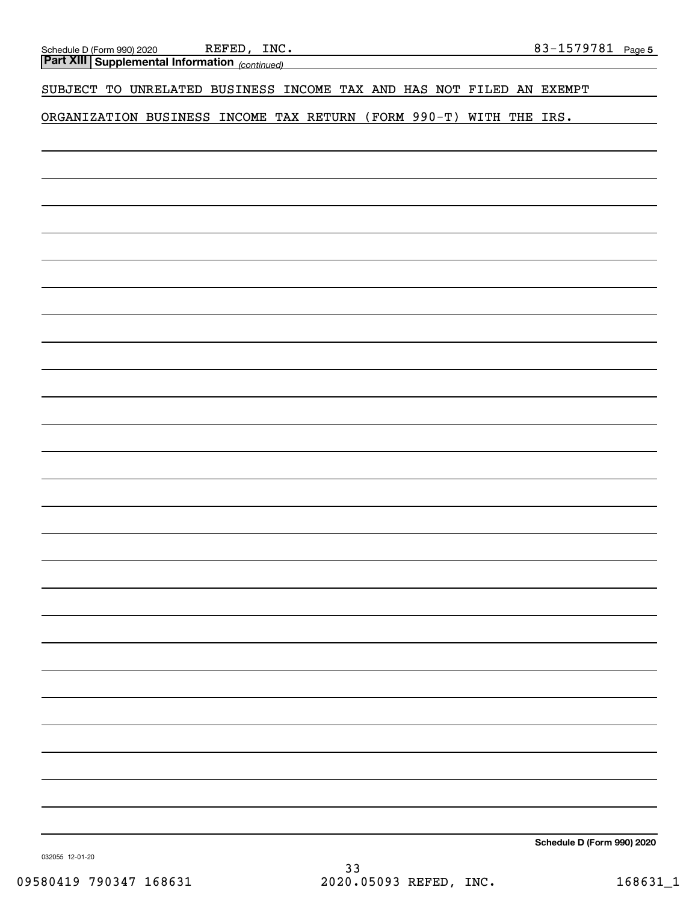Schedule D (Form 990) 2020 REFED, INC. 83-1579781 Page 5

## Part XIII Supplemental Information *(continued)*

SUBJECT TO UNRELATED BUSINESS INCOME TAX AND HAS NOT FILED AN EXEMPT ORGANIZATION BUSINESS INCOME TAX RETURN (FORM 990-T) WITH THE IRS.

**Schedule D (Form 990) 2020**

032055 12-01-20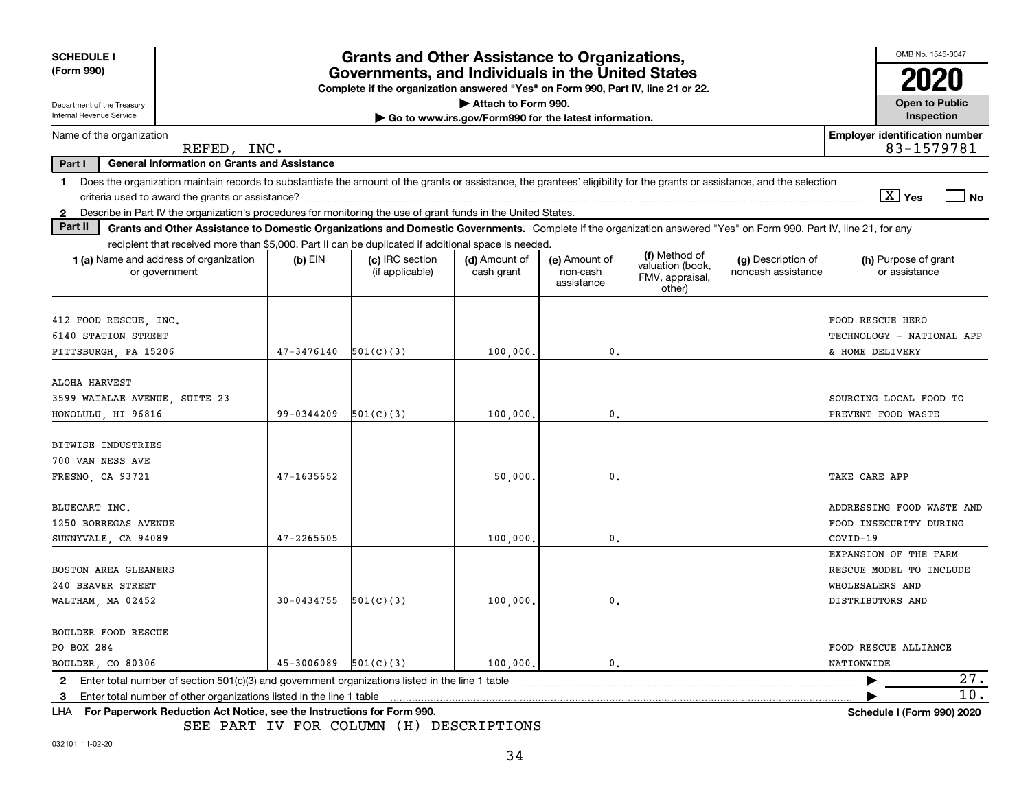**SCHEDULE I (Form 990)**

Department of the Treasury
Internal Revenue Service

# Grants and Other Assistance to Organizations, Governments, and Individuals in the United States

**Complete if the organization answered "Yes" on Form 990, Part IV, line 21 or 22.**

▶ Attach to Form 990.

▶ Go to www.irs.gov/Form990 for the latest information.

OMB No. 1545-0047

**2020**

**Open to Public Inspection**

Name of the organization: REFED, INC.

Employer identification number: 83-1579781

**Part I — General Information on Grants and Assistance**

1 Does the organization maintain records to substantiate the amount of the grants or assistance, the grantees' eligibility for the grants or assistance, and the selection criteria used to award the grants or assistance? [X] Yes [ ] No

2 Describe in Part IV the organization's procedures for monitoring the use of grant funds in the United States.

**Part II — Grants and Other Assistance to Domestic Organizations and Domestic Governments.** Complete if the organization answered "Yes" on Form 990, Part IV, line 21, for any recipient that received more than $5,000. Part II can be duplicated if additional space is needed.

| 1 (a) Name and address of organization or government | (b) EIN | (c) IRC section (if applicable) | (d) Amount of cash grant | (e) Amount of non-cash assistance | (f) Method of valuation (book, FMV, appraisal, other) | (g) Description of noncash assistance | (h) Purpose of grant or assistance |
|---|---|---|---|---|---|---|---|
| 412 FOOD RESCUE, INC.<br>6140 STATION STREET<br>PITTSBURGH, PA 15206 | 47-3476140 | 501(C)(3) | 100,000. | 0. | | | FOOD RESCUE HERO TECHNOLOGY - NATIONAL APP & HOME DELIVERY |
| ALOHA HARVEST<br>3599 WAIALAE AVENUE, SUITE 23<br>HONOLULU, HI 96816 | 99-0344209 | 501(C)(3) | 100,000. | 0. | | | SOURCING LOCAL FOOD TO PREVENT FOOD WASTE |
| BITWISE INDUSTRIES<br>700 VAN NESS AVE<br>FRESNO, CA 93721 | 47-1635652 | | 50,000. | 0. | | | TAKE CARE APP |
| BLUECART INC.<br>1250 BORREGAS AVENUE<br>SUNNYVALE, CA 94089 | 47-2265505 | | 100,000. | 0. | | | ADDRESSING FOOD WASTE AND FOOD INSECURITY DURING COVID-19 |
| BOSTON AREA GLEANERS<br>240 BEAVER STREET<br>WALTHAM, MA 02452 | 30-0434755 | 501(C)(3) | 100,000. | 0. | | | EXPANSION OF THE FARM RESCUE MODEL TO INCLUDE WHOLESALERS AND DISTRIBUTORS AND |
| BOULDER FOOD RESCUE<br>PO BOX 284<br>BOULDER, CO 80306 | 45-3006089 | 501(C)(3) | 100,000. | 0. | | | FOOD RESCUE ALLIANCE NATIONWIDE |

2 Enter total number of section 501(c)(3) and government organizations listed in the line 1 table ▶ 27.

3 Enter total number of other organizations listed in the line 1 table ▶ 10.

LHA **For Paperwork Reduction Act Notice, see the Instructions for Form 990.** **Schedule I (Form 990) 2020**

SEE PART IV FOR COLUMN (H) DESCRIPTIONS

032101 11-02-20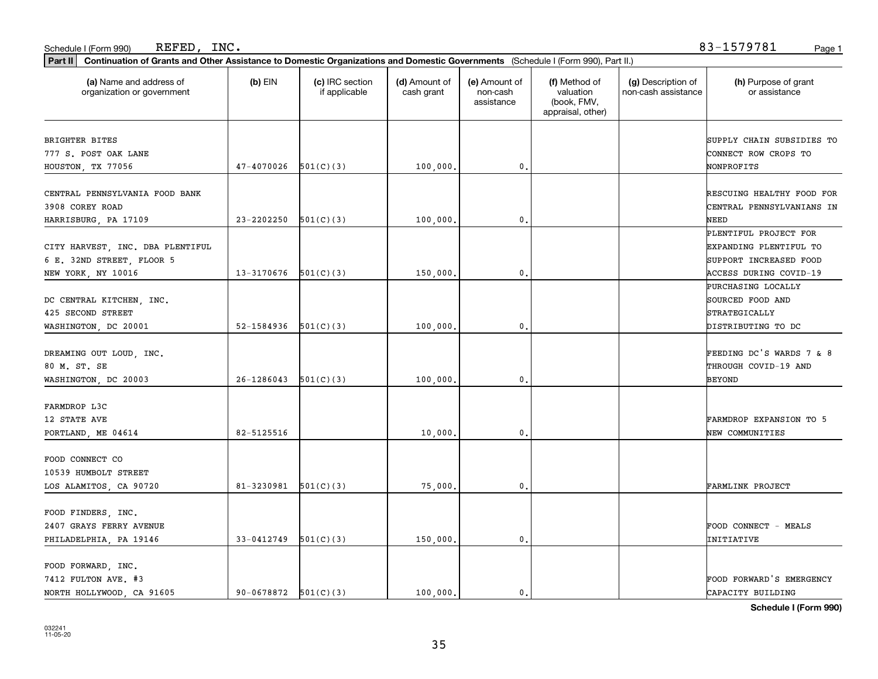Schedule I (Form 990) REFED, INC. 83-1579781

**Part II** **Continuation of Grants and Other Assistance to Domestic Organizations and Domestic Governments** (Schedule I (Form 990), Part II.)

| (a) Name and address of organization or government | (b) EIN | (c) IRC section if applicable | (d) Amount of cash grant | (e) Amount of non-cash assistance | (f) Method of valuation (book, FMV, appraisal, other) | (g) Description of non-cash assistance | (h) Purpose of grant or assistance |
|---|---|---|---|---|---|---|---|
| BRIGHTER BITES 777 S. POST OAK LANE HOUSTON, TX 77056 | 47-4070026 | 501(C)(3) | 100,000. | 0. | | | SUPPLY CHAIN SUBSIDIES TO CONNECT ROW CROPS TO NONPROFITS |
| CENTRAL PENNSYLVANIA FOOD BANK 3908 COREY ROAD HARRISBURG, PA 17109 | 23-2202250 | 501(C)(3) | 100,000. | 0. | | | RESCUING HEALTHY FOOD FOR CENTRAL PENNSYLVANIANS IN NEED |
| CITY HARVEST, INC. DBA PLENTIFUL 6 E. 32ND STREET, FLOOR 5 NEW YORK, NY 10016 | 13-3170676 | 501(C)(3) | 150,000. | 0. | | | PLENTIFUL PROJECT FOR EXPANDING PLENTIFUL TO SUPPORT INCREASED FOOD ACCESS DURING COVID-19 |
| DC CENTRAL KITCHEN, INC. 425 SECOND STREET WASHINGTON, DC 20001 | 52-1584936 | 501(C)(3) | 100,000. | 0. | | | PURCHASING LOCALLY SOURCED FOOD AND STRATEGICALLY DISTRIBUTING TO DC |
| DREAMING OUT LOUD, INC. 80 M. ST. SE WASHINGTON, DC 20003 | 26-1286043 | 501(C)(3) | 100,000. | 0. | | | FEEDING DC'S WARDS 7 & 8 THROUGH COVID-19 AND BEYOND |
| FARMDROP L3C 12 STATE AVE PORTLAND, ME 04614 | 82-5125516 | | 10,000. | 0. | | | FARMDROP EXPANSION TO 5 NEW COMMUNITIES |
| FOOD CONNECT CO 10539 HUMBOLT STREET LOS ALAMITOS, CA 90720 | 81-3230981 | 501(C)(3) | 75,000. | 0. | | | FARMLINK PROJECT |
| FOOD FINDERS, INC. 2407 GRAYS FERRY AVENUE PHILADELPHIA, PA 19146 | 33-0412749 | 501(C)(3) | 150,000. | 0. | | | FOOD CONNECT - MEALS INITIATIVE |
| FOOD FORWARD, INC. 7412 FULTON AVE. #3 NORTH HOLLYWOOD, CA 91605 | 90-0678872 | 501(C)(3) | 100,000. | 0. | | | FOOD FORWARD'S EMERGENCY CAPACITY BUILDING |

**Schedule I (Form 990)**

032241 11-05-20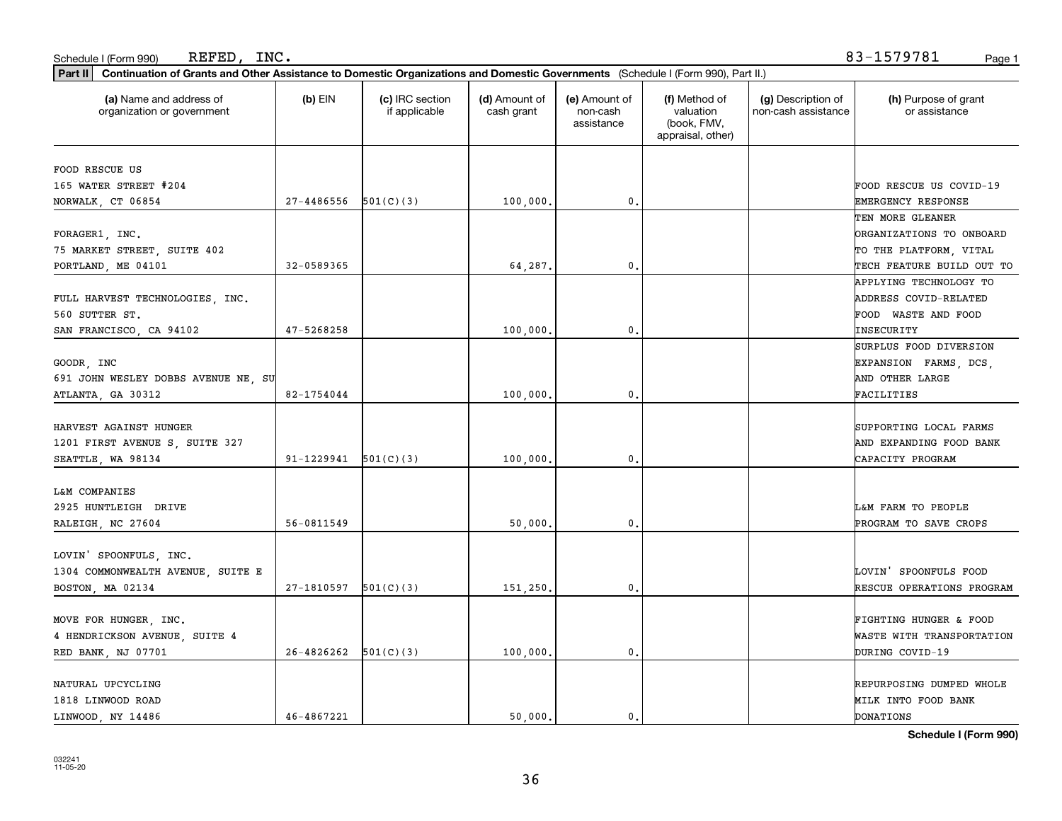Schedule I (Form 990) REFED, INC. 83-1579781

**Part II** **Continuation of Grants and Other Assistance to Domestic Organizations and Domestic Governments** (Schedule I (Form 990), Part II.)

| (a) Name and address of organization or government | (b) EIN | (c) IRC section if applicable | (d) Amount of cash grant | (e) Amount of non-cash assistance | (f) Method of valuation (book, FMV, appraisal, other) | (g) Description of non-cash assistance | (h) Purpose of grant or assistance |
|---|---|---|---|---|---|---|---|
| FOOD RESCUE US 165 WATER STREET #204 NORWALK, CT 06854 | 27-4486556 | 501(C)(3) | 100,000. | 0. | | | FOOD RESCUE US COVID-19 EMERGENCY RESPONSE |
| FORAGER1, INC. 75 MARKET STREET, SUITE 402 PORTLAND, ME 04101 | 32-0589365 | | 64,287. | 0. | | | TEN MORE GLEANER ORGANIZATIONS TO ONBOARD TO THE PLATFORM, VITAL TECH FEATURE BUILD OUT TO |
| FULL HARVEST TECHNOLOGIES, INC. 560 SUTTER ST. SAN FRANCISCO, CA 94102 | 47-5268258 | | 100,000. | 0. | | | APPLYING TECHNOLOGY TO ADDRESS COVID-RELATED FOOD WASTE AND FOOD INSECURITY |
| GOODR, INC 691 JOHN WESLEY DOBBS AVENUE NE, SU ATLANTA, GA 30312 | 82-1754044 | | 100,000. | 0. | | | SURPLUS FOOD DIVERSION EXPANSION FARMS, DCS, AND OTHER LARGE FACILITIES |
| HARVEST AGAINST HUNGER 1201 FIRST AVENUE S, SUITE 327 SEATTLE, WA 98134 | 91-1229941 | 501(C)(3) | 100,000. | 0. | | | SUPPORTING LOCAL FARMS AND EXPANDING FOOD BANK CAPACITY PROGRAM |
| L&M COMPANIES 2925 HUNTLEIGH DRIVE RALEIGH, NC 27604 | 56-0811549 | | 50,000. | 0. | | | L&M FARM TO PEOPLE PROGRAM TO SAVE CROPS |
| LOVIN' SPOONFULS, INC. 1304 COMMONWEALTH AVENUE, SUITE E BOSTON, MA 02134 | 27-1810597 | 501(C)(3) | 151,250. | 0. | | | LOVIN' SPOONFULS FOOD RESCUE OPERATIONS PROGRAM |
| MOVE FOR HUNGER, INC. 4 HENDRICKSON AVENUE, SUITE 4 RED BANK, NJ 07701 | 26-4826262 | 501(C)(3) | 100,000. | 0. | | | FIGHTING HUNGER & FOOD WASTE WITH TRANSPORTATION DURING COVID-19 |
| NATURAL UPCYCLING 1818 LINWOOD ROAD LINWOOD, NY 14486 | 46-4867221 | | 50,000. | 0. | | | REPURPOSING DUMPED WHOLE MILK INTO FOOD BANK DONATIONS |

**Schedule I (Form 990)**

032241
11-05-20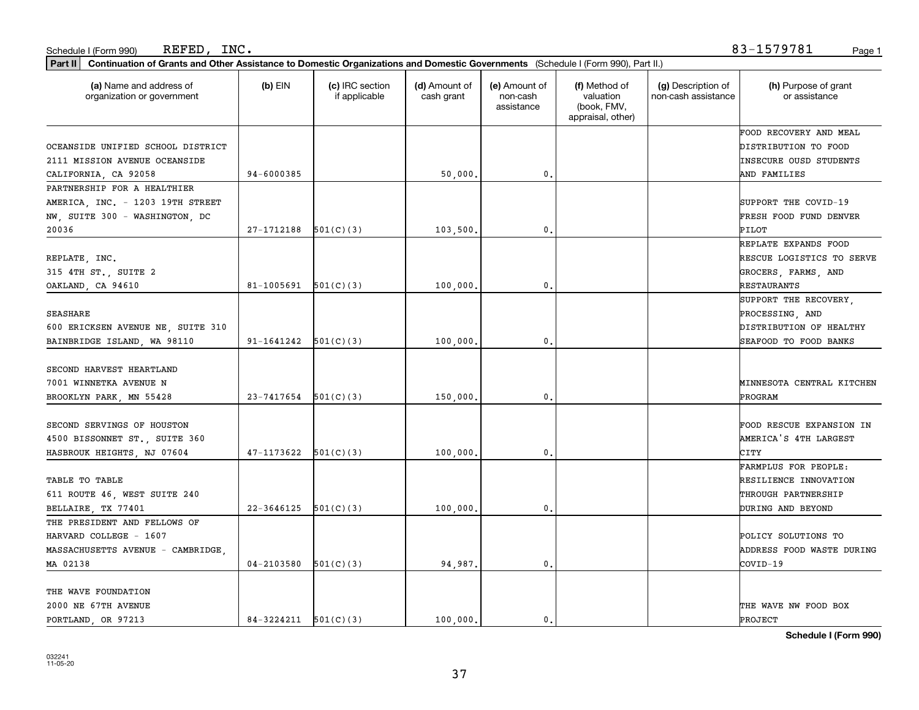Schedule I (Form 990) REFED, INC. 83-1579781

**Part II** **Continuation of Grants and Other Assistance to Domestic Organizations and Domestic Governments** (Schedule I (Form 990), Part II.)

| (a) Name and address of organization or government | (b) EIN | (c) IRC section if applicable | (d) Amount of cash grant | (e) Amount of non-cash assistance | (f) Method of valuation (book, FMV, appraisal, other) | (g) Description of non-cash assistance | (h) Purpose of grant or assistance |
|---|---|---|---|---|---|---|---|
| OCEANSIDE UNIFIED SCHOOL DISTRICT 2111 MISSION AVENUE OCEANSIDE CALIFORNIA, CA 92058 | 94-6000385 | | 50,000. | 0. | | | FOOD RECOVERY AND MEAL DISTRIBUTION TO FOOD INSECURE OUSD STUDENTS AND FAMILIES |
| PARTNERSHIP FOR A HEALTHIER AMERICA, INC. - 1203 19TH STREET NW, SUITE 300 - WASHINGTON, DC 20036 | 27-1712188 | 501(C)(3) | 103,500. | 0. | | | SUPPORT THE COVID-19 FRESH FOOD FUND DENVER PILOT |
| REPLATE, INC. 315 4TH ST., SUITE 2 OAKLAND, CA 94610 | 81-1005691 | 501(C)(3) | 100,000. | 0. | | | REPLATE EXPANDS FOOD RESCUE LOGISTICS TO SERVE GROCERS, FARMS, AND RESTAURANTS |
| SEASHARE 600 ERICKSEN AVENUE NE, SUITE 310 BAINBRIDGE ISLAND, WA 98110 | 91-1641242 | 501(C)(3) | 100,000. | 0. | | | SUPPORT THE RECOVERY, PROCESSING, AND DISTRIBUTION OF HEALTHY SEAFOOD TO FOOD BANKS |
| SECOND HARVEST HEARTLAND 7001 WINNETKA AVENUE N BROOKLYN PARK, MN 55428 | 23-7417654 | 501(C)(3) | 150,000. | 0. | | | MINNESOTA CENTRAL KITCHEN PROGRAM |
| SECOND SERVINGS OF HOUSTON 4500 BISSONNET ST., SUITE 360 HASBROUK HEIGHTS, NJ 07604 | 47-1173622 | 501(C)(3) | 100,000. | 0. | | | FOOD RESCUE EXPANSION IN AMERICA'S 4TH LARGEST CITY |
| TABLE TO TABLE 611 ROUTE 46, WEST SUITE 240 BELLAIRE, TX 77401 | 22-3646125 | 501(C)(3) | 100,000. | 0. | | | FARMPLUS FOR PEOPLE: RESILIENCE INNOVATION THROUGH PARTNERSHIP DURING AND BEYOND |
| THE PRESIDENT AND FELLOWS OF HARVARD COLLEGE - 1607 MASSACHUSETTS AVENUE - CAMBRIDGE, MA 02138 | 04-2103580 | 501(C)(3) | 94,987. | 0. | | | POLICY SOLUTIONS TO ADDRESS FOOD WASTE DURING COVID-19 |
| THE WAVE FOUNDATION 2000 NE 67TH AVENUE PORTLAND, OR 97213 | 84-3224211 | 501(C)(3) | 100,000. | 0. | | | THE WAVE NW FOOD BOX PROJECT |

**Schedule I (Form 990)**

032241
11-05-20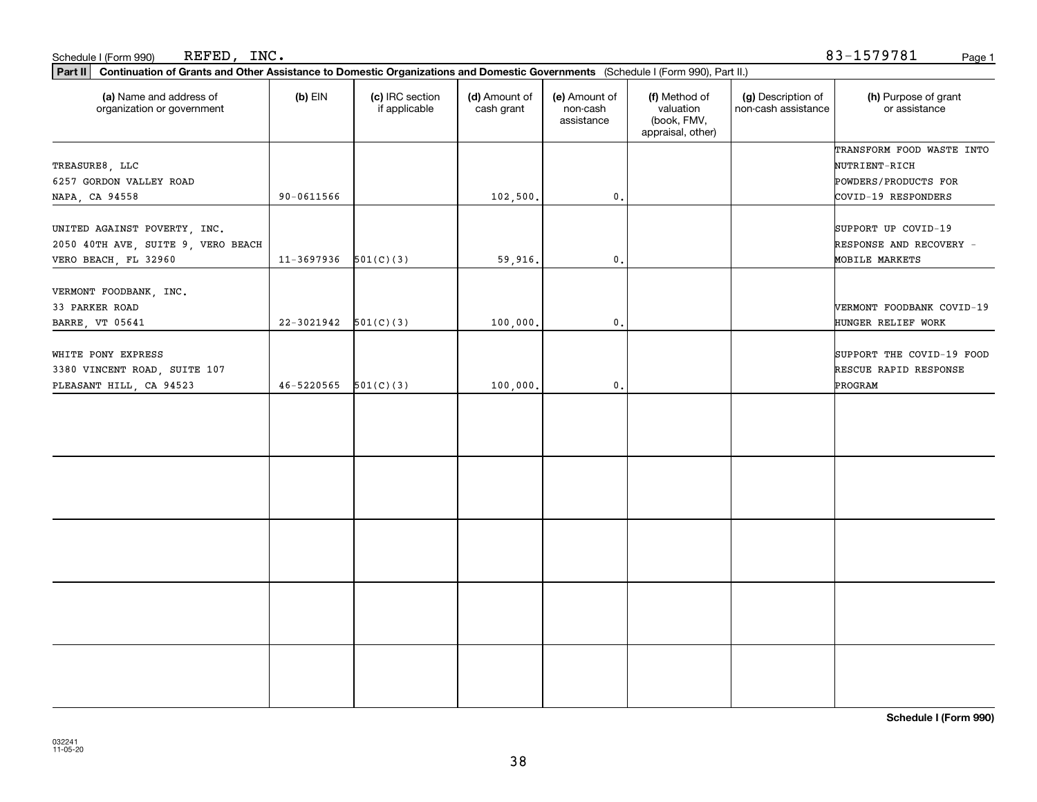Schedule I (Form 990) REFED, INC. 83-1579781

**Part II** **Continuation of Grants and Other Assistance to Domestic Organizations and Domestic Governments** (Schedule I (Form 990), Part II.)

| (a) Name and address of organization or government | (b) EIN | (c) IRC section if applicable | (d) Amount of cash grant | (e) Amount of non-cash assistance | (f) Method of valuation (book, FMV, appraisal, other) | (g) Description of non-cash assistance | (h) Purpose of grant or assistance |
|---|---|---|---|---|---|---|---|
| TREASURE8, LLC<br>6257 GORDON VALLEY ROAD<br>NAPA, CA 94558 | 90-0611566 | | 102,500. | 0. | | | TRANSFORM FOOD WASTE INTO NUTRIENT-RICH POWDERS/PRODUCTS FOR COVID-19 RESPONDERS |
| UNITED AGAINST POVERTY, INC.<br>2050 40TH AVE, SUITE 9, VERO BEACH<br>VERO BEACH, FL 32960 | 11-3697936 | 501(C)(3) | 59,916. | 0. | | | SUPPORT UP COVID-19 RESPONSE AND RECOVERY - MOBILE MARKETS |
| VERMONT FOODBANK, INC.<br>33 PARKER ROAD<br>BARRE, VT 05641 | 22-3021942 | 501(C)(3) | 100,000. | 0. | | | VERMONT FOODBANK COVID-19 HUNGER RELIEF WORK |
| WHITE PONY EXPRESS<br>3380 VINCENT ROAD, SUITE 107<br>PLEASANT HILL, CA 94523 | 46-5220565 | 501(C)(3) | 100,000. | 0. | | | SUPPORT THE COVID-19 FOOD RESCUE RAPID RESPONSE PROGRAM |
| | | | | | | | |
| | | | | | | | |
| | | | | | | | |
| | | | | | | | |
| | | | | | | | |

**Schedule I (Form 990)**

032241 11-05-20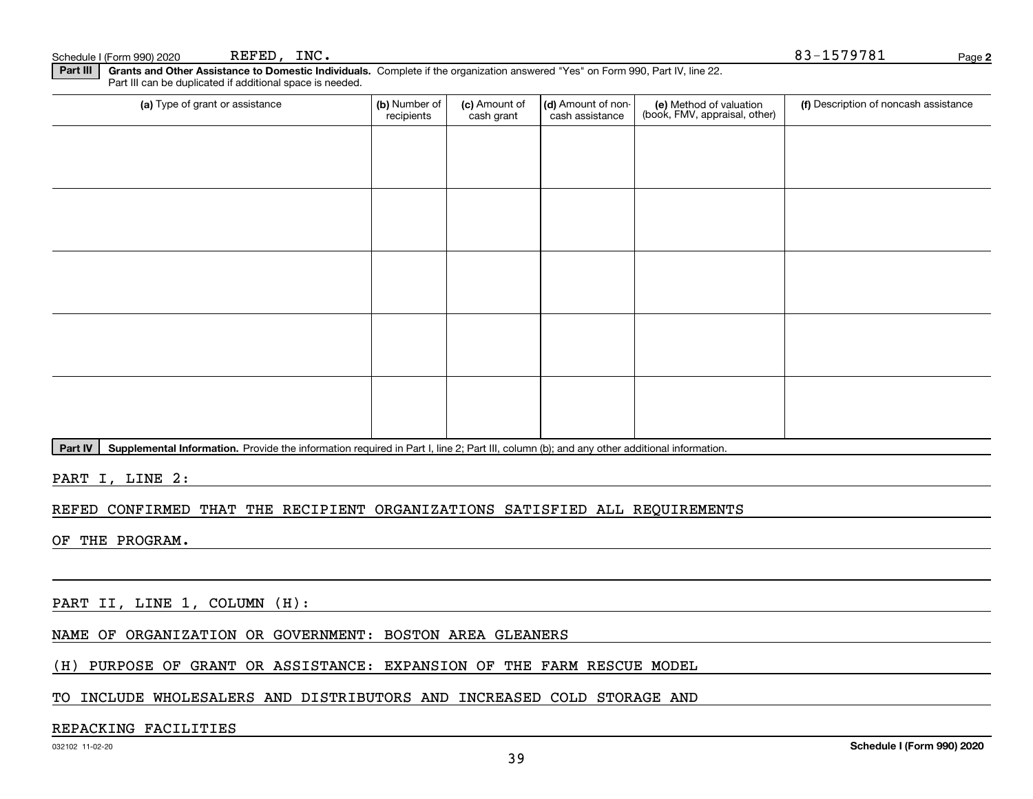Schedule I (Form 990) 2020 REFED, INC. 83-1579781 Page **2**

**Part III** **Grants and Other Assistance to Domestic Individuals.** Complete if the organization answered "Yes" on Form 990, Part IV, line 22. Part III can be duplicated if additional space is needed.

| (a) Type of grant or assistance | (b) Number of recipients | (c) Amount of cash grant | (d) Amount of non-cash assistance | (e) Method of valuation (book, FMV, appraisal, other) | (f) Description of noncash assistance |
|---|---|---|---|---|---|
| | | | | | |
| | | | | | |
| | | | | | |
| | | | | | |
| | | | | | |

**Part IV** **Supplemental Information.** Provide the information required in Part I, line 2; Part III, column (b); and any other additional information.

PART I, LINE 2:

REFED CONFIRMED THAT THE RECIPIENT ORGANIZATIONS SATISFIED ALL REQUIREMENTS OF THE PROGRAM.

PART II, LINE 1, COLUMN (H):

NAME OF ORGANIZATION OR GOVERNMENT: BOSTON AREA GLEANERS

(H) PURPOSE OF GRANT OR ASSISTANCE: EXPANSION OF THE FARM RESCUE MODEL TO INCLUDE WHOLESALERS AND DISTRIBUTORS AND INCREASED COLD STORAGE AND REPACKING FACILITIES

032102 11-02-20 **Schedule I (Form 990) 2020**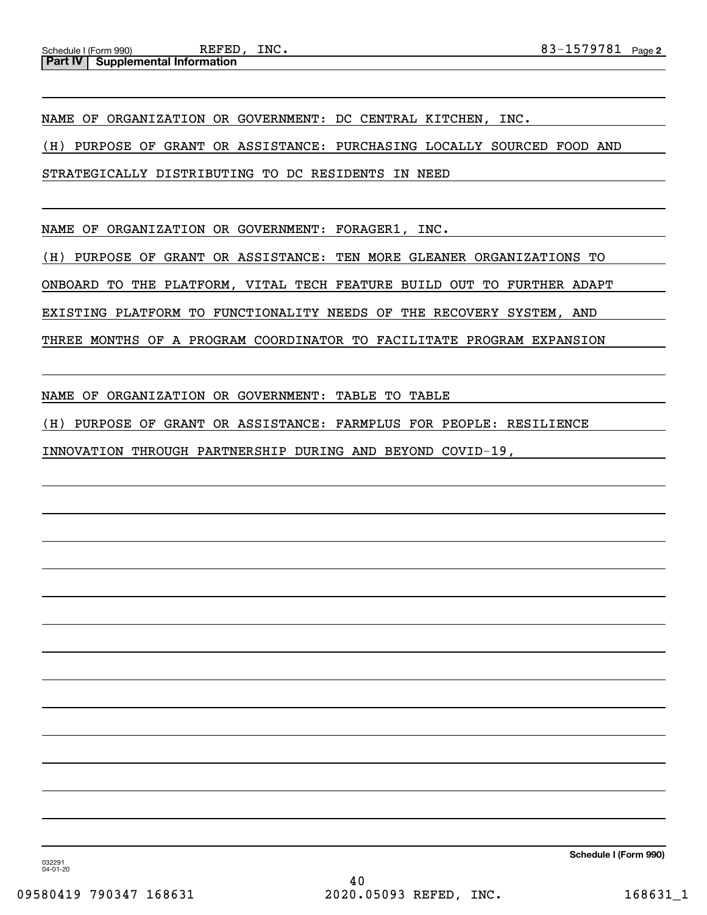Schedule I (Form 990) REFED, INC. 83-1579781 Page 2

**Part IV | Supplemental Information**

NAME OF ORGANIZATION OR GOVERNMENT: DC CENTRAL KITCHEN, INC.

(H) PURPOSE OF GRANT OR ASSISTANCE: PURCHASING LOCALLY SOURCED FOOD AND STRATEGICALLY DISTRIBUTING TO DC RESIDENTS IN NEED

NAME OF ORGANIZATION OR GOVERNMENT: FORAGER1, INC.

(H) PURPOSE OF GRANT OR ASSISTANCE: TEN MORE GLEANER ORGANIZATIONS TO ONBOARD TO THE PLATFORM, VITAL TECH FEATURE BUILD OUT TO FURTHER ADAPT EXISTING PLATFORM TO FUNCTIONALITY NEEDS OF THE RECOVERY SYSTEM, AND THREE MONTHS OF A PROGRAM COORDINATOR TO FACILITATE PROGRAM EXPANSION

NAME OF ORGANIZATION OR GOVERNMENT: TABLE TO TABLE

(H) PURPOSE OF GRANT OR ASSISTANCE: FARMPLUS FOR PEOPLE: RESILIENCE INNOVATION THROUGH PARTNERSHIP DURING AND BEYOND COVID-19,

Schedule I (Form 990)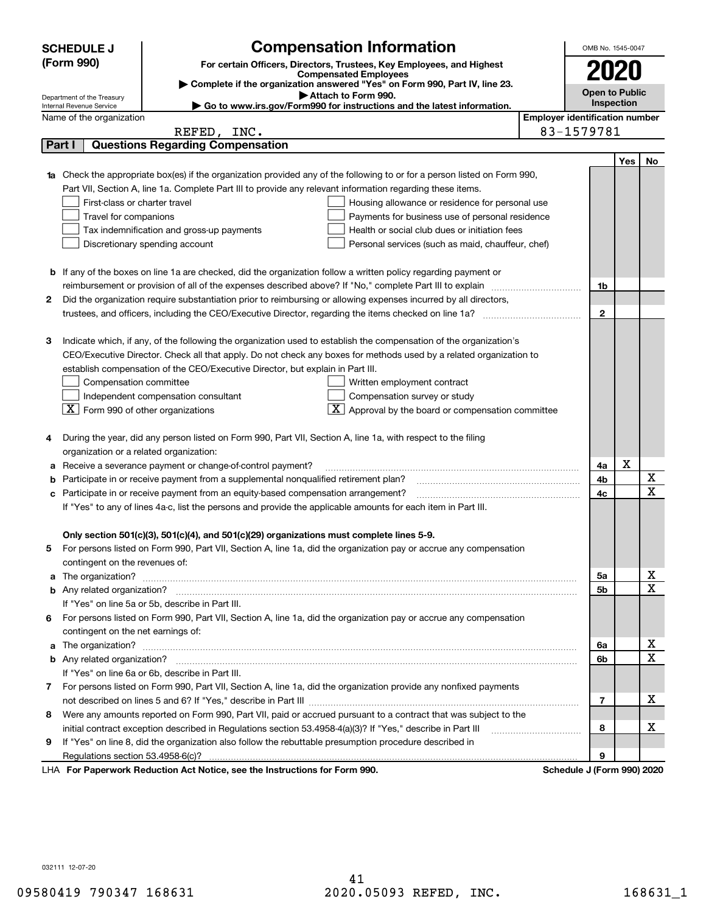**SCHEDULE J (Form 990)**

Department of the Treasury
Internal Revenue Service

# Compensation Information

**For certain Officers, Directors, Trustees, Key Employees, and Highest Compensated Employees**

▶ **Complete if the organization answered "Yes" on Form 990, Part IV, line 23.**

▶ **Attach to Form 990.**

▶ **Go to www.irs.gov/Form990 for instructions and the latest information.**

OMB No. 1545-0047

**2020**

**Open to Public Inspection**

Name of the organization: REFED, INC.

Employer identification number: 83-1579781

## Part I Questions Regarding Compensation

| | | | Yes | No |
|---|---|---|---|---|
| **1a** | Check the appropriate box(es) if the organization provided any of the following to or for a person listed on Form 990, Part VII, Section A, line 1a. Complete Part III to provide any relevant information regarding these items.<br>☐ First-class or charter travel ☐ Housing allowance or residence for personal use<br>☐ Travel for companions ☐ Payments for business use of personal residence<br>☐ Tax indemnification and gross-up payments ☐ Health or social club dues or initiation fees<br>☐ Discretionary spending account ☐ Personal services (such as maid, chauffeur, chef) | | | |
| **b** | If any of the boxes on line 1a are checked, did the organization follow a written policy regarding payment or reimbursement or provision of all of the expenses described above? If "No," complete Part III to explain | 1b | | |
| **2** | Did the organization require substantiation prior to reimbursing or allowing expenses incurred by all directors, trustees, and officers, including the CEO/Executive Director, regarding the items checked on line 1a? | 2 | | |
| **3** | Indicate which, if any, of the following the organization used to establish the compensation of the organization's CEO/Executive Director. Check all that apply. Do not check any boxes for methods used by a related organization to establish compensation of the CEO/Executive Director, but explain in Part III.<br>☐ Compensation committee ☐ Written employment contract<br>☐ Independent compensation consultant ☐ Compensation survey or study<br>☒ Form 990 of other organizations ☒ Approval by the board or compensation committee | | | |
| **4** | During the year, did any person listed on Form 990, Part VII, Section A, line 1a, with respect to the filing organization or a related organization: | | | |
| **a** | Receive a severance payment or change-of-control payment? | 4a | X | |
| **b** | Participate in or receive payment from a supplemental nonqualified retirement plan? | 4b | | X |
| **c** | Participate in or receive payment from an equity-based compensation arrangement? | 4c | | X |
| | If "Yes" to any of lines 4a-c, list the persons and provide the applicable amounts for each item in Part III. | | | |
| | **Only section 501(c)(3), 501(c)(4), and 501(c)(29) organizations must complete lines 5-9.** | | | |
| **5** | For persons listed on Form 990, Part VII, Section A, line 1a, did the organization pay or accrue any compensation contingent on the revenues of: | | | |
| **a** | The organization? | 5a | | X |
| **b** | Any related organization? | 5b | | X |
| | If "Yes" on line 5a or 5b, describe in Part III. | | | |
| **6** | For persons listed on Form 990, Part VII, Section A, line 1a, did the organization pay or accrue any compensation contingent on the net earnings of: | | | |
| **a** | The organization? | 6a | | X |
| **b** | Any related organization? | 6b | | X |
| | If "Yes" on line 6a or 6b, describe in Part III. | | | |
| **7** | For persons listed on Form 990, Part VII, Section A, line 1a, did the organization provide any nonfixed payments not described on lines 5 and 6? If "Yes," describe in Part III | 7 | | X |
| **8** | Were any amounts reported on Form 990, Part VII, paid or accrued pursuant to a contract that was subject to the initial contract exception described in Regulations section 53.4958-4(a)(3)? If "Yes," describe in Part III | 8 | | X |
| **9** | If "Yes" on line 8, did the organization also follow the rebuttable presumption procedure described in Regulations section 53.4958-6(c)? | 9 | | |

LHA **For Paperwork Reduction Act Notice, see the Instructions for Form 990.** **Schedule J (Form 990) 2020**

032111 12-07-20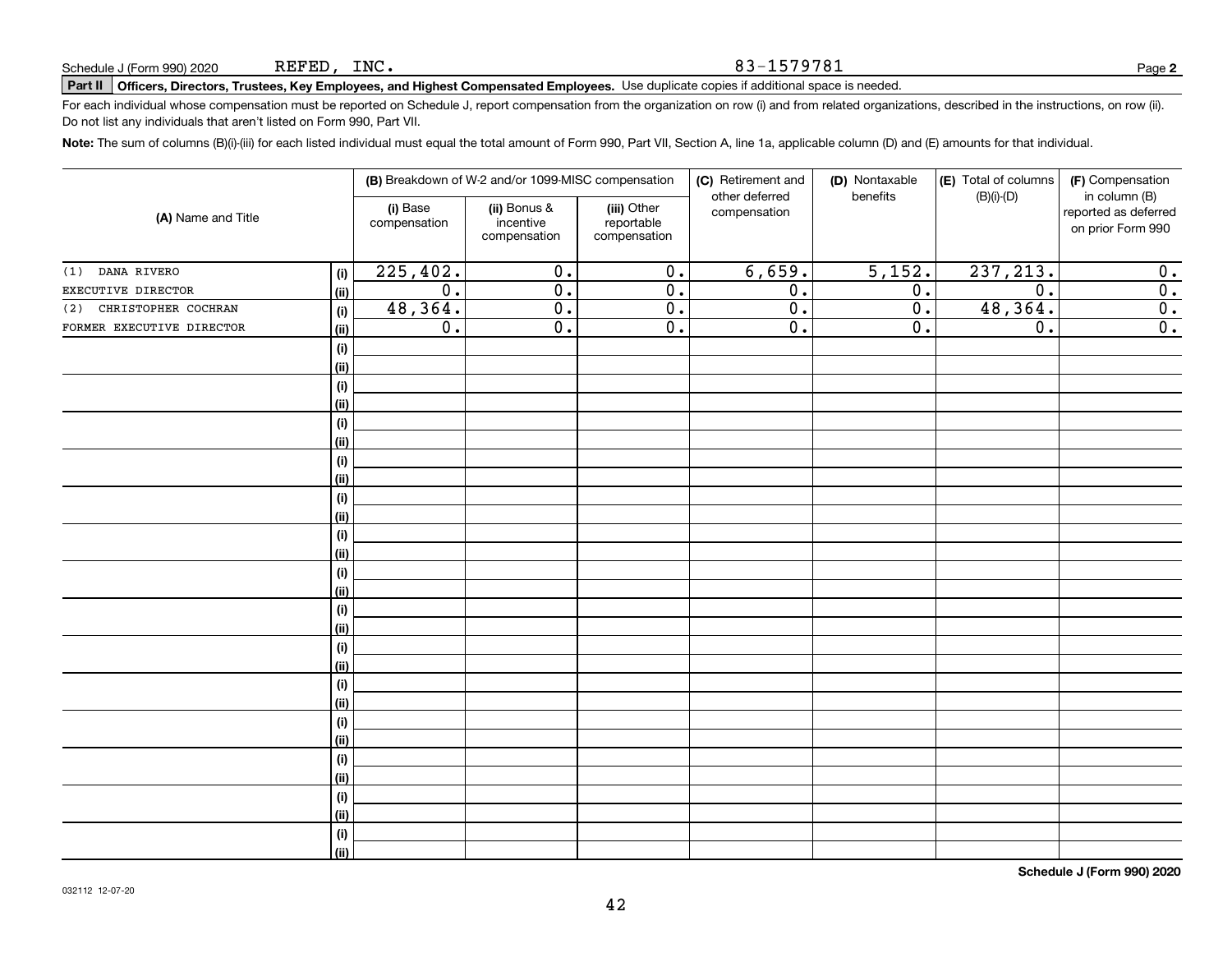Schedule J (Form 990) 2020 REFED, INC. 83-1579781

**Part II** **Officers, Directors, Trustees, Key Employees, and Highest Compensated Employees.** Use duplicate copies if additional space is needed.

For each individual whose compensation must be reported on Schedule J, report compensation from the organization on row (i) and from related organizations, described in the instructions, on row (ii). Do not list any individuals that aren't listed on Form 990, Part VII.

**Note:** The sum of columns (B)(i)-(iii) for each listed individual must equal the total amount of Form 990, Part VII, Section A, line 1a, applicable column (D) and (E) amounts for that individual.

| (A) Name and Title | | (B) Breakdown of W-2 and/or 1099-MISC compensation | | | (C) Retirement and other deferred compensation | (D) Nontaxable benefits | (E) Total of columns (B)(i)-(D) | (F) Compensation in column (B) reported as deferred on prior Form 990 |
|---|---|---|---|---|---|---|---|---|
| | | (i) Base compensation | (ii) Bonus & incentive compensation | (iii) Other reportable compensation | | | | |
| (1) DANA RIVERO | (i) | 225,402. | 0. | 0. | 6,659. | 5,152. | 237,213. | 0. |
| EXECUTIVE DIRECTOR | (ii) | 0. | 0. | 0. | 0. | 0. | 0. | 0. |
| (2) CHRISTOPHER COCHRAN | (i) | 48,364. | 0. | 0. | 0. | 0. | 48,364. | 0. |
| FORMER EXECUTIVE DIRECTOR | (ii) | 0. | 0. | 0. | 0. | 0. | 0. | 0. |

Schedule J (Form 990) 2020

032112 12-07-20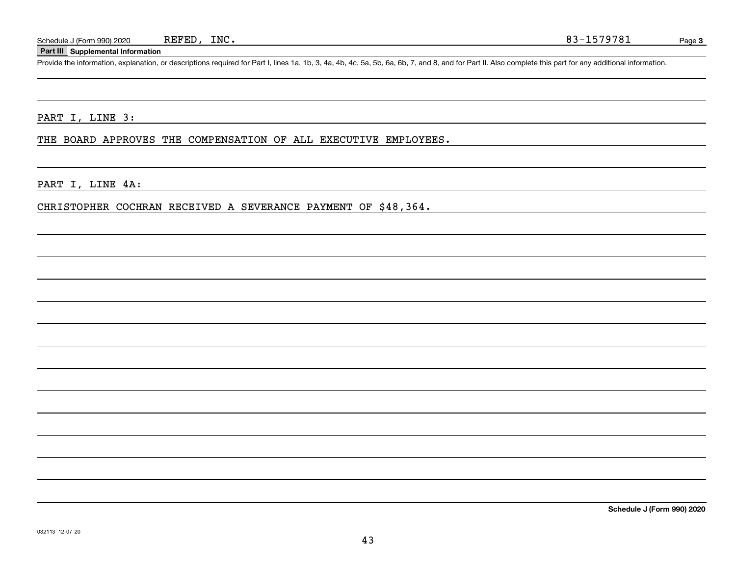Schedule J (Form 990) 2020 REFED, INC. 83-1579781

**Part III Supplemental Information**

Provide the information, explanation, or descriptions required for Part I, lines 1a, 1b, 3, 4a, 4b, 4c, 5a, 5b, 6a, 6b, 7, and 8, and for Part II. Also complete this part for any additional information.

PART I, LINE 3:

THE BOARD APPROVES THE COMPENSATION OF ALL EXECUTIVE EMPLOYEES.

PART I, LINE 4A:

CHRISTOPHER COCHRAN RECEIVED A SEVERANCE PAYMENT OF $48,364.

**Schedule J (Form 990) 2020**

032113 12-07-20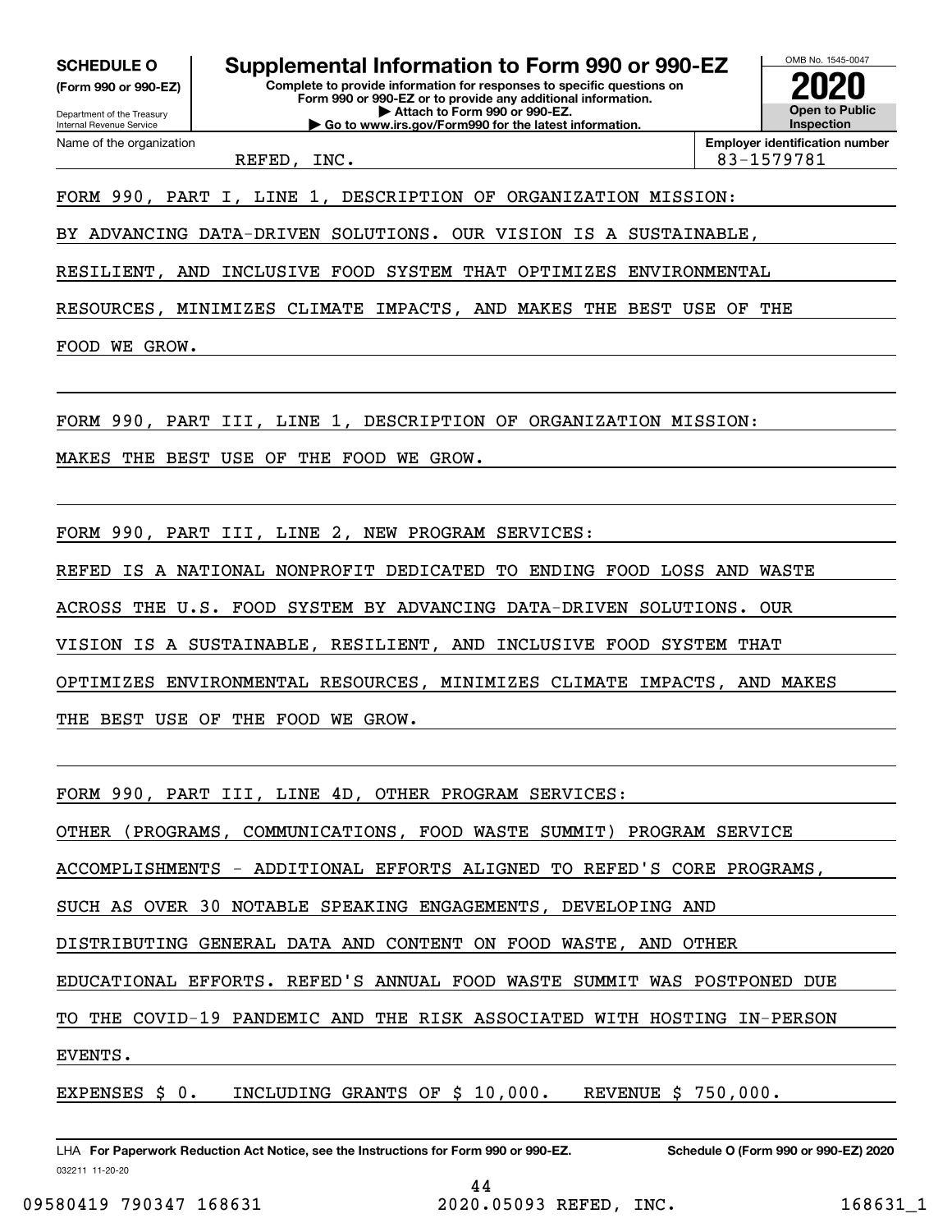**SCHEDULE O**
**(Form 990 or 990-EZ)**

Department of the Treasury
Internal Revenue Service

# Supplemental Information to Form 990 or 990-EZ

**Complete to provide information for responses to specific questions on Form 990 or 990-EZ or to provide any additional information.**
**▶ Attach to Form 990 or 990-EZ.**
**▶ Go to www.irs.gov/Form990 for the latest information.**

OMB No. 1545-0047

**2020**

**Open to Public Inspection**

| Name of the organization | Employer identification number |
|---|---|
| REFED, INC. | 83-1579781 |

FORM 990, PART I, LINE 1, DESCRIPTION OF ORGANIZATION MISSION:

BY ADVANCING DATA-DRIVEN SOLUTIONS. OUR VISION IS A SUSTAINABLE, RESILIENT, AND INCLUSIVE FOOD SYSTEM THAT OPTIMIZES ENVIRONMENTAL RESOURCES, MINIMIZES CLIMATE IMPACTS, AND MAKES THE BEST USE OF THE FOOD WE GROW.

FORM 990, PART III, LINE 1, DESCRIPTION OF ORGANIZATION MISSION:

MAKES THE BEST USE OF THE FOOD WE GROW.

FORM 990, PART III, LINE 2, NEW PROGRAM SERVICES:

REFED IS A NATIONAL NONPROFIT DEDICATED TO ENDING FOOD LOSS AND WASTE ACROSS THE U.S. FOOD SYSTEM BY ADVANCING DATA-DRIVEN SOLUTIONS. OUR VISION IS A SUSTAINABLE, RESILIENT, AND INCLUSIVE FOOD SYSTEM THAT OPTIMIZES ENVIRONMENTAL RESOURCES, MINIMIZES CLIMATE IMPACTS, AND MAKES THE BEST USE OF THE FOOD WE GROW.

FORM 990, PART III, LINE 4D, OTHER PROGRAM SERVICES:

OTHER (PROGRAMS, COMMUNICATIONS, FOOD WASTE SUMMIT) PROGRAM SERVICE ACCOMPLISHMENTS - ADDITIONAL EFFORTS ALIGNED TO REFED'S CORE PROGRAMS, SUCH AS OVER 30 NOTABLE SPEAKING ENGAGEMENTS, DEVELOPING AND DISTRIBUTING GENERAL DATA AND CONTENT ON FOOD WASTE, AND OTHER EDUCATIONAL EFFORTS. REFED'S ANNUAL FOOD WASTE SUMMIT WAS POSTPONED DUE TO THE COVID-19 PANDEMIC AND THE RISK ASSOCIATED WITH HOSTING IN-PERSON EVENTS.

EXPENSES $ 0.   INCLUDING GRANTS OF $ 10,000.   REVENUE $ 750,000.

LHA **For Paperwork Reduction Act Notice, see the Instructions for Form 990 or 990-EZ.** **Schedule O (Form 990 or 990-EZ) 2020**

032211 11-20-20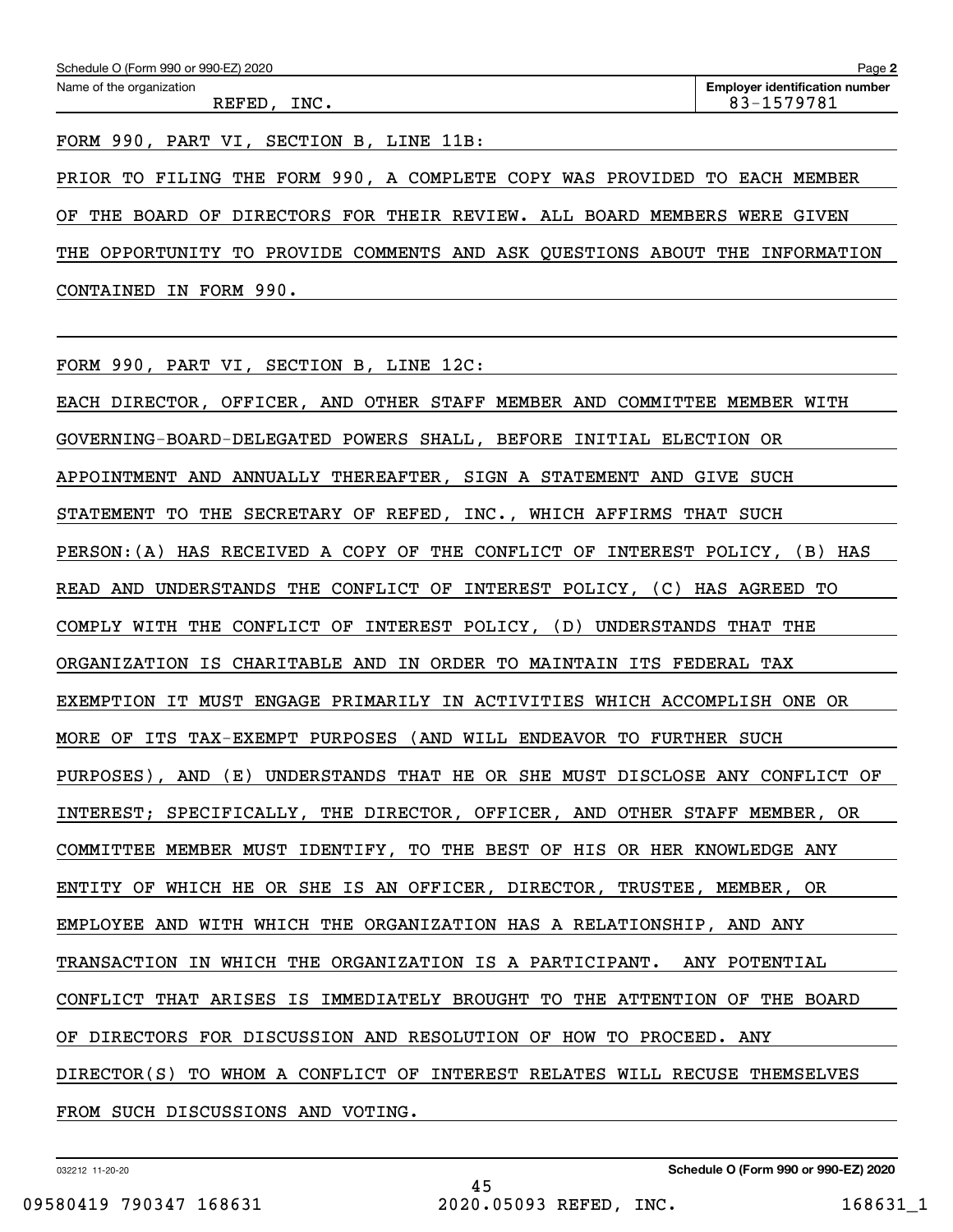Schedule O (Form 990 or 990-EZ) 2020 Page **2**

Name of the organization: REFED, INC.

**Employer identification number:** 83-1579781

FORM 990, PART VI, SECTION B, LINE 11B:

PRIOR TO FILING THE FORM 990, A COMPLETE COPY WAS PROVIDED TO EACH MEMBER OF THE BOARD OF DIRECTORS FOR THEIR REVIEW. ALL BOARD MEMBERS WERE GIVEN THE OPPORTUNITY TO PROVIDE COMMENTS AND ASK QUESTIONS ABOUT THE INFORMATION CONTAINED IN FORM 990.

FORM 990, PART VI, SECTION B, LINE 12C:

EACH DIRECTOR, OFFICER, AND OTHER STAFF MEMBER AND COMMITTEE MEMBER WITH GOVERNING-BOARD-DELEGATED POWERS SHALL, BEFORE INITIAL ELECTION OR APPOINTMENT AND ANNUALLY THEREAFTER, SIGN A STATEMENT AND GIVE SUCH STATEMENT TO THE SECRETARY OF REFED, INC., WHICH AFFIRMS THAT SUCH PERSON:(A) HAS RECEIVED A COPY OF THE CONFLICT OF INTEREST POLICY, (B) HAS READ AND UNDERSTANDS THE CONFLICT OF INTEREST POLICY, (C) HAS AGREED TO COMPLY WITH THE CONFLICT OF INTEREST POLICY, (D) UNDERSTANDS THAT THE ORGANIZATION IS CHARITABLE AND IN ORDER TO MAINTAIN ITS FEDERAL TAX EXEMPTION IT MUST ENGAGE PRIMARILY IN ACTIVITIES WHICH ACCOMPLISH ONE OR MORE OF ITS TAX-EXEMPT PURPOSES (AND WILL ENDEAVOR TO FURTHER SUCH PURPOSES), AND (E) UNDERSTANDS THAT HE OR SHE MUST DISCLOSE ANY CONFLICT OF INTEREST; SPECIFICALLY, THE DIRECTOR, OFFICER, AND OTHER STAFF MEMBER, OR COMMITTEE MEMBER MUST IDENTIFY, TO THE BEST OF HIS OR HER KNOWLEDGE ANY ENTITY OF WHICH HE OR SHE IS AN OFFICER, DIRECTOR, TRUSTEE, MEMBER, OR EMPLOYEE AND WITH WHICH THE ORGANIZATION HAS A RELATIONSHIP, AND ANY TRANSACTION IN WHICH THE ORGANIZATION IS A PARTICIPANT. ANY POTENTIAL CONFLICT THAT ARISES IS IMMEDIATELY BROUGHT TO THE ATTENTION OF THE BOARD OF DIRECTORS FOR DISCUSSION AND RESOLUTION OF HOW TO PROCEED. ANY DIRECTOR(S) TO WHOM A CONFLICT OF INTEREST RELATES WILL RECUSE THEMSELVES FROM SUCH DISCUSSIONS AND VOTING.

032212 11-20-20 **Schedule O (Form 990 or 990-EZ) 2020**

09580419 790347 168631 2020.05093 REFED, INC. 168631_1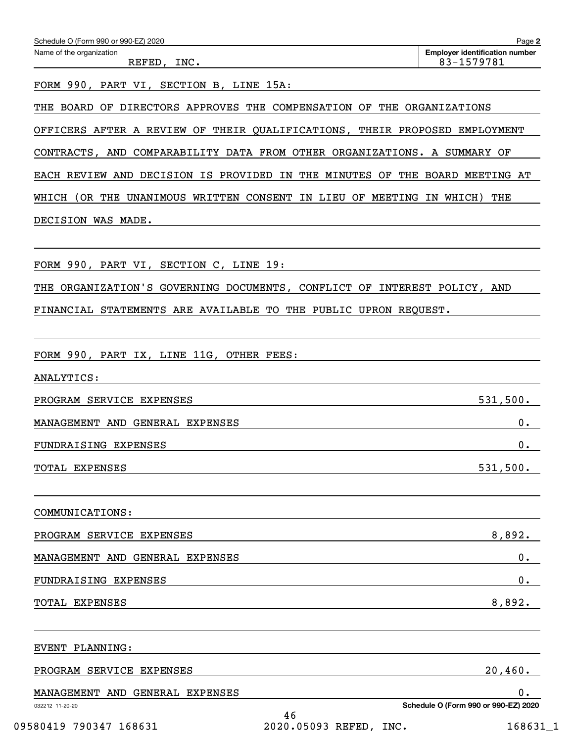Schedule O (Form 990 or 990-EZ) 2020

Name of the organization: REFED, INC.

Employer identification number: 83-1579781

FORM 990, PART VI, SECTION B, LINE 15A:

THE BOARD OF DIRECTORS APPROVES THE COMPENSATION OF THE ORGANIZATIONS OFFICERS AFTER A REVIEW OF THEIR QUALIFICATIONS, THEIR PROPOSED EMPLOYMENT CONTRACTS, AND COMPARABILITY DATA FROM OTHER ORGANIZATIONS. A SUMMARY OF EACH REVIEW AND DECISION IS PROVIDED IN THE MINUTES OF THE BOARD MEETING AT WHICH (OR THE UNANIMOUS WRITTEN CONSENT IN LIEU OF MEETING IN WHICH) THE DECISION WAS MADE.

FORM 990, PART VI, SECTION C, LINE 19:

THE ORGANIZATION'S GOVERNING DOCUMENTS, CONFLICT OF INTEREST POLICY, AND FINANCIAL STATEMENTS ARE AVAILABLE TO THE PUBLIC UPRON REQUEST.

FORM 990, PART IX, LINE 11G, OTHER FEES:

ANALYTICS:

| | |
|---|---|
| PROGRAM SERVICE EXPENSES | 531,500. |
| MANAGEMENT AND GENERAL EXPENSES | 0. |
| FUNDRAISING EXPENSES | 0. |
| TOTAL EXPENSES | 531,500. |

COMMUNICATIONS:

| | |
|---|---|
| PROGRAM SERVICE EXPENSES | 8,892. |
| MANAGEMENT AND GENERAL EXPENSES | 0. |
| FUNDRAISING EXPENSES | 0. |
| TOTAL EXPENSES | 8,892. |

EVENT PLANNING:

| | |
|---|---|
| PROGRAM SERVICE EXPENSES | 20,460. |
| MANAGEMENT AND GENERAL EXPENSES | 0. |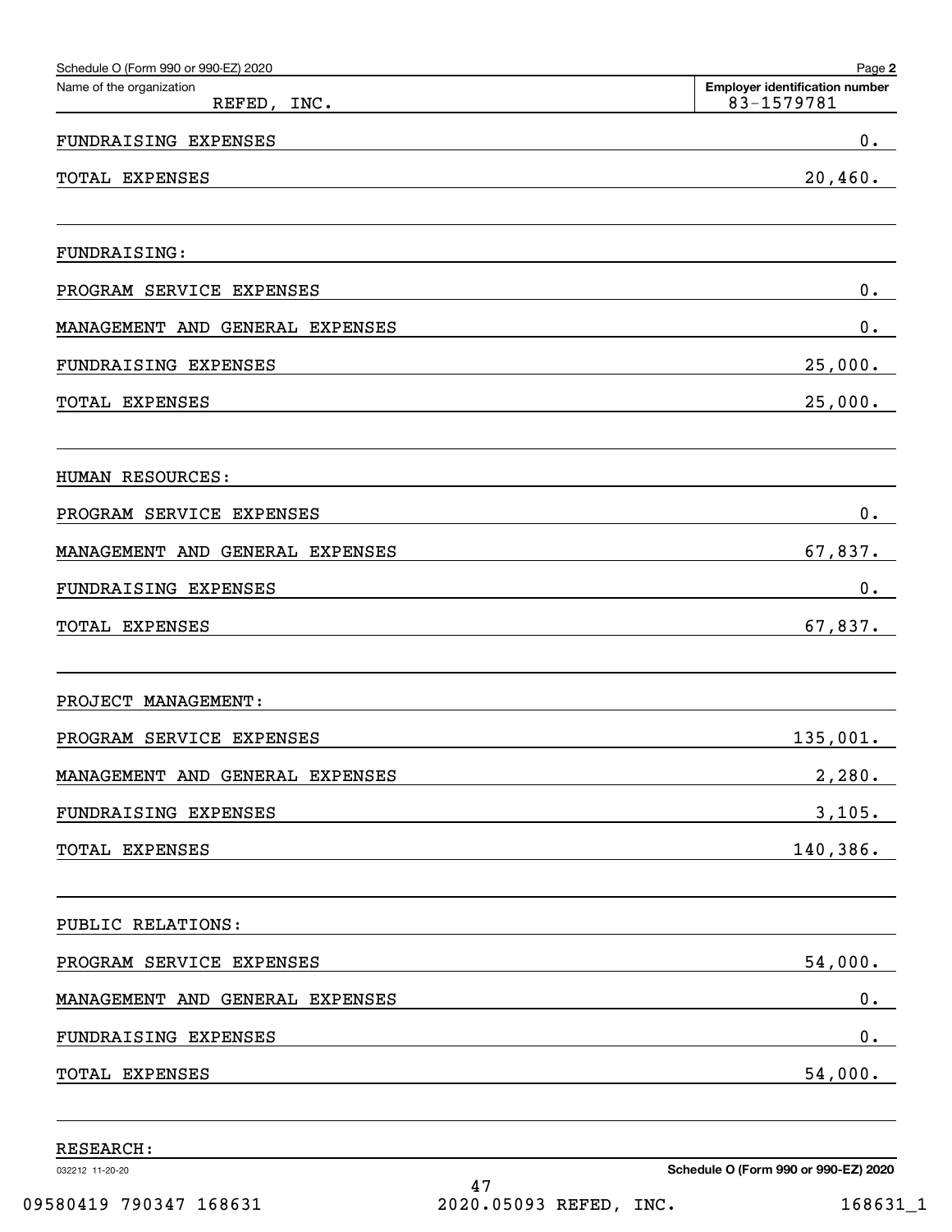Schedule O (Form 990 or 990-EZ) 2020

| Name of the organization | Employer identification number |
|---|---|
| REFED, INC. | 83-1579781 |

| | |
|---|---|
| FUNDRAISING EXPENSES | 0. |
| TOTAL EXPENSES | 20,460. |

| | |
|---|---|
| FUNDRAISING: | |
| PROGRAM SERVICE EXPENSES | 0. |
| MANAGEMENT AND GENERAL EXPENSES | 0. |
| FUNDRAISING EXPENSES | 25,000. |
| TOTAL EXPENSES | 25,000. |

| | |
|---|---|
| HUMAN RESOURCES: | |
| PROGRAM SERVICE EXPENSES | 0. |
| MANAGEMENT AND GENERAL EXPENSES | 67,837. |
| FUNDRAISING EXPENSES | 0. |
| TOTAL EXPENSES | 67,837. |

| | |
|---|---|
| PROJECT MANAGEMENT: | |
| PROGRAM SERVICE EXPENSES | 135,001. |
| MANAGEMENT AND GENERAL EXPENSES | 2,280. |
| FUNDRAISING EXPENSES | 3,105. |
| TOTAL EXPENSES | 140,386. |

| | |
|---|---|
| PUBLIC RELATIONS: | |
| PROGRAM SERVICE EXPENSES | 54,000. |
| MANAGEMENT AND GENERAL EXPENSES | 0. |
| FUNDRAISING EXPENSES | 0. |
| TOTAL EXPENSES | 54,000. |

RESEARCH: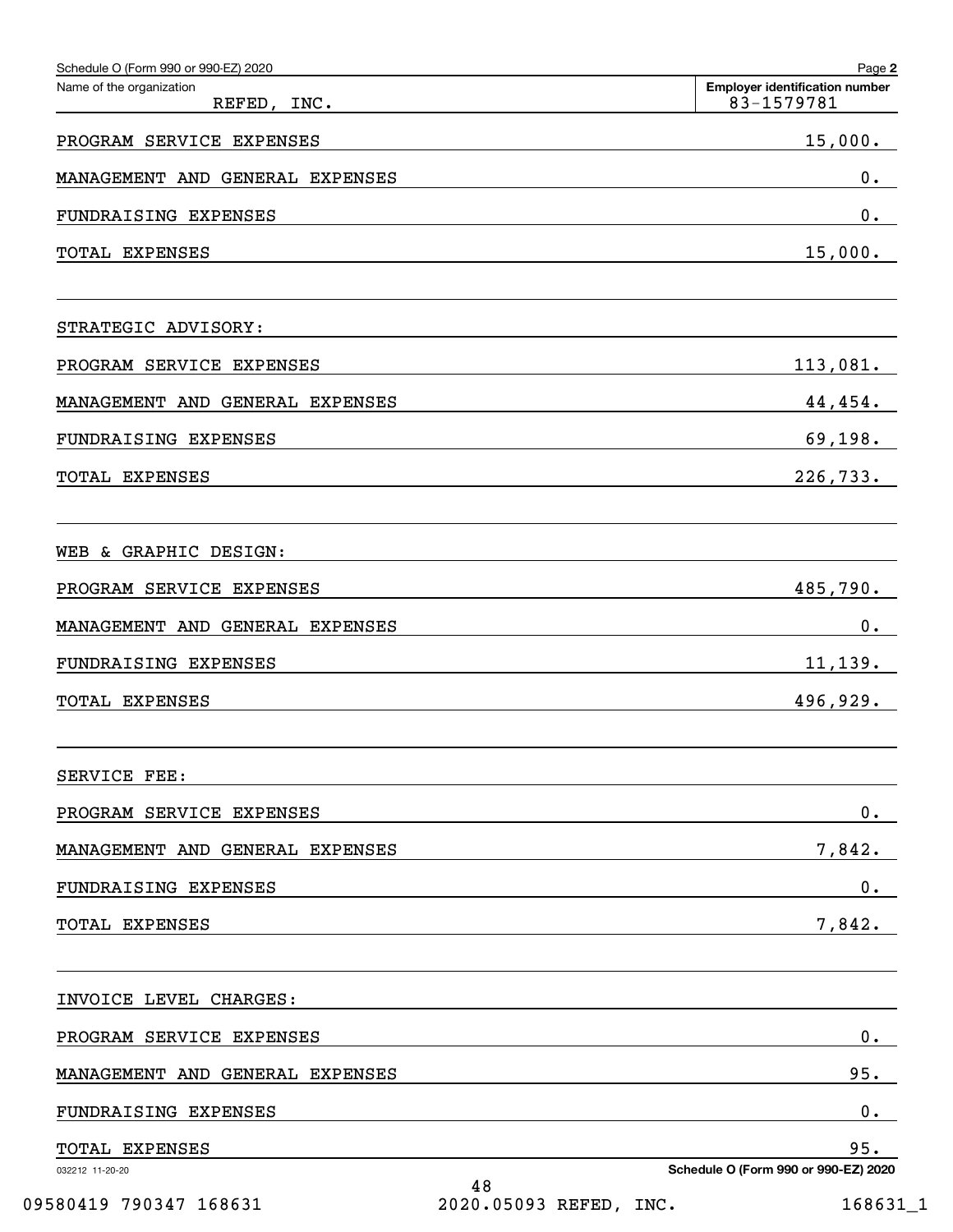Schedule O (Form 990 or 990-EZ) 2020

Name of the organization: REFED, INC.

Employer identification number: 83-1579781

| | |
|---|---|
| PROGRAM SERVICE EXPENSES | 15,000. |
| MANAGEMENT AND GENERAL EXPENSES | 0. |
| FUNDRAISING EXPENSES | 0. |
| TOTAL EXPENSES | 15,000. |

STRATEGIC ADVISORY:

| | |
|---|---|
| PROGRAM SERVICE EXPENSES | 113,081. |
| MANAGEMENT AND GENERAL EXPENSES | 44,454. |
| FUNDRAISING EXPENSES | 69,198. |
| TOTAL EXPENSES | 226,733. |

WEB & GRAPHIC DESIGN:

| | |
|---|---|
| PROGRAM SERVICE EXPENSES | 485,790. |
| MANAGEMENT AND GENERAL EXPENSES | 0. |
| FUNDRAISING EXPENSES | 11,139. |
| TOTAL EXPENSES | 496,929. |

SERVICE FEE:

| | |
|---|---|
| PROGRAM SERVICE EXPENSES | 0. |
| MANAGEMENT AND GENERAL EXPENSES | 7,842. |
| FUNDRAISING EXPENSES | 0. |
| TOTAL EXPENSES | 7,842. |

INVOICE LEVEL CHARGES:

| | |
|---|---|
| PROGRAM SERVICE EXPENSES | 0. |
| MANAGEMENT AND GENERAL EXPENSES | 95. |
| FUNDRAISING EXPENSES | 0. |
| TOTAL EXPENSES | 95. |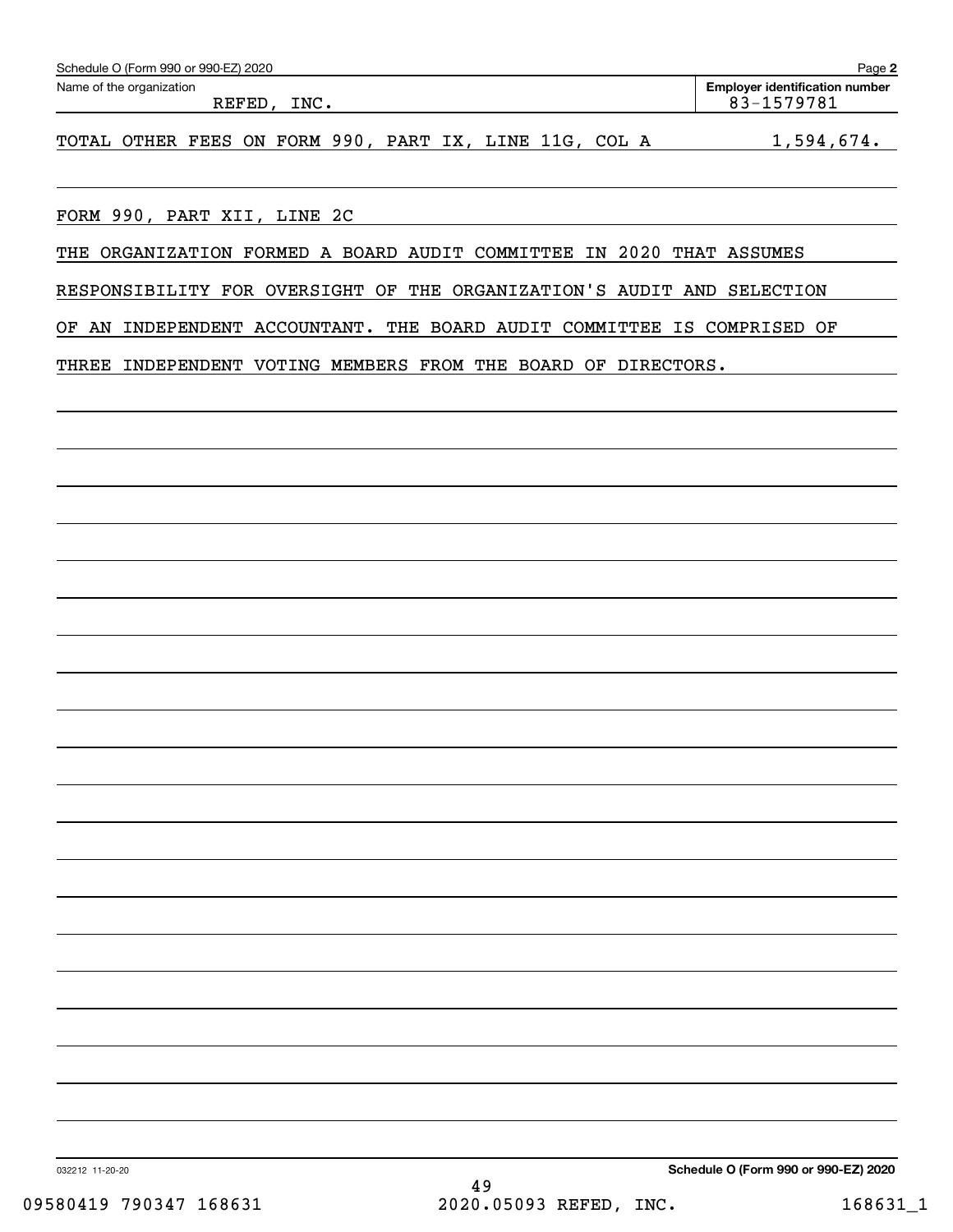Schedule O (Form 990 or 990-EZ) 2020

Name of the organization: REFED, INC.

Employer identification number: 83-1579781

TOTAL OTHER FEES ON FORM 990, PART IX, LINE 11G, COL A 1,594,674.

FORM 990, PART XII, LINE 2C

THE ORGANIZATION FORMED A BOARD AUDIT COMMITTEE IN 2020 THAT ASSUMES RESPONSIBILITY FOR OVERSIGHT OF THE ORGANIZATION'S AUDIT AND SELECTION OF AN INDEPENDENT ACCOUNTANT. THE BOARD AUDIT COMMITTEE IS COMPRISED OF THREE INDEPENDENT VOTING MEMBERS FROM THE BOARD OF DIRECTORS.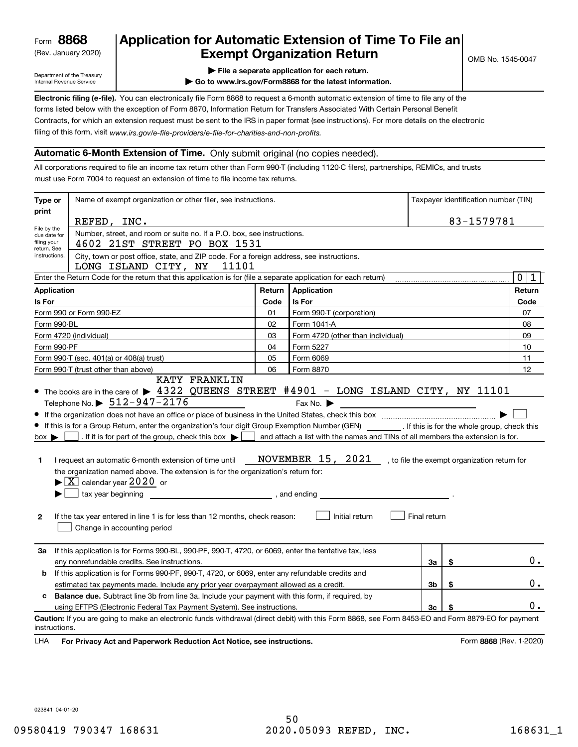Form **8868** (Rev. January 2020)

Department of the Treasury Internal Revenue Service

# Application for Automatic Extension of Time To File an Exempt Organization Return

OMB No. 1545-0047

▶ File a separate application for each return.

▶ Go to www.irs.gov/Form8868 for the latest information.

**Electronic filing (e-file).** You can electronically file Form 8868 to request a 6-month automatic extension of time to file any of the forms listed below with the exception of Form 8870, Information Return for Transfers Associated With Certain Personal Benefit Contracts, for which an extension request must be sent to the IRS in paper format (see instructions). For more details on the electronic filing of this form, visit *www.irs.gov/e-file-providers/e-file-for-charities-and-non-profits.*

## Automatic 6-Month Extension of Time. Only submit original (no copies needed).

All corporations required to file an income tax return other than Form 990-T (including 1120-C filers), partnerships, REMICs, and trusts must use Form 7004 to request an extension of time to file income tax returns.

**Type or print** — File by the due date for filing your return. See instructions.

Name of exempt organization or other filer, see instructions: REFED, INC.

Taxpayer identification number (TIN): 83-1579781

Number, street, and room or suite no. If a P.O. box, see instructions: 4602 21ST STREET PO BOX 1531

City, town or post office, state, and ZIP code. For a foreign address, see instructions: LONG ISLAND CITY, NY 11101

Enter the Return Code for the return that this application is for (file a separate application for each return): 0 1

| Application Is For | Return Code | Application Is For | Return Code |
|---|---|---|---|
| Form 990 or Form 990-EZ | 01 | Form 990-T (corporation) | 07 |
| Form 990-BL | 02 | Form 1041-A | 08 |
| Form 4720 (individual) | 03 | Form 4720 (other than individual) | 09 |
| Form 990-PF | 04 | Form 5227 | 10 |
| Form 990-T (sec. 401(a) or 408(a) trust) | 05 | Form 6069 | 11 |
| Form 990-T (trust other than above) | 06 | Form 8870 | 12 |

- The books are in the care of ▶ KATY FRANKLIN 4322 QUEENS STREET #4901 - LONG ISLAND CITY, NY 11101
  Telephone No. ▶ 512-947-2176 Fax No. ▶
- If the organization does not have an office or place of business in the United States, check this box ▶ ☐
- If this is for a Group Return, enter the organization's four digit Group Exemption Number (GEN) ______ . If this is for the whole group, check this box ▶ ☐ . If it is for part of the group, check this box ▶ ☐ and attach a list with the names and TINs of all members the extension is for.

**1** I request an automatic 6-month extension of time until NOVEMBER 15, 2021 , to file the exempt organization return for the organization named above. The extension is for the organization's return for:
▶ ☒ calendar year 2020 or
▶ ☐ tax year beginning ______ , and ending ______ .

**2** If the tax year entered in line 1 is for less than 12 months, check reason: ☐ Initial return ☐ Final return ☐ Change in accounting period

| | | | |
|---|---|---|---|
| **3a** | If this application is for Forms 990-BL, 990-PF, 990-T, 4720, or 6069, enter the tentative tax, less any nonrefundable credits. See instructions. | 3a | $ 0. |
| **b** | If this application is for Forms 990-PF, 990-T, 4720, or 6069, enter any refundable credits and estimated tax payments made. Include any prior year overpayment allowed as a credit. | 3b | $ 0. |
| **c** | **Balance due.** Subtract line 3b from line 3a. Include your payment with this form, if required, by using EFTPS (Electronic Federal Tax Payment System). See instructions. | 3c | $ 0. |

**Caution:** If you are going to make an electronic funds withdrawal (direct debit) with this Form 8868, see Form 8453-EO and Form 8879-EO for payment instructions.

LHA **For Privacy Act and Paperwork Reduction Act Notice, see instructions.** Form **8868** (Rev. 1-2020)

023841 04-01-20

09580419 790347 168631 2020.05093 REFED, INC. 168631_1